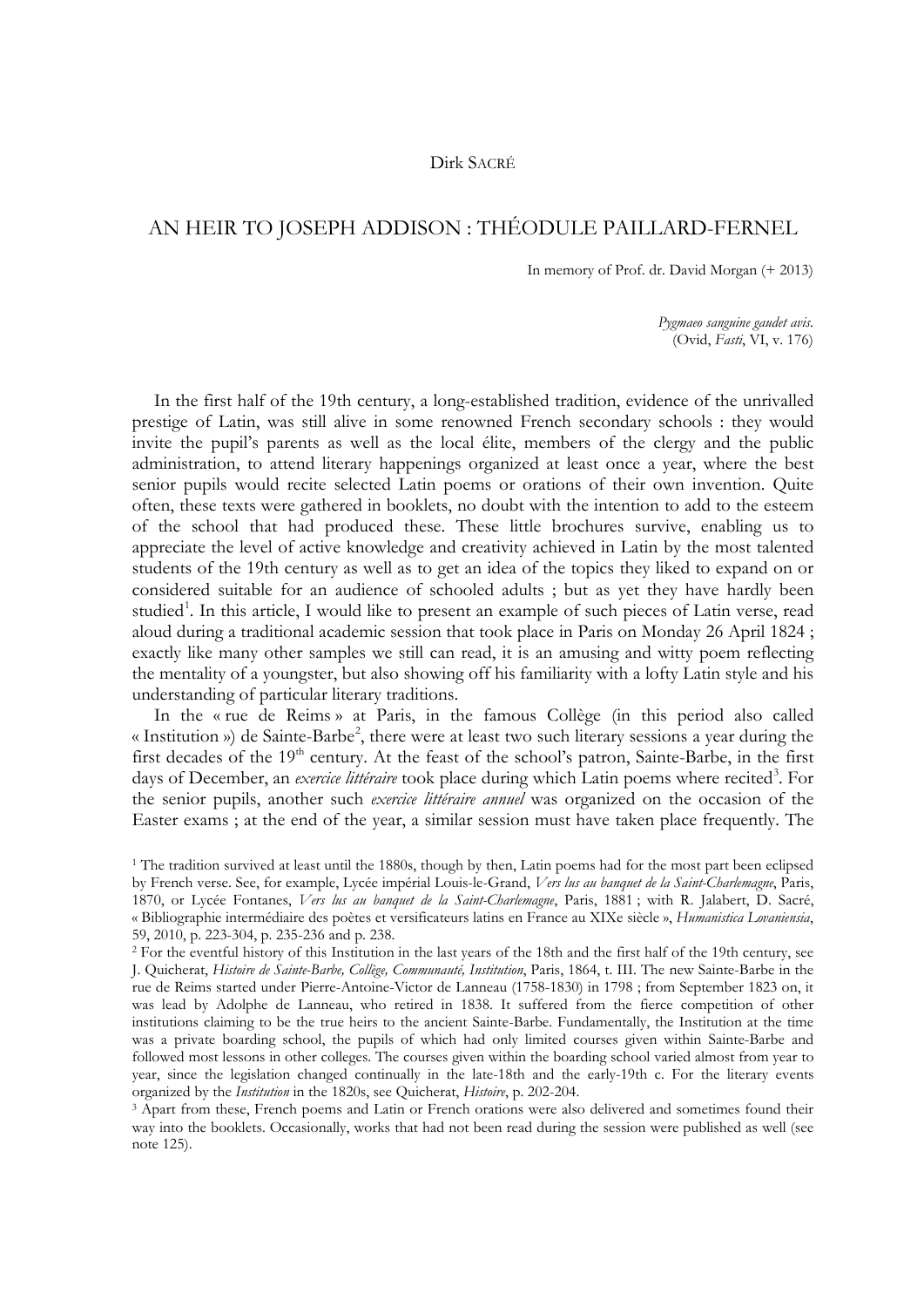Dirk SACRÉ

# AN HEIR TO JOSEPH ADDISON : THÉODULE PAILLARD-FERNEL

In memory of Prof. dr. David Morgan (+ 2013)

*Pygmaeo sanguine gaudet avis.*
(Ovid, *Fasti*, VI, v. 176)

In the first half of the 19th century, a long-established tradition, evidence of the unrivalled prestige of Latin, was still alive in some renowned French secondary schools : they would invite the pupil's parents as well as the local élite, members of the clergy and the public administration, to attend literary happenings organized at least once a year, where the best senior pupils would recite selected Latin poems or orations of their own invention. Quite often, these texts were gathered in booklets, no doubt with the intention to add to the esteem of the school that had produced these. These little brochures survive, enabling us to appreciate the level of active knowledge and creativity achieved in Latin by the most talented students of the 19th century as well as to get an idea of the topics they liked to expand on or considered suitable for an audience of schooled adults ; but as yet they have hardly been studied[1]. In this article, I would like to present an example of such pieces of Latin verse, read aloud during a traditional academic session that took place in Paris on Monday 26 April 1824 ; exactly like many other samples we still can read, it is an amusing and witty poem reflecting the mentality of a youngster, but also showing off his familiarity with a lofty Latin style and his understanding of particular literary traditions.

In the « rue de Reims » at Paris, in the famous Collège (in this period also called « Institution ») de Sainte-Barbe[2], there were at least two such literary sessions a year during the first decades of the 19th century. At the feast of the school's patron, Sainte-Barbe, in the first days of December, an *exercice littéraire* took place during which Latin poems where recited[3]. For the senior pupils, another such *exercice littéraire annuel* was organized on the occasion of the Easter exams ; at the end of the year, a similar session must have taken place frequently. The

---

[1] The tradition survived at least until the 1880s, though by then, Latin poems had for the most part been eclipsed by French verse. See, for example, Lycée impérial Louis-le-Grand, *Vers lus au banquet de la Saint-Charlemagne*, Paris, 1870, or Lycée Fontanes, *Vers lus au banquet de la Saint-Charlemagne*, Paris, 1881 ; with R. Jalabert, D. Sacré, « Bibliographie intermédiaire des poètes et versificateurs latins en France au XIXe siècle », *Humanistica Lovaniensia*, 59, 2010, p. 223-304, p. 235-236 and p. 238.

[2] For the eventful history of this Institution in the last years of the 18th and the first half of the 19th century, see J. Quicherat, *Histoire de Sainte-Barbe, Collège, Communauté, Institution*, Paris, 1864, t. III. The new Sainte-Barbe in the rue de Reims started under Pierre-Antoine-Victor de Lanneau (1758-1830) in 1798 ; from September 1823 on, it was lead by Adolphe de Lanneau, who retired in 1838. It suffered from the fierce competition of other institutions claiming to be the true heirs to the ancient Sainte-Barbe. Fundamentally, the Institution at the time was a private boarding school, the pupils of which had only limited courses given within Sainte-Barbe and followed most lessons in other colleges. The courses given within the boarding school varied almost from year to year, since the legislation changed continually in the late-18th and the early-19th c. For the literary events organized by the *Institution* in the 1820s, see Quicherat, *Histoire*, p. 202-204.

[3] Apart from these, French poems and Latin or French orations were also delivered and sometimes found their way into the booklets. Occasionally, works that had not been read during the session were published as well (see note 125).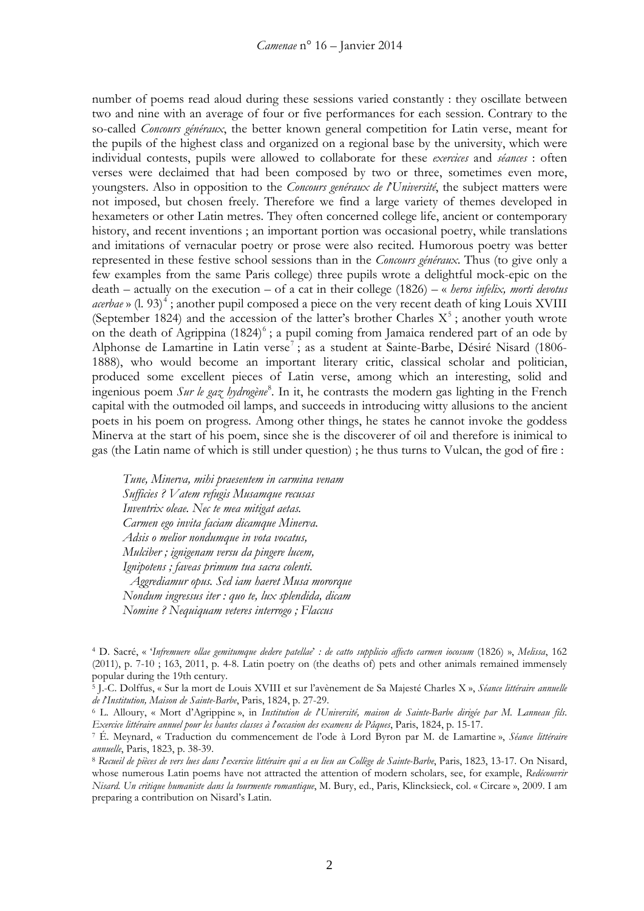number of poems read aloud during these sessions varied constantly : they oscillate between two and nine with an average of four or five performances for each session. Contrary to the so-called *Concours généraux*, the better known general competition for Latin verse, meant for the pupils of the highest class and organized on a regional base by the university, which were individual contests, pupils were allowed to collaborate for these *exercices* and *séances* : often verses were declaimed that had been composed by two or three, sometimes even more, youngsters. Also in opposition to the *Concours généraux de l'Université*, the subject matters were not imposed, but chosen freely. Therefore we find a large variety of themes developed in hexameters or other Latin metres. They often concerned college life, ancient or contemporary history, and recent inventions ; an important portion was occasional poetry, while translations and imitations of vernacular poetry or prose were also recited. Humorous poetry was better represented in these festive school sessions than in the *Concours généraux*. Thus (to give only a few examples from the same Paris college) three pupils wrote a delightful mock-epic on the death – actually on the execution – of a cat in their college (1826) – « *heros infelix, morti devotus acerbae* » (l. 93)[4] ; another pupil composed a piece on the very recent death of king Louis XVIII (September 1824) and the accession of the latter's brother Charles X[5] ; another youth wrote on the death of Agrippina (1824)[6] ; a pupil coming from Jamaica rendered part of an ode by Alphonse de Lamartine in Latin verse[7] ; as a student at Sainte-Barbe, Désiré Nisard (1806-1888), who would become an important literary critic, classical scholar and politician, produced some excellent pieces of Latin verse, among which an interesting, solid and ingenious poem *Sur le gaz hydrogène*[8]. In it, he contrasts the modern gas lighting in the French capital with the outmoded oil lamps, and succeeds in introducing witty allusions to the ancient poets in his poem on progress. Among other things, he states he cannot invoke the goddess Minerva at the start of his poem, since she is the discoverer of oil and therefore is inimical to gas (the Latin name of which is still under question) ; he thus turns to Vulcan, the god of fire :

*Tune, Minerva, mihi praesentem in carmina venam*
*Sufficies ? Vatem refugis Musamque recusas*
*Inventrix oleae. Nec te mea mitigat aetas.*
*Carmen ego invita faciam dicamque Minerva.*
*Adsis o melior nondumque in vota vocatus,*
*Mulciber ; ignigenam versu da pingere lucem,*
*Ignipotens ; faveas primum tua sacra colenti.*
  *Aggrediamur opus. Sed iam haeret Musa mororque*
*Nondum ingressus iter : quo te, lux splendida, dicam*
*Nomine ? Nequiquam veteres interrogo ; Flaccus*

[4] D. Sacré, « '*Infremuere ollae gemitumque dedere patellae*' : *de catto supplicio affecto carmen iocosum* (1826) », *Melissa*, 162 (2011), p. 7-10 ; 163, 2011, p. 4-8. Latin poetry on (the deaths of) pets and other animals remained immensely popular during the 19th century.

[5] J.-C. Dolffus, « Sur la mort de Louis XVIII et sur l'avènement de Sa Majesté Charles X », *Séance littéraire annuelle de l'Institution, Maison de Sainte-Barbe*, Paris, 1824, p. 27-29.

[6] L. Alloury, « Mort d'Agrippine », in *Institution de l'Université, maison de Sainte-Barbe dirigée par M. Lanneau fils. Exercice littéraire annuel pour les hautes classes à l'occasion des examens de Pâques*, Paris, 1824, p. 15-17.

[7] É. Meynard, « Traduction du commencement de l'ode à Lord Byron par M. de Lamartine », *Séance littéraire annuelle*, Paris, 1823, p. 38-39.

[8] *Recueil de pièces de vers lues dans l'exercice littéraire qui a eu lieu au Collège de Sainte-Barbe*, Paris, 1823, 13-17. On Nisard, whose numerous Latin poems have not attracted the attention of modern scholars, see, for example, *Redécouvrir Nisard. Un critique humaniste dans la tourmente romantique*, M. Bury, ed., Paris, Klincksieck, col. « Circare », 2009. I am preparing a contribution on Nisard's Latin.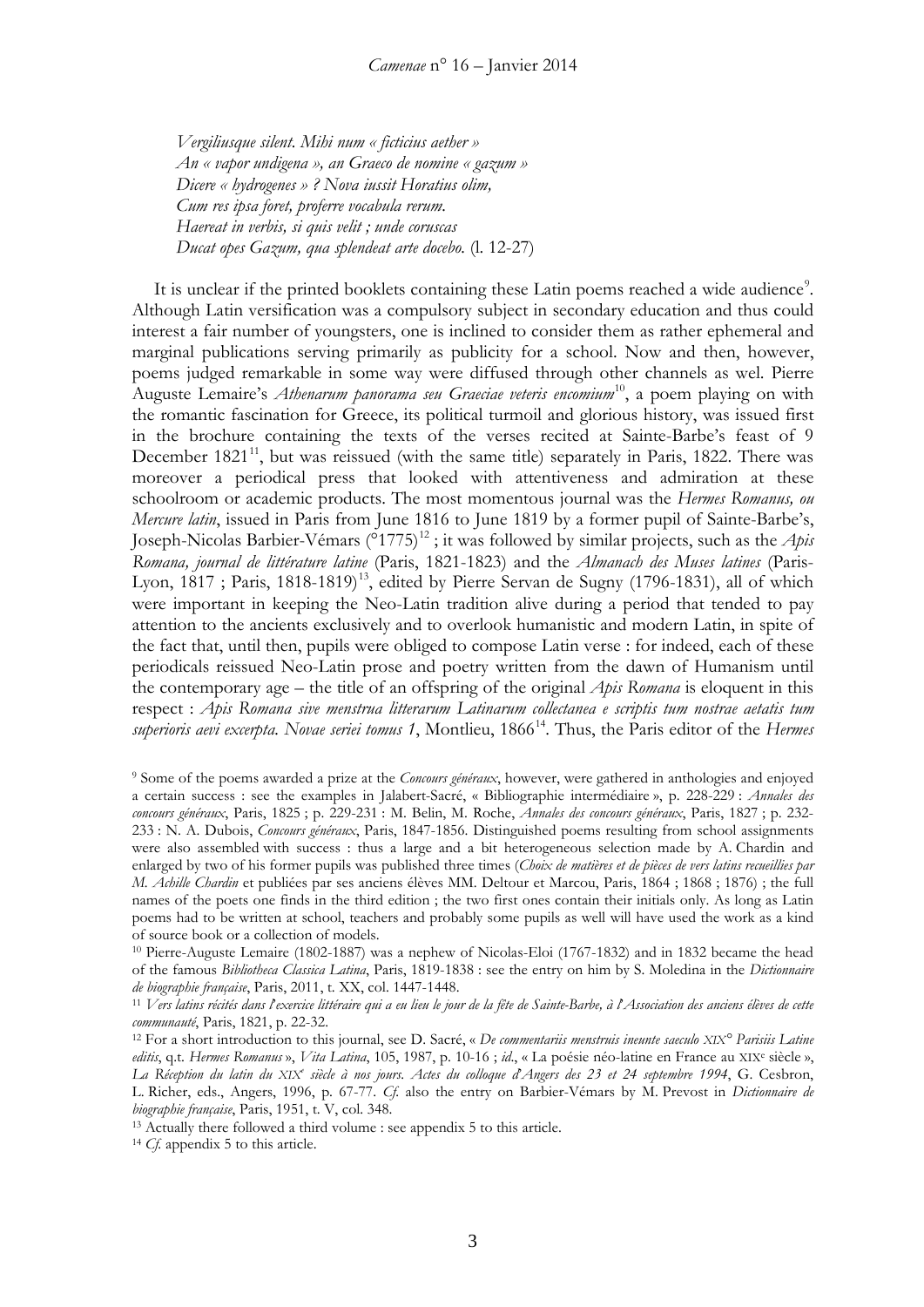*Vergiliusque silent. Mihi num « ficticius aether »*
*An « vapor undigena », an Graeco de nomine « gazum »*
*Dicere « hydrogenes » ? Nova iussit Horatius olim,*
*Cum res ipsa foret, proferre vocabula rerum.*
*Haereat in verbis, si quis velit ; unde coruscas*
*Ducat opes Gazum, qua splendeat arte docebo.* (l. 12-27)

It is unclear if the printed booklets containing these Latin poems reached a wide audience[9]. Although Latin versification was a compulsory subject in secondary education and thus could interest a fair number of youngsters, one is inclined to consider them as rather ephemeral and marginal publications serving primarily as publicity for a school. Now and then, however, poems judged remarkable in some way were diffused through other channels as wel. Pierre Auguste Lemaire's *Athenarum panorama seu Graeciae veteris encomium*[10], a poem playing on with the romantic fascination for Greece, its political turmoil and glorious history, was issued first in the brochure containing the texts of the verses recited at Sainte-Barbe's feast of 9 December 1821[11], but was reissued (with the same title) separately in Paris, 1822. There was moreover a periodical press that looked with attentiveness and admiration at these schoolroom or academic products. The most momentous journal was the *Hermes Romanus, ou Mercure latin*, issued in Paris from June 1816 to June 1819 by a former pupil of Sainte-Barbe's, Joseph-Nicolas Barbier-Vémars (°1775)[12] ; it was followed by similar projects, such as the *Apis Romana, journal de littérature latine* (Paris, 1821-1823) and the *Almanach des Muses latines* (Paris-Lyon, 1817 ; Paris, 1818-1819)[13], edited by Pierre Servan de Sugny (1796-1831), all of which were important in keeping the Neo-Latin tradition alive during a period that tended to pay attention to the ancients exclusively and to overlook humanistic and modern Latin, in spite of the fact that, until then, pupils were obliged to compose Latin verse : for indeed, each of these periodicals reissued Neo-Latin prose and poetry written from the dawn of Humanism until the contemporary age – the title of an offspring of the original *Apis Romana* is eloquent in this respect : *Apis Romana sive menstrua litterarum Latinarum collectanea e scriptis tum nostrae aetatis tum superioris aevi excerpta. Novae seriei tomus 1*, Montlieu, 1866[14]. Thus, the Paris editor of the *Hermes*

---

[9] Some of the poems awarded a prize at the *Concours généraux*, however, were gathered in anthologies and enjoyed a certain success : see the examples in Jalabert-Sacré, « Bibliographie intermédiaire », p. 228-229 : *Annales des concours généraux*, Paris, 1825 ; p. 229-231 : M. Belin, M. Roche, *Annales des concours généraux*, Paris, 1827 ; p. 232-233 : N. A. Dubois, *Concours généraux*, Paris, 1847-1856. Distinguished poems resulting from school assignments were also assembled with success : thus a large and a bit heterogeneous selection made by A. Chardin and enlarged by two of his former pupils was published three times (*Choix de matières et de pièces de vers latins recueillies par M. Achille Chardin* et publiées par ses anciens élèves MM. Deltour et Marcou, Paris, 1864 ; 1868 ; 1876) ; the full names of the poets one finds in the third edition ; the two first ones contain their initials only. As long as Latin poems had to be written at school, teachers and probably some pupils as well will have used the work as a kind of source book or a collection of models.

[10] Pierre-Auguste Lemaire (1802-1887) was a nephew of Nicolas-Eloi (1767-1832) and in 1832 became the head of the famous *Bibliotheca Classica Latina*, Paris, 1819-1838 : see the entry on him by S. Moledina in the *Dictionnaire de biographie française*, Paris, 2011, t. XX, col. 1447-1448.

[11] *Vers latins récités dans l'exercice littéraire qui a eu lieu le jour de la fête de Sainte-Barbe, à l'Association des anciens élèves de cette communauté*, Paris, 1821, p. 22-32.

[12] For a short introduction to this journal, see D. Sacré, « *De commentariis menstruis ineunte saeculo XIX° Parisiis Latine editis*, q.t. *Hermes Romanus* », *Vita Latina*, 105, 1987, p. 10-16 ; *id*., « La poésie néo-latine en France au XIXe siècle », *La Réception du latin du XIXe siècle à nos jours. Actes du colloque d'Angers des 23 et 24 septembre 1994*, G. Cesbron, L. Richer, eds., Angers, 1996, p. 67-77. *Cf.* also the entry on Barbier-Vémars by M. Prevost in *Dictionnaire de biographie française*, Paris, 1951, t. V, col. 348.

[13] Actually there followed a third volume : see appendix 5 to this article.

[14] *Cf.* appendix 5 to this article.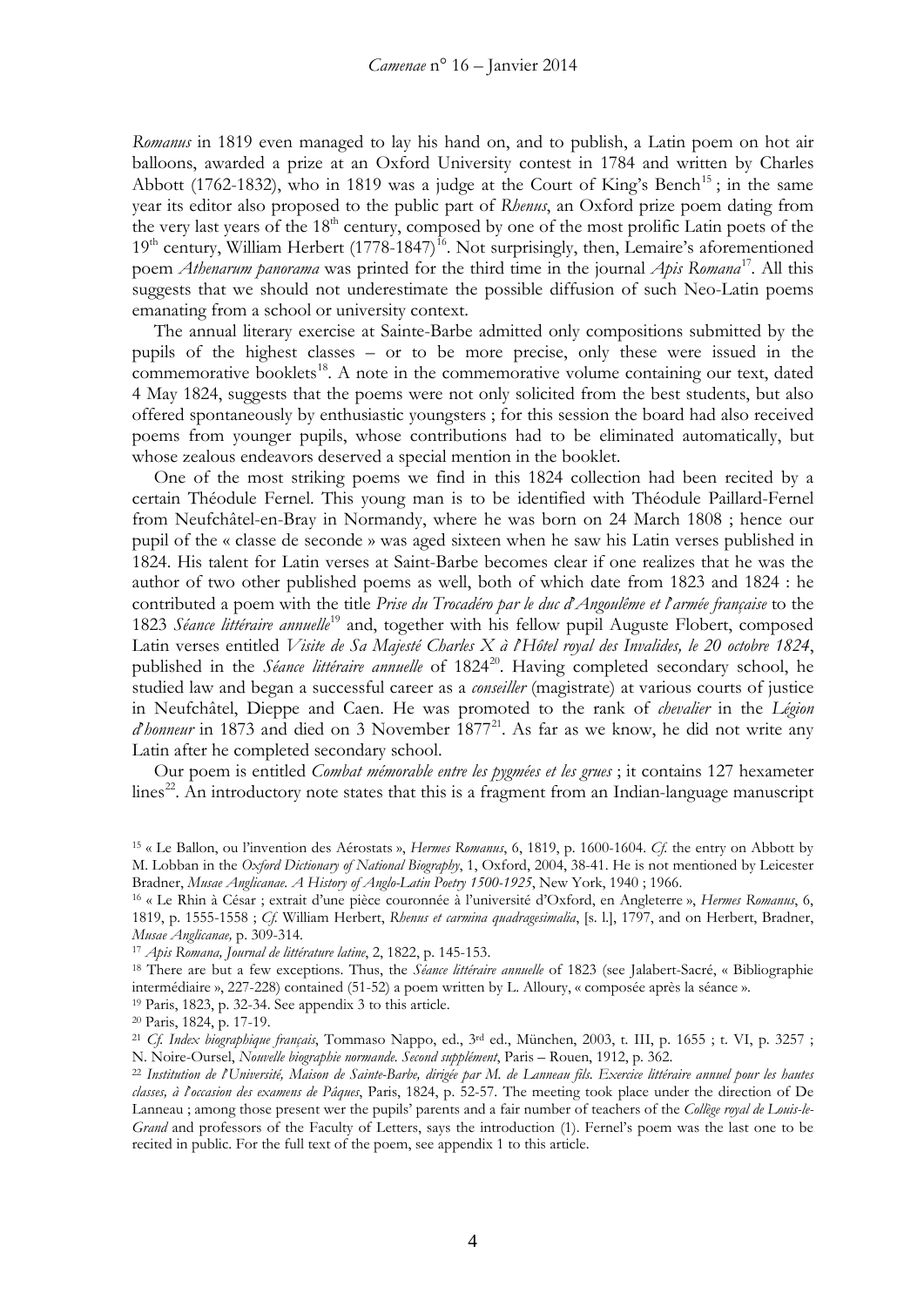*Romanus* in 1819 even managed to lay his hand on, and to publish, a Latin poem on hot air balloons, awarded a prize at an Oxford University contest in 1784 and written by Charles Abbott (1762-1832), who in 1819 was a judge at the Court of King's Bench[15] ; in the same year its editor also proposed to the public part of *Rhenus*, an Oxford prize poem dating from the very last years of the 18th century, composed by one of the most prolific Latin poets of the 19th century, William Herbert (1778-1847)[16]. Not surprisingly, then, Lemaire's aforementioned poem *Athenarum panorama* was printed for the third time in the journal *Apis Romana*[17]. All this suggests that we should not underestimate the possible diffusion of such Neo-Latin poems emanating from a school or university context.

The annual literary exercise at Sainte-Barbe admitted only compositions submitted by the pupils of the highest classes – or to be more precise, only these were issued in the commemorative booklets[18]. A note in the commemorative volume containing our text, dated 4 May 1824, suggests that the poems were not only solicited from the best students, but also offered spontaneously by enthusiastic youngsters ; for this session the board had also received poems from younger pupils, whose contributions had to be eliminated automatically, but whose zealous endeavors deserved a special mention in the booklet.

One of the most striking poems we find in this 1824 collection had been recited by a certain Théodule Fernel. This young man is to be identified with Théodule Paillard-Fernel from Neufchâtel-en-Bray in Normandy, where he was born on 24 March 1808 ; hence our pupil of the « classe de seconde » was aged sixteen when he saw his Latin verses published in 1824. His talent for Latin verses at Saint-Barbe becomes clear if one realizes that he was the author of two other published poems as well, both of which date from 1823 and 1824 : he contributed a poem with the title *Prise du Trocadéro par le duc d'Angoulême et l'armée française* to the 1823 *Séance littéraire annuelle*[19] and, together with his fellow pupil Auguste Flobert, composed Latin verses entitled *Visite de Sa Majesté Charles X à l'Hôtel royal des Invalides, le 20 octobre 1824*, published in the *Séance littéraire annuelle* of 1824[20]. Having completed secondary school, he studied law and began a successful career as a *conseiller* (magistrate) at various courts of justice in Neufchâtel, Dieppe and Caen. He was promoted to the rank of *chevalier* in the *Légion d'honneur* in 1873 and died on 3 November 1877[21]. As far as we know, he did not write any Latin after he completed secondary school.

Our poem is entitled *Combat mémorable entre les pygmées et les grues* ; it contains 127 hexameter lines[22]. An introductory note states that this is a fragment from an Indian-language manuscript

---

[15] « Le Ballon, ou l'invention des Aérostats », *Hermes Romanus*, 6, 1819, p. 1600-1604. *Cf.* the entry on Abbott by M. Lobban in the *Oxford Dictionary of National Biography*, 1, Oxford, 2004, 38-41. He is not mentioned by Leicester Bradner, *Musae Anglicanae. A History of Anglo-Latin Poetry 1500-1925*, New York, 1940 ; 1966.

[16] « Le Rhin à César ; extrait d'une pièce couronnée à l'université d'Oxford, en Angleterre », *Hermes Romanus*, 6, 1819, p. 1555-1558 ; *Cf.* William Herbert, *Rhenus et carmina quadragesimalia*, [s. l.], 1797, and on Herbert, Bradner, *Musae Anglicanae,* p. 309-314.

[17] *Apis Romana, Journal de littérature latine*, 2, 1822, p. 145-153.

[18] There are but a few exceptions. Thus, the *Séance littéraire annuelle* of 1823 (see Jalabert-Sacré, « Bibliographie intermédiaire », 227-228) contained (51-52) a poem written by L. Alloury, « composée après la séance ».

[19] Paris, 1823, p. 32-34. See appendix 3 to this article.

[20] Paris, 1824, p. 17-19.

[21] *Cf. Index biographique français*, Tommaso Nappo, ed., 3rd ed., München, 2003, t. III, p. 1655 ; t. VI, p. 3257 ; N. Noire-Oursel, *Nouvelle biographie normande. Second supplément*, Paris – Rouen, 1912, p. 362.

[22] *Institution de l'Université, Maison de Sainte-Barbe, dirigée par M. de Lanneau fils. Exercice littéraire annuel pour les hautes classes, à l'occasion des examens de Pâques*, Paris, 1824, p. 52-57. The meeting took place under the direction of De Lanneau ; among those present wer the pupils' parents and a fair number of teachers of the *Collège royal de Louis-le-Grand* and professors of the Faculty of Letters, says the introduction (1). Fernel's poem was the last one to be recited in public. For the full text of the poem, see appendix 1 to this article.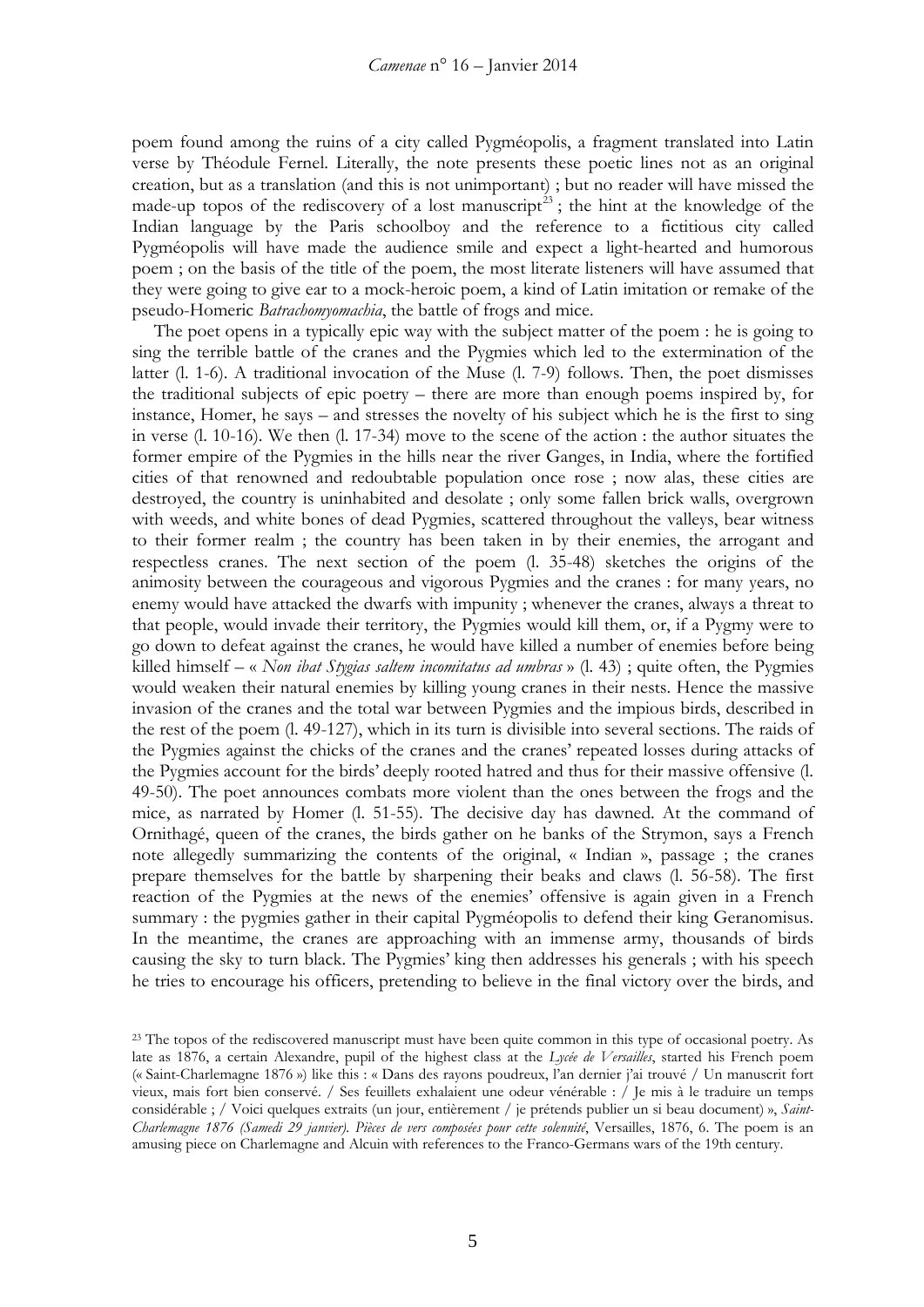poem found among the ruins of a city called Pygméopolis, a fragment translated into Latin verse by Théodule Fernel. Literally, the note presents these poetic lines not as an original creation, but as a translation (and this is not unimportant) ; but no reader will have missed the made-up topos of the rediscovery of a lost manuscript[23] ; the hint at the knowledge of the Indian language by the Paris schoolboy and the reference to a fictitious city called Pygméopolis will have made the audience smile and expect a light-hearted and humorous poem ; on the basis of the title of the poem, the most literate listeners will have assumed that they were going to give ear to a mock-heroic poem, a kind of Latin imitation or remake of the pseudo-Homeric *Batrachomyomachia*, the battle of frogs and mice.

The poet opens in a typically epic way with the subject matter of the poem : he is going to sing the terrible battle of the cranes and the Pygmies which led to the extermination of the latter (l. 1-6). A traditional invocation of the Muse (l. 7-9) follows. Then, the poet dismisses the traditional subjects of epic poetry – there are more than enough poems inspired by, for instance, Homer, he says – and stresses the novelty of his subject which he is the first to sing in verse (l. 10-16). We then (l. 17-34) move to the scene of the action : the author situates the former empire of the Pygmies in the hills near the river Ganges, in India, where the fortified cities of that renowned and redoubtable population once rose ; now alas, these cities are destroyed, the country is uninhabited and desolate ; only some fallen brick walls, overgrown with weeds, and white bones of dead Pygmies, scattered throughout the valleys, bear witness to their former realm ; the country has been taken in by their enemies, the arrogant and respectless cranes. The next section of the poem (l. 35-48) sketches the origins of the animosity between the courageous and vigorous Pygmies and the cranes : for many years, no enemy would have attacked the dwarfs with impunity ; whenever the cranes, always a threat to that people, would invade their territory, the Pygmies would kill them, or, if a Pygmy were to go down to defeat against the cranes, he would have killed a number of enemies before being killed himself – « *Non ibat Stygias saltem incomitatus ad umbras* » (l. 43) ; quite often, the Pygmies would weaken their natural enemies by killing young cranes in their nests. Hence the massive invasion of the cranes and the total war between Pygmies and the impious birds, described in the rest of the poem (l. 49-127), which in its turn is divisible into several sections. The raids of the Pygmies against the chicks of the cranes and the cranes' repeated losses during attacks of the Pygmies account for the birds' deeply rooted hatred and thus for their massive offensive (l. 49-50). The poet announces combats more violent than the ones between the frogs and the mice, as narrated by Homer (l. 51-55). The decisive day has dawned. At the command of Ornithagé, queen of the cranes, the birds gather on he banks of the Strymon, says a French note allegedly summarizing the contents of the original, « Indian », passage ; the cranes prepare themselves for the battle by sharpening their beaks and claws (l. 56-58). The first reaction of the Pygmies at the news of the enemies' offensive is again given in a French summary : the pygmies gather in their capital Pygméopolis to defend their king Geranomisus. In the meantime, the cranes are approaching with an immense army, thousands of birds causing the sky to turn black. The Pygmies' king then addresses his generals ; with his speech he tries to encourage his officers, pretending to believe in the final victory over the birds, and

[23] The topos of the rediscovered manuscript must have been quite common in this type of occasional poetry. As late as 1876, a certain Alexandre, pupil of the highest class at the *Lycée de Versailles*, started his French poem (« Saint-Charlemagne 1876 ») like this : « Dans des rayons poudreux, l'an dernier j'ai trouvé / Un manuscrit fort vieux, mais fort bien conservé. / Ses feuillets exhalaient une odeur vénérable : / Je mis à le traduire un temps considérable ; / Voici quelques extraits (un jour, entièrement / je prétends publier un si beau document) », *Saint-Charlemagne 1876 (Samedi 29 janvier). Pièces de vers composées pour cette solennité*, Versailles, 1876, 6. The poem is an amusing piece on Charlemagne and Alcuin with references to the Franco-Germans wars of the 19th century.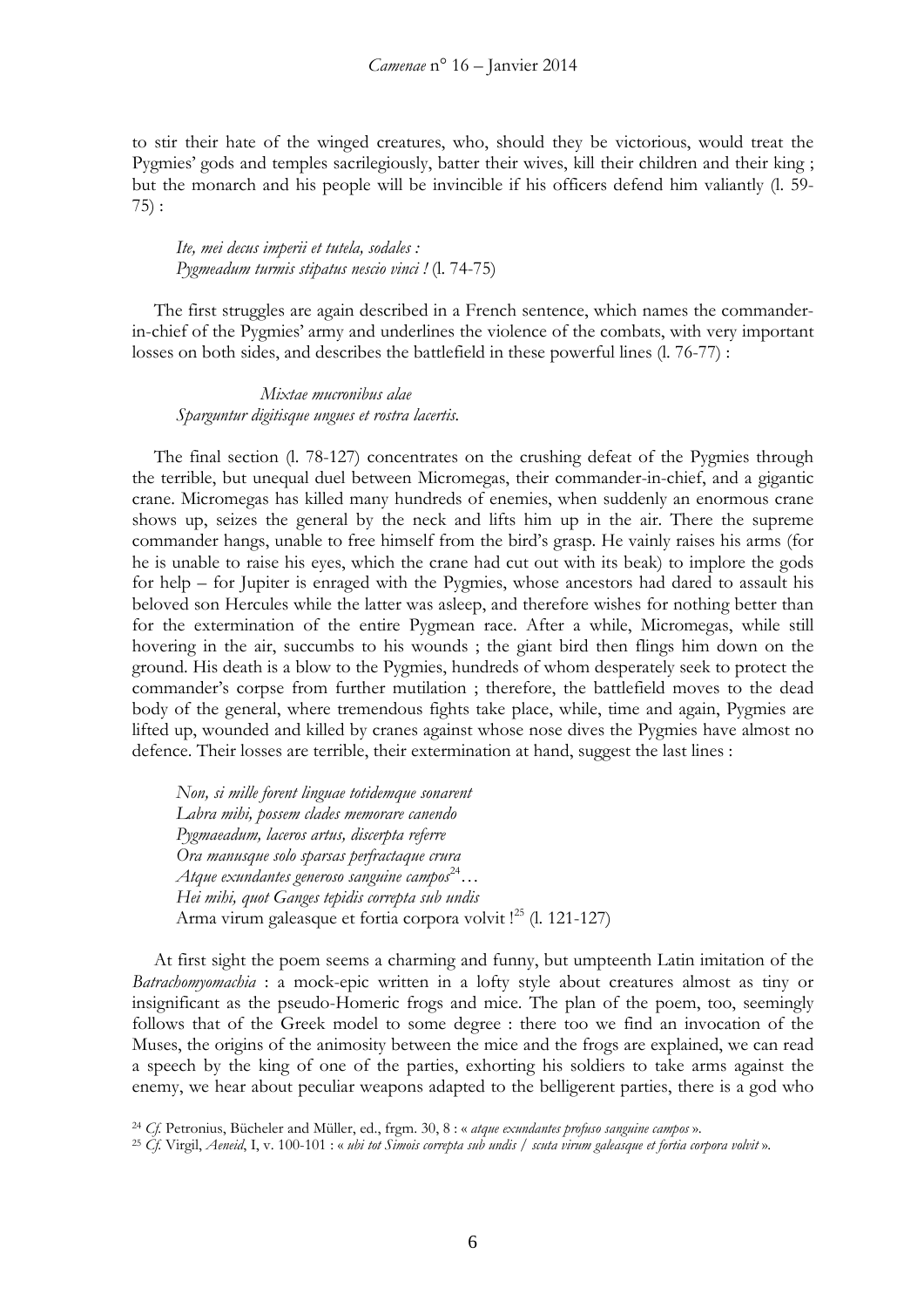to stir their hate of the winged creatures, who, should they be victorious, would treat the Pygmies' gods and temples sacrilegiously, batter their wives, kill their children and their king ; but the monarch and his people will be invincible if his officers defend him valiantly (l. 59-75) :

> *Ite, mei decus imperii et tutela, sodales :*
> *Pygmeadum turmis stipatus nescio vinci !* (l. 74-75)

The first struggles are again described in a French sentence, which names the commander-in-chief of the Pygmies' army and underlines the violence of the combats, with very important losses on both sides, and describes the battlefield in these powerful lines (l. 76-77) :

> *Mixtae mucronibus alae*
> *Sparguntur digitisque ungues et rostra lacertis.*

The final section (l. 78-127) concentrates on the crushing defeat of the Pygmies through the terrible, but unequal duel between Micromegas, their commander-in-chief, and a gigantic crane. Micromegas has killed many hundreds of enemies, when suddenly an enormous crane shows up, seizes the general by the neck and lifts him up in the air. There the supreme commander hangs, unable to free himself from the bird's grasp. He vainly raises his arms (for he is unable to raise his eyes, which the crane had cut out with its beak) to implore the gods for help – for Jupiter is enraged with the Pygmies, whose ancestors had dared to assault his beloved son Hercules while the latter was asleep, and therefore wishes for nothing better than for the extermination of the entire Pygmean race. After a while, Micromegas, while still hovering in the air, succumbs to his wounds ; the giant bird then flings him down on the ground. His death is a blow to the Pygmies, hundreds of whom desperately seek to protect the commander's corpse from further mutilation ; therefore, the battlefield moves to the dead body of the general, where tremendous fights take place, while, time and again, Pygmies are lifted up, wounded and killed by cranes against whose nose dives the Pygmies have almost no defence. Their losses are terrible, their extermination at hand, suggest the last lines :

> *Non, si mille forent linguae totidemque sonarent*
> *Labra mihi, possem clades memorare canendo*
> *Pygmaeadum, laceros artus, discerpta referre*
> *Ora manusque solo sparsas perfractaque crura*
> *Atque exundantes generoso sanguine campos*[24]…
> *Hei mihi, quot Ganges tepidis correpta sub undis*
> Arma virum galeasque et fortia corpora volvit ![25] (l. 121-127)

At first sight the poem seems a charming and funny, but umpteenth Latin imitation of the *Batrachomyomachia* : a mock-epic written in a lofty style about creatures almost as tiny or insignificant as the pseudo-Homeric frogs and mice. The plan of the poem, too, seemingly follows that of the Greek model to some degree : there too we find an invocation of the Muses, the origins of the animosity between the mice and the frogs are explained, we can read a speech by the king of one of the parties, exhorting his soldiers to take arms against the enemy, we hear about peculiar weapons adapted to the belligerent parties, there is a god who

[24] *Cf.* Petronius, Bücheler and Müller, ed., frgm. 30, 8 : « *atque exundantes profuso sanguine campos* ».

[25] *Cf.* Virgil, *Aeneid*, I, v. 100-101 : « *ubi tot Simois correpta sub undis / scuta virum galeasque et fortia corpora volvit* ».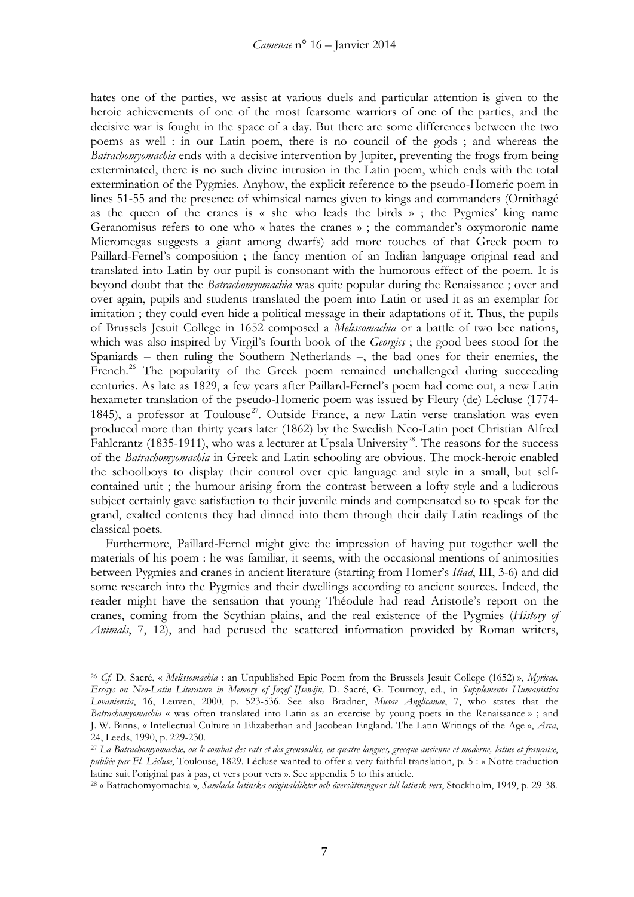hates one of the parties, we assist at various duels and particular attention is given to the heroic achievements of one of the most fearsome warriors of one of the parties, and the decisive war is fought in the space of a day. But there are some differences between the two poems as well : in our Latin poem, there is no council of the gods ; and whereas the *Batrachomyomachia* ends with a decisive intervention by Jupiter, preventing the frogs from being exterminated, there is no such divine intrusion in the Latin poem, which ends with the total extermination of the Pygmies. Anyhow, the explicit reference to the pseudo-Homeric poem in lines 51-55 and the presence of whimsical names given to kings and commanders (Ornithagé as the queen of the cranes is « she who leads the birds » ; the Pygmies' king name Geranomisus refers to one who « hates the cranes » ; the commander's oxymoronic name Micromegas suggests a giant among dwarfs) add more touches of that Greek poem to Paillard-Fernel's composition ; the fancy mention of an Indian language original read and translated into Latin by our pupil is consonant with the humorous effect of the poem. It is beyond doubt that the *Batrachomyomachia* was quite popular during the Renaissance ; over and over again, pupils and students translated the poem into Latin or used it as an exemplar for imitation ; they could even hide a political message in their adaptations of it. Thus, the pupils of Brussels Jesuit College in 1652 composed a *Melissomachia* or a battle of two bee nations, which was also inspired by Virgil's fourth book of the *Georgics* ; the good bees stood for the Spaniards – then ruling the Southern Netherlands –, the bad ones for their enemies, the French.[26] The popularity of the Greek poem remained unchallenged during succeeding centuries. As late as 1829, a few years after Paillard-Fernel's poem had come out, a new Latin hexameter translation of the pseudo-Homeric poem was issued by Fleury (de) Lécluse (1774-1845), a professor at Toulouse[27]. Outside France, a new Latin verse translation was even produced more than thirty years later (1862) by the Swedish Neo-Latin poet Christian Alfred Fahlcrantz (1835-1911), who was a lecturer at Upsala University[28]. The reasons for the success of the *Batrachomyomachia* in Greek and Latin schooling are obvious. The mock-heroic enabled the schoolboys to display their control over epic language and style in a small, but self-contained unit ; the humour arising from the contrast between a lofty style and a ludicrous subject certainly gave satisfaction to their juvenile minds and compensated so to speak for the grand, exalted contents they had dinned into them through their daily Latin readings of the classical poets.

Furthermore, Paillard-Fernel might give the impression of having put together well the materials of his poem : he was familiar, it seems, with the occasional mentions of animosities between Pygmies and cranes in ancient literature (starting from Homer's *Iliad*, III, 3-6) and did some research into the Pygmies and their dwellings according to ancient sources. Indeed, the reader might have the sensation that young Théodule had read Aristotle's report on the cranes, coming from the Scythian plains, and the real existence of the Pygmies (*History of Animals*, 7, 12), and had perused the scattered information provided by Roman writers,

---

[26] *Cf.* D. Sacré, « *Melissomachia* : an Unpublished Epic Poem from the Brussels Jesuit College (1652) », *Myricae. Essays on Neo-Latin Literature in Memory of Jozef IJsewijn,* D. Sacré, G. Tournoy, ed., in *Supplementa Humanistica Lovaniensia*, 16, Leuven, 2000, p. 523-536. See also Bradner, *Musae Anglicanae*, 7, who states that the *Batrachomyomachia* « was often translated into Latin as an exercise by young poets in the Renaissance » ; and J. W. Binns, « Intellectual Culture in Elizabethan and Jacobean England. The Latin Writings of the Age », *Arca*, 24, Leeds, 1990, p. 229-230.

[27] *La Batrachomyomachie, ou le combat des rats et des grenouilles, en quatre langues, grecque ancienne et moderne, latine et française, publiée par Fl. Lécluse*, Toulouse, 1829. Lécluse wanted to offer a very faithful translation, p. 5 : « Notre traduction latine suit l'original pas à pas, et vers pour vers ». See appendix 5 to this article.

[28] « Batrachomyomachia », *Samlada latinska originaldikter och översättningnar till latinsk vers*, Stockholm, 1949, p. 29-38.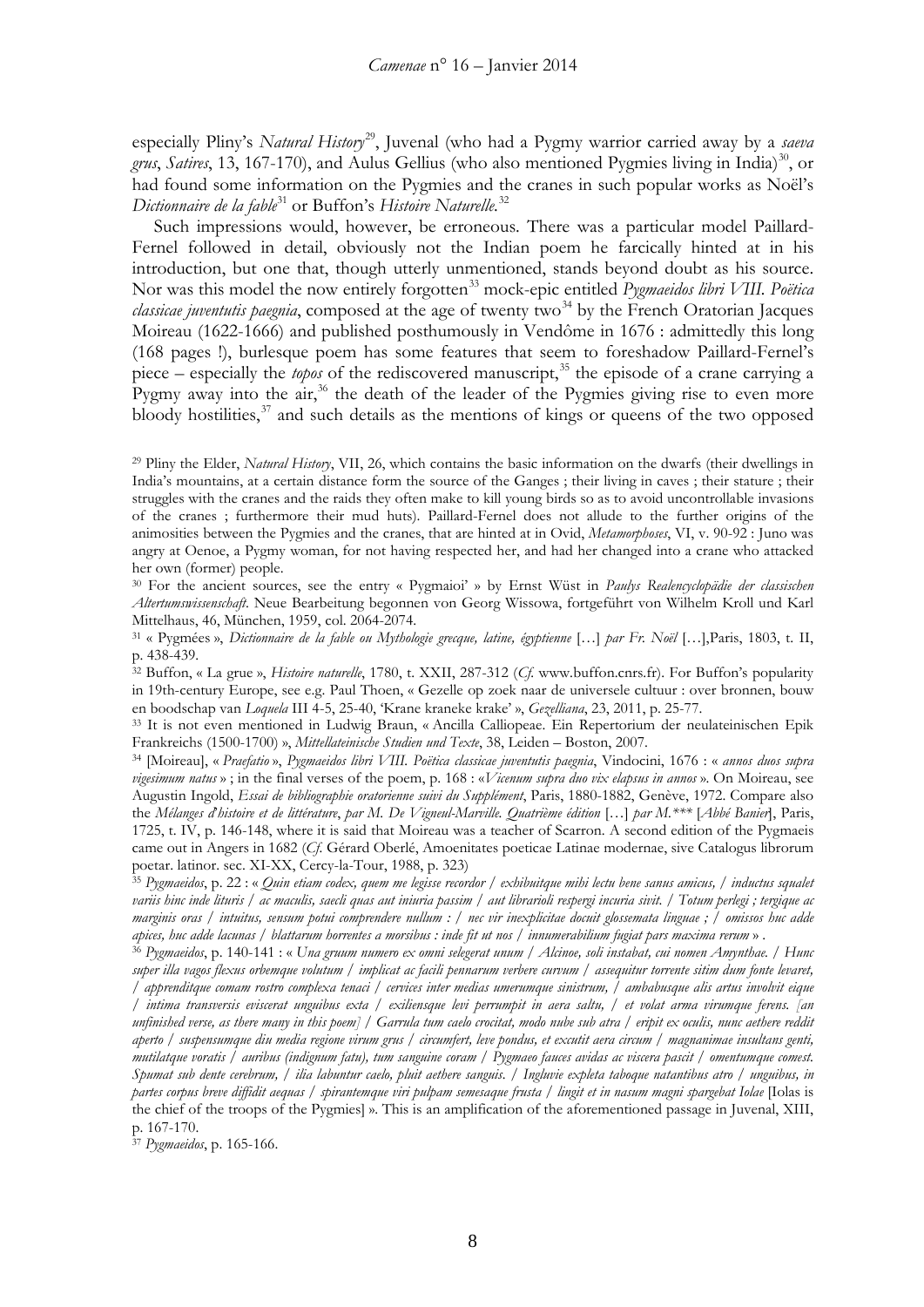especially Pliny's *Natural History*[29], Juvenal (who had a Pygmy warrior carried away by a *saeva grus*, *Satires*, 13, 167-170), and Aulus Gellius (who also mentioned Pygmies living in India)[30], or had found some information on the Pygmies and the cranes in such popular works as Noël's *Dictionnaire de la fable*[31] or Buffon's *Histoire Naturelle*.[32]

Such impressions would, however, be erroneous. There was a particular model Paillard-Fernel followed in detail, obviously not the Indian poem he farcically hinted at in his introduction, but one that, though utterly unmentioned, stands beyond doubt as his source. Nor was this model the now entirely forgotten[33] mock-epic entitled *Pygmaeidos libri VIII. Poëtica classicae juventutis paegnia*, composed at the age of twenty two[34] by the French Oratorian Jacques Moireau (1622-1666) and published posthumously in Vendôme in 1676 : admittedly this long (168 pages !), burlesque poem has some features that seem to foreshadow Paillard-Fernel's piece – especially the *topos* of the rediscovered manuscript,[35] the episode of a crane carrying a Pygmy away into the air,[36] the death of the leader of the Pygmies giving rise to even more bloody hostilities,[37] and such details as the mentions of kings or queens of the two opposed

[29] Pliny the Elder, *Natural History*, VII, 26, which contains the basic information on the dwarfs (their dwellings in India's mountains, at a certain distance form the source of the Ganges ; their living in caves ; their stature ; their struggles with the cranes and the raids they often make to kill young birds so as to avoid uncontrollable invasions of the cranes ; furthermore their mud huts). Paillard-Fernel does not allude to the further origins of the animosities between the Pygmies and the cranes, that are hinted at in Ovid, *Metamorphoses*, VI, v. 90-92 : Juno was angry at Oenoe, a Pygmy woman, for not having respected her, and had her changed into a crane who attacked her own (former) people.

[30] For the ancient sources, see the entry « Pygmaioi' » by Ernst Wüst in *Paulys Realencyclopädie der classischen Altertumswissenschaft*. Neue Bearbeitung begonnen von Georg Wissowa, fortgeführt von Wilhelm Kroll und Karl Mittelhaus, 46, München, 1959, col. 2064-2074.

[31] « Pygmées », *Dictionnaire de la fable ou Mythologie grecque, latine, égyptienne* […] *par Fr. Noël* […],Paris, 1803, t. II, p. 438-439.

[32] Buffon, « La grue », *Histoire naturelle*, 1780, t. XXII, 287-312 (*Cf.* www.buffon.cnrs.fr). For Buffon's popularity in 19th-century Europe, see e.g. Paul Thoen, « Gezelle op zoek naar de universele cultuur : over bronnen, bouw en boodschap van *Loquela* III 4-5, 25-40, 'Krane kraneke krake' », *Gezelliana*, 23, 2011, p. 25-77.

[33] It is not even mentioned in Ludwig Braun, « Ancilla Calliopeae. Ein Repertorium der neulateinischen Epik Frankreichs (1500-1700) », *Mittellateinische Studien und Texte*, 38, Leiden – Boston, 2007.

[34] [Moireau], « *Praefatio* », *Pygmaeidos libri VIII. Poëtica classicae juventutis paegnia*, Vindocini, 1676 : « *annos duos supra vigesimum natus* » ; in the final verses of the poem, p. 168 : «*Vicenum supra duo vix elapsus in annos* ». On Moireau, see Augustin Ingold, *Essai de bibliographie oratorienne suivi du Supplément*, Paris, 1880-1882, Genève, 1972. Compare also the *Mélanges d'histoire et de littérature*, *par M. De Vigneul-Marville. Quatrième édition* […] *par M.\*\*\** [*Abbé Banier*], Paris, 1725, t. IV, p. 146-148, where it is said that Moireau was a teacher of Scarron. A second edition of the Pygmaeis came out in Angers in 1682 (*Cf.* Gérard Oberlé, Amoenitates poeticae Latinae modernae, sive Catalogus librorum poetar. latinor. sec. XI-XX, Cercy-la-Tour, 1988, p. 323)

[35] *Pygmaeidos*, p. 22 : « *Quin etiam codex, quem me legisse recordor / exhibuitque mihi lectu bene sanus amicus, / inductus squalet variis hinc inde lituris / ac maculis, saecli quas aut iniuria passim / aut librarioli respergi incuria sivit. / Totum perlegi ; tergique ac marginis oras / intuitus, sensum potui comprendere nullum : / nec vir inexplicitae docuit glossemata linguae ; / omissos huc adde apices, huc adde lacunas / blattarum horrentes a morsibus : inde fit ut nos / innumerabilium fugiat pars maxima rerum* » .

[36] *Pygmaeidos*, p. 140-141 : « *Una gruum numero ex omni selegerat unum / Alcinoe, soli instabat, cui nomen Amynthae. / Hunc super illa vagos flexus orbemque volutum / implicat ac facili pennarum verbere curvum / assequitur torrente sitim dum fonte levaret, / apprenditque comam rostro complexa tenaci / cervices inter medias umerumque sinistrum, / ambabusque alis artus involvit eique / intima transversis eviscerat unguibus exta / exiliensque levi perrumpit in aera saltu, / et volat arma virumque ferens. [an unfinished verse, as there many in this poem] / Garrula tum caelo crocitat, modo nube sub atra / eripit ex oculis, nunc aethere reddit aperto / suspensumque diu media regione virum grus / circumfert, leve pondus, et excutit aera circum / magnanimae insultans genti, mutilatque voratis / auribus (indignum fatu), tum sanguine coram / Pygmaeo fauces avidas ac viscera pascit / omentumque comest. Spumat sub dente cerebrum, / ilia labuntur caelo, pluit aethere sanguis. / Ingluvie expleta taboque natantibus atro / unguibus, in partes corpus breve diffidit aequas / spirantemque viri pulpam semesaque frusta / lingit et in nasum magni spargebat Iolae* [Iolas is the chief of the troops of the Pygmies] ». This is an amplification of the aforementioned passage in Juvenal, XIII, p. 167-170.

[37] *Pygmaeidos*, p. 165-166.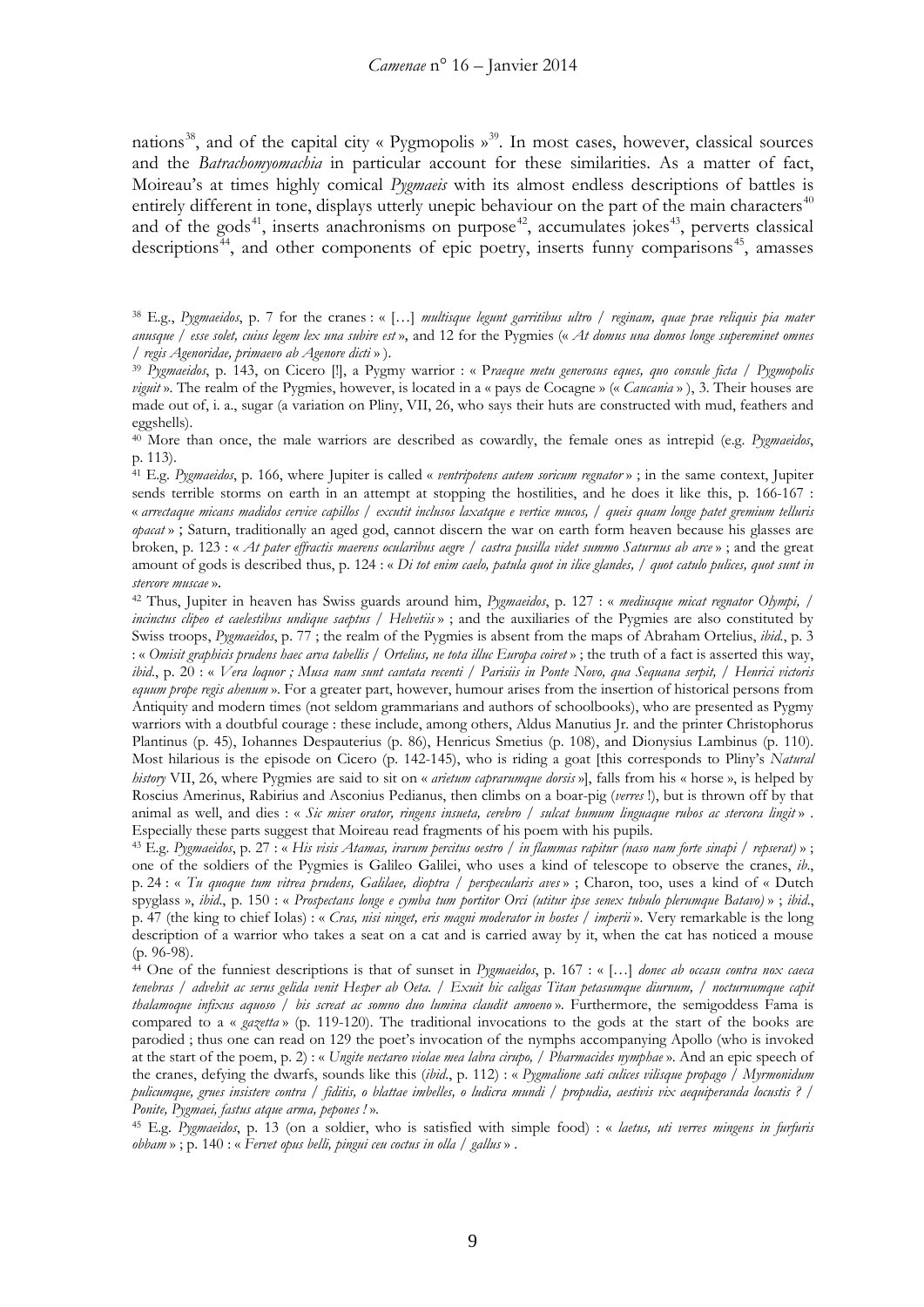nations[38], and of the capital city « Pygmopolis »[39]. In most cases, however, classical sources and the *Batrachomyomachia* in particular account for these similarities. As a matter of fact, Moireau's at times highly comical *Pygmaeis* with its almost endless descriptions of battles is entirely different in tone, displays utterly unepic behaviour on the part of the main characters[40] and of the gods[41], inserts anachronisms on purpose[42], accumulates jokes[43], perverts classical descriptions[44], and other components of epic poetry, inserts funny comparisons[45], amasses

---

[38] E.g., *Pygmaeidos*, p. 7 for the cranes : « […] *multisque legunt garritibus ultro / reginam, quae prae reliquis pia mater anusque / esse solet, cuius legem lex una subire est* », and 12 for the Pygmies (« *At domus una domos longe supereminet omnes / regis Agenoridae, primaevo ab Agenore dicti* »).

[39] *Pygmaeidos*, p. 143, on Cicero [!], a Pygmy warrior : « P*raeque metu generosus eques, quo consule ficta / Pygmopolis viguit* ». The realm of the Pygmies, however, is located in a « pays de Cocagne » (« *Caucania* »), 3. Their houses are made out of, i. a., sugar (a variation on Pliny, VII, 26, who says their huts are constructed with mud, feathers and eggshells).

[40] More than once, the male warriors are described as cowardly, the female ones as intrepid (e.g. *Pygmaeidos*, p. 113).

[41] E.g. *Pygmaeidos*, p. 166, where Jupiter is called « *ventripotens autem soricum regnator* » ; in the same context, Jupiter sends terrible storms on earth in an attempt at stopping the hostilities, and he does it like this, p. 166-167 : « *arrectaque micans madidos cervice capillos / excutit inclusos laxatque e vertice mucos, / queis quam longe patet gremium telluris opacat* » ; Saturn, traditionally an aged god, cannot discern the war on earth form heaven because his glasses are broken, p. 123 : « *At pater effractis maerens ocularibus aegre / castra pusilla videt summo Saturnus ab arce* » ; and the great amount of gods is described thus, p. 124 : « *Di tot enim caelo, patula quot in ilice glandes, / quot catulo pulices, quot sunt in stercore muscae* ».

[42] Thus, Jupiter in heaven has Swiss guards around him, *Pygmaeidos*, p. 127 : « *mediusque micat regnator Olympi, / incinctus clipeo et caelestibus undique saeptus / Helvetiis* » ; and the auxiliaries of the Pygmies are also constituted by Swiss troops, *Pygmaeidos*, p. 77 ; the realm of the Pygmies is absent from the maps of Abraham Ortelius, *ibid*., p. 3 : « *Omisit graphicis prudens haec arva tabellis / Ortelius, ne tota illuc Europa coiret* » ; the truth of a fact is asserted this way, *ibid*., p. 20 : « *Vera loquor ; Musa nam sunt cantata recenti / Parisiis in Ponte Novo, qua Sequana serpit, / Henrici victoris equum prope regis ahenum* ». For a greater part, however, humour arises from the insertion of historical persons from Antiquity and modern times (not seldom grammarians and authors of schoolbooks), who are presented as Pygmy warriors with a doubtful courage : these include, among others, Aldus Manutius Jr. and the printer Christophorus Plantinus (p. 45), Iohannes Despauterius (p. 86), Henricus Smetius (p. 108), and Dionysius Lambinus (p. 110). Most hilarious is the episode on Cicero (p. 142-145), who is riding a goat [this corresponds to Pliny's *Natural history* VII, 26, where Pygmies are said to sit on « *arietum caprarumque dorsis* »], falls from his « horse », is helped by Roscius Amerinus, Rabirius and Asconius Pedianus, then climbs on a boar-pig (*verres* !), but is thrown off by that animal as well, and dies : « *Sic miser orator, ringens insueta, cerebro / sulcat humum linguaque rubos ac stercora lingit* ». Especially these parts suggest that Moireau read fragments of his poem with his pupils.

[43] E.g. *Pygmaeidos*, p. 27 : « *His visis Atamas, irarum percitus oestro / in flammas rapitur (naso nam forte sinapi / repserat)* » ; one of the soldiers of the Pygmies is Galileo Galilei, who uses a kind of telescope to observe the cranes, *ib*., p. 24 : « *Tu quoque tum vitrea prudens, Galilaee, dioptra / perspecularis aves* » ; Charon, too, uses a kind of « Dutch spyglass », *ibid*., p. 150 : « *Prospectans longe e cymba tum portitor Orci (utitur ipse senex tubulo plerumque Batavo)* » ; *ibid*., p. 47 (the king to chief Iolas) : « *Cras, nisi ninget, eris magni moderator in hostes / imperii* ». Very remarkable is the long description of a warrior who takes a seat on a cat and is carried away by it, when the cat has noticed a mouse (p. 96-98).

[44] One of the funniest descriptions is that of sunset in *Pygmaeidos*, p. 167 : « […] *donec ab occasu contra nox caeca tenebras / advehit ac serus gelida venit Hesper ab Oeta. / Exuit hic caligas Titan petasumque diurnum, / nocturnumque capit thalamoque infixus aquoso / bis screat ac somno duo lumina claudit amoeno* ». Furthermore, the semigoddess Fama is compared to a « *gazetta* » (p. 119-120). The traditional invocations to the gods at the start of the books are parodied ; thus one can read on 129 the poet's invocation of the nymphs accompanying Apollo (who is invoked at the start of the poem, p. 2) : « *Ungite nectareo violae mea labra cirupo, / Pharmacides nymphae* ». And an epic speech of the cranes, defying the dwarfs, sounds like this (*ibid*., p. 112) : « *Pygmalione sati culices vilisque propago / Myrmonidum pulicumque, grues insistere contra / fiditis, o blattae imbelles, o ludicra mundi / propudia, aestivis vix aequiperanda locustis ? / Ponite, Pygmaei, fastus atque arma, pepones !* ».

[45] E.g. *Pygmaeidos*, p. 13 (on a soldier, who is satisfied with simple food) : « *laetus, uti verres mingens in furfuris obbam* » ; p. 140 : « *Fervet opus belli, pingui ceu coctus in olla / gallus* ».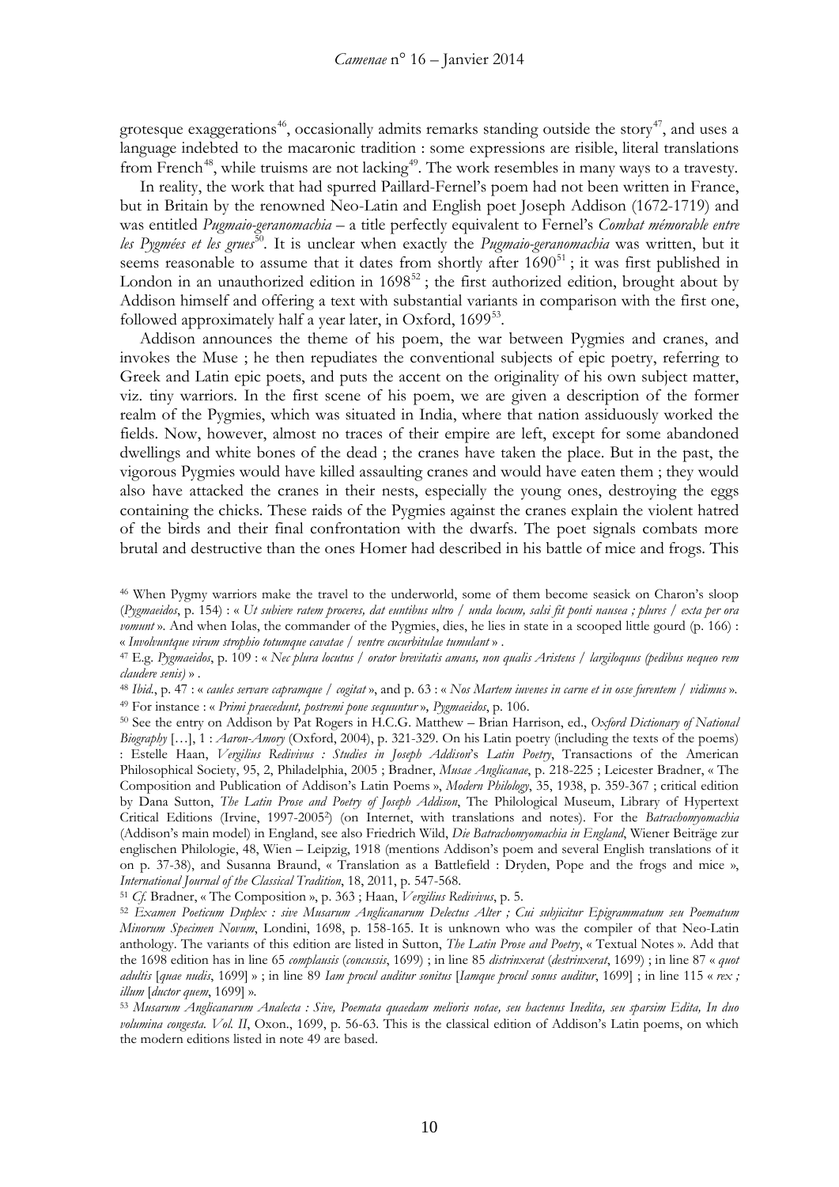grotesque exaggerations[46], occasionally admits remarks standing outside the story[47], and uses a language indebted to the macaronic tradition : some expressions are risible, literal translations from French[48], while truisms are not lacking[49]. The work resembles in many ways to a travesty.

In reality, the work that had spurred Paillard-Fernel's poem had not been written in France, but in Britain by the renowned Neo-Latin and English poet Joseph Addison (1672-1719) and was entitled *Pugmaio-geranomachia* – a title perfectly equivalent to Fernel's *Combat mémorable entre les Pygmées et les grues*[50]. It is unclear when exactly the *Pugmaio-geranomachia* was written, but it seems reasonable to assume that it dates from shortly after 1690[51] ; it was first published in London in an unauthorized edition in 1698[52] ; the first authorized edition, brought about by Addison himself and offering a text with substantial variants in comparison with the first one, followed approximately half a year later, in Oxford, 1699[53].

Addison announces the theme of his poem, the war between Pygmies and cranes, and invokes the Muse ; he then repudiates the conventional subjects of epic poetry, referring to Greek and Latin epic poets, and puts the accent on the originality of his own subject matter, viz. tiny warriors. In the first scene of his poem, we are given a description of the former realm of the Pygmies, which was situated in India, where that nation assiduously worked the fields. Now, however, almost no traces of their empire are left, except for some abandoned dwellings and white bones of the dead ; the cranes have taken the place. But in the past, the vigorous Pygmies would have killed assaulting cranes and would have eaten them ; they would also have attacked the cranes in their nests, especially the young ones, destroying the eggs containing the chicks. These raids of the Pygmies against the cranes explain the violent hatred of the birds and their final confrontation with the dwarfs. The poet signals combats more brutal and destructive than the ones Homer had described in his battle of mice and frogs. This

---

[46] When Pygmy warriors make the travel to the underworld, some of them become seasick on Charon's sloop (*Pygmaeidos*, p. 154) : « *Ut subiere ratem proceres, dat euntibus ultro / unda locum, salsi fit ponti nausea ; plures / exta per ora vomunt* ». And when Iolas, the commander of the Pygmies, dies, he lies in state in a scooped little gourd (p. 166) : « *Involvuntque virum strophio totumque cavatae / ventre cucurbitulae tumulant* » .

[47] E.g. *Pygmaeidos*, p. 109 : « *Nec plura locutus / orator brevitatis amans, non qualis Aristeus / largiloquus (pedibus nequeo rem claudere senis)* » .

[48] *Ibid.*, p. 47 : « *caules servare capramque / cogitat* », and p. 63 : « *Nos Martem iuvenes in carne et in osse furentem / vidimus* ».

[49] For instance : « *Primi praecedunt, postremi pone sequuntur* », *Pygmaeidos*, p. 106.

[50] See the entry on Addison by Pat Rogers in H.C.G. Matthew – Brian Harrison, ed., *Oxford Dictionary of National Biography* […], 1 : *Aaron-Amory* (Oxford, 2004), p. 321-329. On his Latin poetry (including the texts of the poems) : Estelle Haan, *Vergilius Redivivus : Studies in Joseph Addison's Latin Poetry*, Transactions of the American Philosophical Society, 95, 2, Philadelphia, 2005 ; Bradner, *Musae Anglicanae*, p. 218-225 ; Leicester Bradner, « The Composition and Publication of Addison's Latin Poems », *Modern Philology*, 35, 1938, p. 359-367 ; critical edition by Dana Sutton, *The Latin Prose and Poetry of Joseph Addison*, The Philological Museum, Library of Hypertext Critical Editions (Irvine, 1997-2005²) (on Internet, with translations and notes). For the *Batrachomyomachia* (Addison's main model) in England, see also Friedrich Wild, *Die Batrachomyomachia in England*, Wiener Beiträge zur englischen Philologie, 48, Wien – Leipzig, 1918 (mentions Addison's poem and several English translations of it on p. 37-38), and Susanna Braund, « Translation as a Battlefield : Dryden, Pope and the frogs and mice », *International Journal of the Classical Tradition*, 18, 2011, p. 547-568.

[51] *Cf.* Bradner, « The Composition », p. 363 ; Haan, *Vergilius Redivivus*, p. 5.

[52] *Examen Poeticum Duplex : sive Musarum Anglicanarum Delectus Alter ; Cui subjicitur Epigrammatum seu Poematum Minorum Specimen Novum*, Londini, 1698, p. 158-165. It is unknown who was the compiler of that Neo-Latin anthology. The variants of this edition are listed in Sutton, *The Latin Prose and Poetry*, « Textual Notes ». Add that the 1698 edition has in line 65 *complausis* (*concussis*, 1699) ; in line 85 *distrinxerat* (*destrinxerat*, 1699) ; in line 87 « *quot adultis* [*quae nudis*, 1699] » ; in line 89 *Iam procul auditur sonitus* [*Iamque procul sonus auditur*, 1699] ; in line 115 « *rex ; illum* [*ductor quem*, 1699] ».

[53] *Musarum Anglicanarum Analecta : Sive, Poemata quaedam melioris notae, seu hactenus Inedita, seu sparsim Edita, In duo volumina congesta. Vol. II*, Oxon., 1699, p. 56-63. This is the classical edition of Addison's Latin poems, on which the modern editions listed in note 49 are based.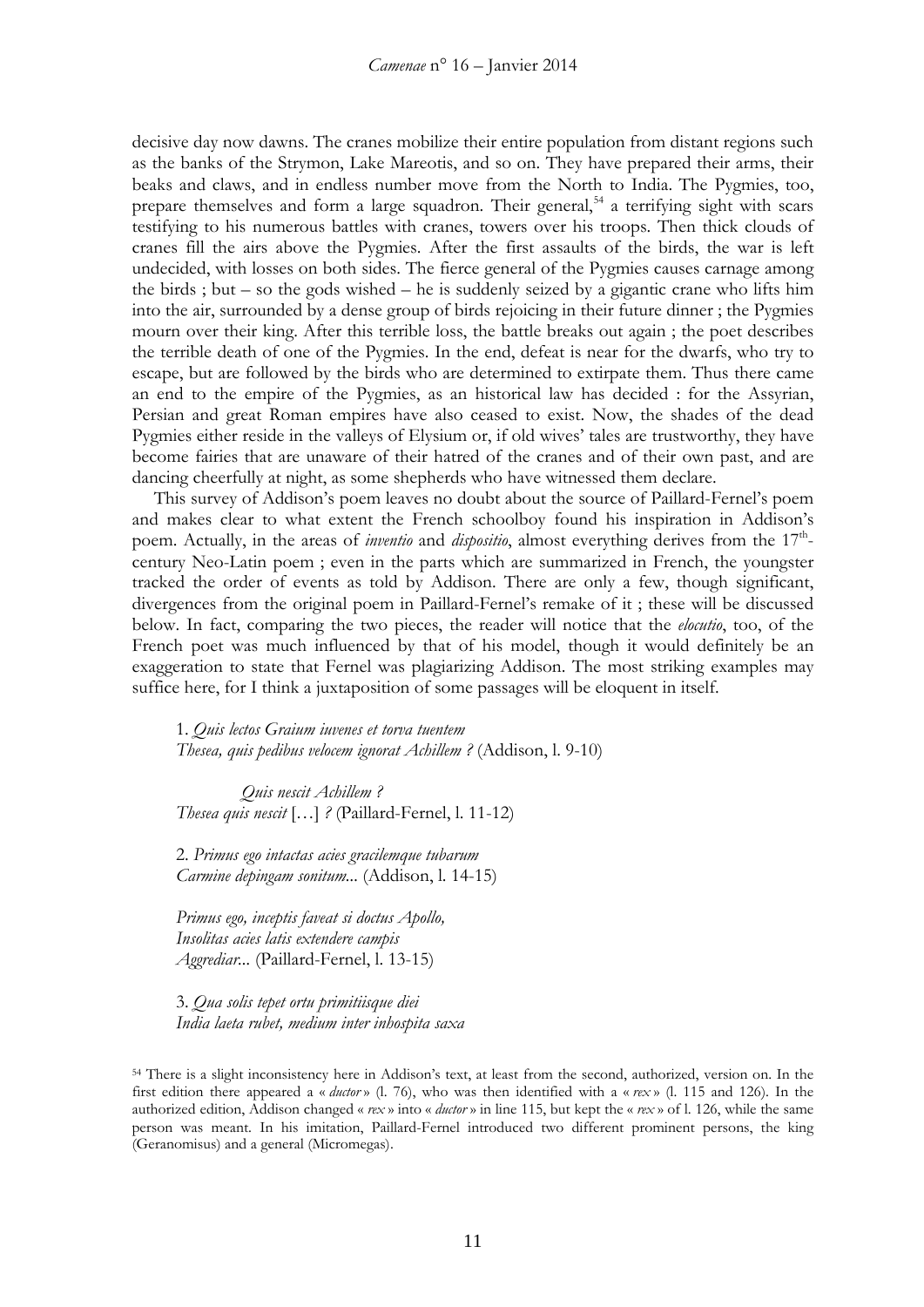decisive day now dawns. The cranes mobilize their entire population from distant regions such as the banks of the Strymon, Lake Mareotis, and so on. They have prepared their arms, their beaks and claws, and in endless number move from the North to India. The Pygmies, too, prepare themselves and form a large squadron. Their general,[54] a terrifying sight with scars testifying to his numerous battles with cranes, towers over his troops. Then thick clouds of cranes fill the airs above the Pygmies. After the first assaults of the birds, the war is left undecided, with losses on both sides. The fierce general of the Pygmies causes carnage among the birds ; but – so the gods wished – he is suddenly seized by a gigantic crane who lifts him into the air, surrounded by a dense group of birds rejoicing in their future dinner ; the Pygmies mourn over their king. After this terrible loss, the battle breaks out again ; the poet describes the terrible death of one of the Pygmies. In the end, defeat is near for the dwarfs, who try to escape, but are followed by the birds who are determined to extirpate them. Thus there came an end to the empire of the Pygmies, as an historical law has decided : for the Assyrian, Persian and great Roman empires have also ceased to exist. Now, the shades of the dead Pygmies either reside in the valleys of Elysium or, if old wives' tales are trustworthy, they have become fairies that are unaware of their hatred of the cranes and of their own past, and are dancing cheerfully at night, as some shepherds who have witnessed them declare.

This survey of Addison's poem leaves no doubt about the source of Paillard-Fernel's poem and makes clear to what extent the French schoolboy found his inspiration in Addison's poem. Actually, in the areas of *inventio* and *dispositio*, almost everything derives from the 17th-century Neo-Latin poem ; even in the parts which are summarized in French, the youngster tracked the order of events as told by Addison. There are only a few, though significant, divergences from the original poem in Paillard-Fernel's remake of it ; these will be discussed below. In fact, comparing the two pieces, the reader will notice that the *elocutio*, too, of the French poet was much influenced by that of his model, though it would definitely be an exaggeration to state that Fernel was plagiarizing Addison. The most striking examples may suffice here, for I think a juxtaposition of some passages will be eloquent in itself.

1. *Quis lectos Graium iuvenes et torva tuentem*
*Thesea, quis pedibus velocem ignorat Achillem ?* (Addison, l. 9-10)

*Quis nescit Achillem ?*
*Thesea quis nescit* […] *?* (Paillard-Fernel, l. 11-12)

2. *Primus ego intactas acies gracilemque tubarum*
*Carmine depingam sonitum*... (Addison, l. 14-15)

*Primus ego, inceptis faveat si doctus Apollo,*
*Insolitas acies latis extendere campis*
*Aggrediar*... (Paillard-Fernel, l. 13-15)

3. *Qua solis tepet ortu primitiisque diei*
*India laeta rubet, medium inter inhospita saxa*

[54] There is a slight inconsistency here in Addison's text, at least from the second, authorized, version on. In the first edition there appeared a « *ductor* » (l. 76), who was then identified with a « *rex* » (l. 115 and 126). In the authorized edition, Addison changed « *rex* » into « *ductor* » in line 115, but kept the « *rex* » of l. 126, while the same person was meant. In his imitation, Paillard-Fernel introduced two different prominent persons, the king (Geranomisus) and a general (Micromegas).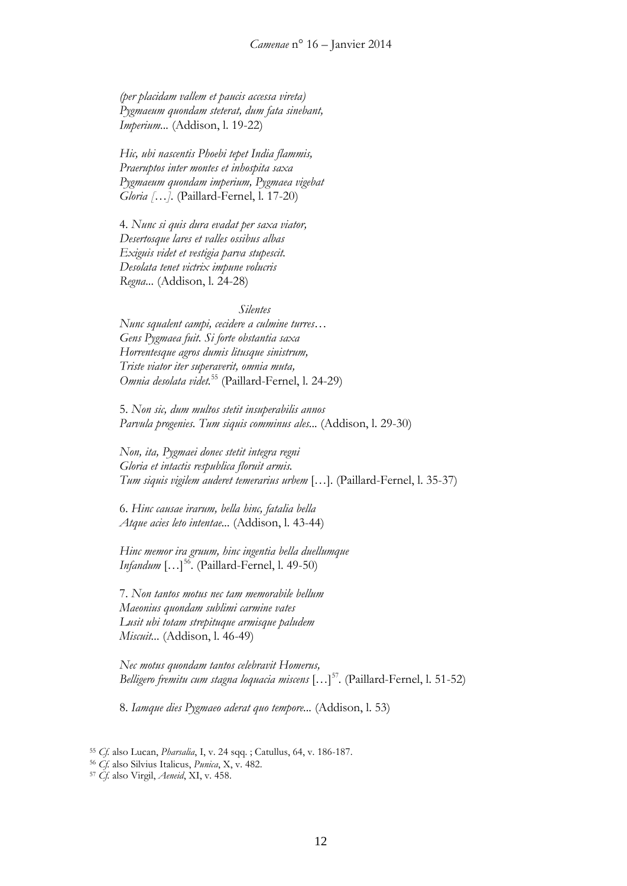*(per placidam vallem et paucis accessa vireta)*
*Pygmaeum quondam steterat, dum fata sinebant,*
*Imperium...* (Addison, l. 19-22)

*Hic, ubi nascentis Phoebi tepet India flammis,*
*Praeruptos inter montes et inhospita saxa*
*Pygmaeum quondam imperium, Pygmaea vigebat*
*Gloria […].* (Paillard-Fernel, l. 17-20)

4. *Nunc si quis dura evadat per saxa viator,*
*Desertosque lares et valles ossibus albas*
*Exiguis videt et vestigia parva stupescit.*
*Desolata tenet victrix impune volucris*
*Regna...* (Addison, l. 24-28)

*Silentes*
*Nunc squalent campi, cecidere a culmine turres…*
*Gens Pygmaea fuit. Si forte obstantia saxa*
*Horrentesque agros dumis litusque sinistrum,*
*Triste viator iter superaverit, omnia muta,*
*Omnia desolata videt.*[55] (Paillard-Fernel, l. 24-29)

5. *Non sic, dum multos stetit insuperabilis annos*
*Parvula progenies. Tum siquis comminus ales...* (Addison, l. 29-30)

*Non, ita, Pygmaei donec stetit integra regni*
*Gloria et intactis respublica floruit armis.*
*Tum siquis vigilem auderet temerarius urbem* […]. (Paillard-Fernel, l. 35-37)

6. *Hinc causae irarum, bella hinc, fatalia bella*
*Atque acies leto intentae...* (Addison, l. 43-44)

*Hinc memor ira gruum, hinc ingentia bella duellumque*
*Infandum* […][56]. (Paillard-Fernel, l. 49-50)

7. *Non tantos motus nec tam memorabile bellum*
*Maeonius quondam sublimi carmine vates*
*Lusit ubi totam strepituque armisque paludem*
*Miscuit...* (Addison, l. 46-49)

*Nec motus quondam tantos celebravit Homerus,*
*Belligero fremitu cum stagna loquacia miscens* […][57]. (Paillard-Fernel, l. 51-52)

8. *Iamque dies Pygmaeo aderat quo tempore...* (Addison, l. 53)

[55] *Cf.* also Lucan, *Pharsalia*, I, v. 24 sqq. ; Catullus, 64, v. 186-187.

[56] *Cf.* also Silvius Italicus, *Punica*, X, v. 482.

[57] *Cf.* also Virgil, *Aeneid*, XI, v. 458.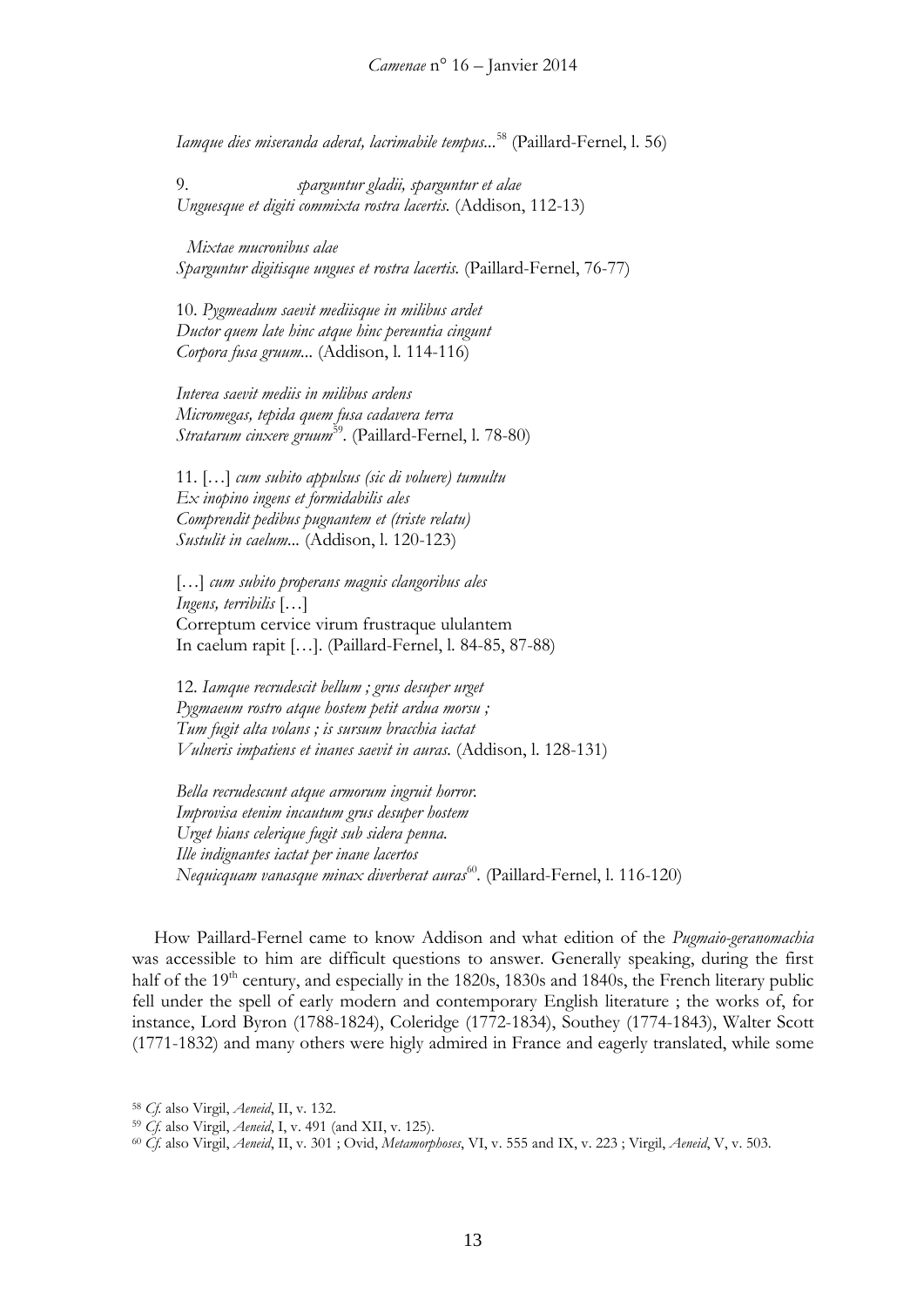*Iamque dies miseranda aderat, lacrimabile tempus...*[58] (Paillard-Fernel, l. 56)

9. *sparguntur gladii, sparguntur et alae*
*Unguesque et digiti commixta rostra lacertis.* (Addison, 112-13)

*Mixtae mucronibus alae*
*Sparguntur digitisque ungues et rostra lacertis.* (Paillard-Fernel, 76-77)

10. *Pygmeadum saevit mediisque in milibus ardet*
*Ductor quem late hinc atque hinc pereuntia cingunt*
*Corpora fusa gruum...* (Addison, l. 114-116)

*Interea saevit mediis in milibus ardens*
*Micromegas, tepida quem fusa cadavera terra*
*Stratarum cinxere gruum*[59]. (Paillard-Fernel, l. 78-80)

11. […] *cum subito appulsus (sic di voluere) tumultu*
*Ex inopino ingens et formidabilis ales*
*Comprendit pedibus pugnantem et (triste relatu)*
*Sustulit in caelum...* (Addison, l. 120-123)

[…] *cum subito properans magnis clangoribus ales*
*Ingens, terribilis* […]
Correptum cervice virum frustraque ululantem
In caelum rapit […]. (Paillard-Fernel, l. 84-85, 87-88)

12. *Iamque recrudescit bellum ; grus desuper urget*
*Pygmaeum rostro atque hostem petit ardua morsu ;*
*Tum fugit alta volans ; is sursum bracchia iactat*
*Vulneris impatiens et inanes saevit in auras.* (Addison, l. 128-131)

*Bella recrudescunt atque armorum ingruit horror.*
*Improvisa etenim incautum grus desuper hostem*
*Urget hians celerique fugit sub sidera penna.*
*Ille indignantes iactat per inane lacertos*
*Nequicquam vanasque minax diverberat auras*[60]. (Paillard-Fernel, l. 116-120)

How Paillard-Fernel came to know Addison and what edition of the *Pugmaio-geranomachia* was accessible to him are difficult questions to answer. Generally speaking, during the first half of the 19th century, and especially in the 1820s, 1830s and 1840s, the French literary public fell under the spell of early modern and contemporary English literature ; the works of, for instance, Lord Byron (1788-1824), Coleridge (1772-1834), Southey (1774-1843), Walter Scott (1771-1832) and many others were higly admired in France and eagerly translated, while some

[58] *Cf.* also Virgil, *Aeneid*, II, v. 132.

[59] *Cf.* also Virgil, *Aeneid*, I, v. 491 (and XII, v. 125).

[60] *Cf.* also Virgil, *Aeneid*, II, v. 301 ; Ovid, *Metamorphoses*, VI, v. 555 and IX, v. 223 ; Virgil, *Aeneid*, V, v. 503.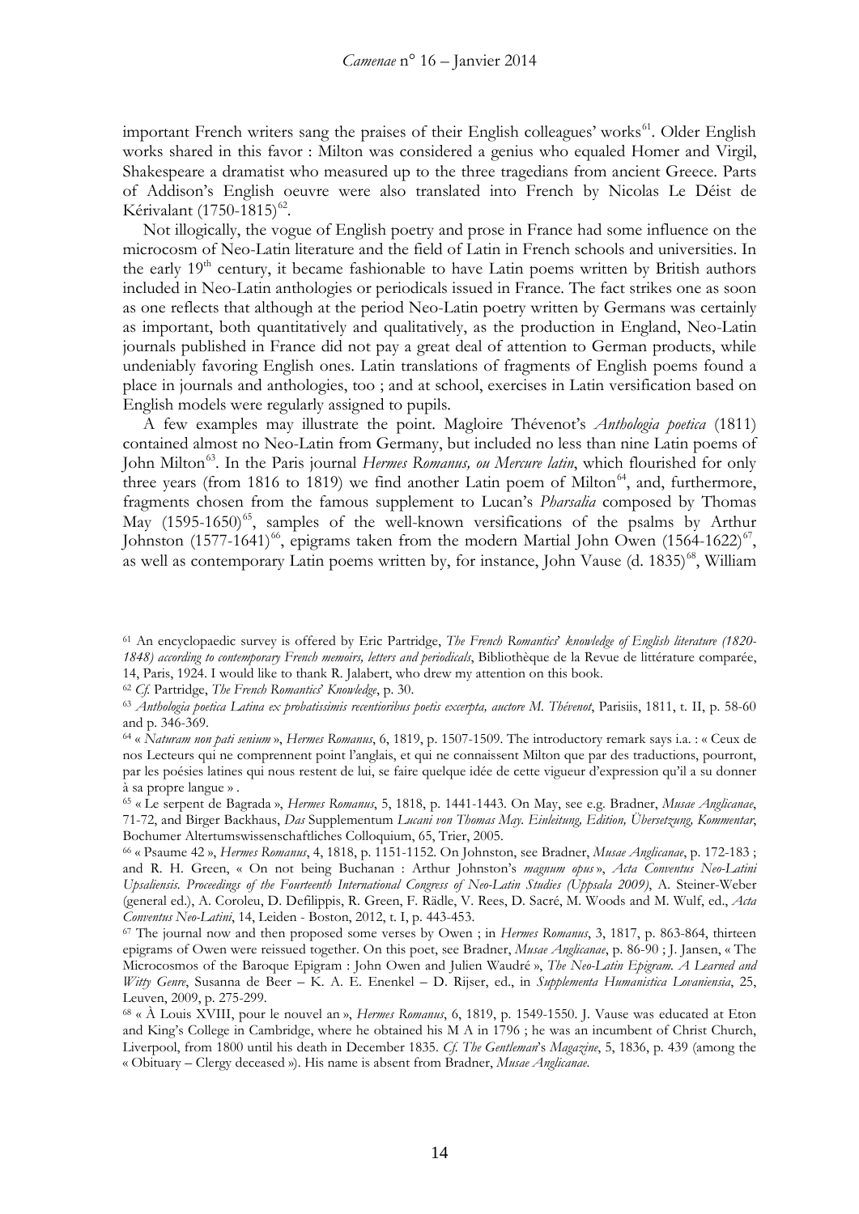important French writers sang the praises of their English colleagues' works[61]. Older English works shared in this favor : Milton was considered a genius who equaled Homer and Virgil, Shakespeare a dramatist who measured up to the three tragedians from ancient Greece. Parts of Addison's English oeuvre were also translated into French by Nicolas Le Déist de Kérivalant (1750-1815)[62].

Not illogically, the vogue of English poetry and prose in France had some influence on the microcosm of Neo-Latin literature and the field of Latin in French schools and universities. In the early 19th century, it became fashionable to have Latin poems written by British authors included in Neo-Latin anthologies or periodicals issued in France. The fact strikes one as soon as one reflects that although at the period Neo-Latin poetry written by Germans was certainly as important, both quantitatively and qualitatively, as the production in England, Neo-Latin journals published in France did not pay a great deal of attention to German products, while undeniably favoring English ones. Latin translations of fragments of English poems found a place in journals and anthologies, too ; and at school, exercises in Latin versification based on English models were regularly assigned to pupils.

A few examples may illustrate the point. Magloire Thévenot's *Anthologia poetica* (1811) contained almost no Neo-Latin from Germany, but included no less than nine Latin poems of John Milton[63]. In the Paris journal *Hermes Romanus, ou Mercure latin*, which flourished for only three years (from 1816 to 1819) we find another Latin poem of Milton[64], and, furthermore, fragments chosen from the famous supplement to Lucan's *Pharsalia* composed by Thomas May (1595-1650)[65], samples of the well-known versifications of the psalms by Arthur Johnston (1577-1641)[66], epigrams taken from the modern Martial John Owen (1564-1622)[67], as well as contemporary Latin poems written by, for instance, John Vause (d. 1835)[68], William

---

[61] An encyclopaedic survey is offered by Eric Partridge, *The French Romantics' knowledge of English literature (1820-1848) according to contemporary French memoirs, letters and periodicals*, Bibliothèque de la Revue de littérature comparée, 14, Paris, 1924. I would like to thank R. Jalabert, who drew my attention on this book.

[62] *Cf.* Partridge, *The French Romantics' Knowledge*, p. 30.

[63] *Anthologia poetica Latina ex probatissimis recentioribus poetis excerpta, auctore M. Thévenot*, Parisiis, 1811, t. II, p. 58-60 and p. 346-369.

[64] « *Naturam non pati senium* », *Hermes Romanus*, 6, 1819, p. 1507-1509. The introductory remark says i.a. : « Ceux de nos Lecteurs qui ne comprennent point l'anglais, et qui ne connaissent Milton que par des traductions, pourront, par les poésies latines qui nous restent de lui, se faire quelque idée de cette vigueur d'expression qu'il a su donner à sa propre langue » .

[65] « Le serpent de Bagrada », *Hermes Romanus*, 5, 1818, p. 1441-1443. On May, see e.g. Bradner, *Musae Anglicanae*, 71-72, and Birger Backhaus, *Das* Supplementum *Lucani von Thomas May. Einleitung, Edition, Übersetzung, Kommentar*, Bochumer Altertumswissenschaftliches Colloquium, 65, Trier, 2005.

[66] « Psaume 42 », *Hermes Romanus*, 4, 1818, p. 1151-1152. On Johnston, see Bradner, *Musae Anglicanae*, p. 172-183 ; and R. H. Green, « On not being Buchanan : Arthur Johnston's *magnum opus* », *Acta Conventus Neo-Latini Upsaliensis. Proceedings of the Fourteenth International Congress of Neo-Latin Studies (Uppsala 2009)*, A. Steiner-Weber (general ed.), A. Coroleu, D. Defilippis, R. Green, F. Rädle, V. Rees, D. Sacré, M. Woods and M. Wulf, ed., *Acta Conventus Neo-Latini*, 14, Leiden - Boston, 2012, t. I, p. 443-453.

[67] The journal now and then proposed some verses by Owen ; in *Hermes Romanus*, 3, 1817, p. 863-864, thirteen epigrams of Owen were reissued together. On this poet, see Bradner, *Musae Anglicanae*, p. 86-90 ; J. Jansen, « The Microcosmos of the Baroque Epigram : John Owen and Julien Waudré », *The Neo-Latin Epigram. A Learned and Witty Genre*, Susanna de Beer – K. A. E. Enenkel – D. Rijser, ed., in *Supplementa Humanistica Lovaniensia*, 25, Leuven, 2009, p. 275-299.

[68] « À Louis XVIII, pour le nouvel an », *Hermes Romanus*, 6, 1819, p. 1549-1550. J. Vause was educated at Eton and King's College in Cambridge, where he obtained his M A in 1796 ; he was an incumbent of Christ Church, Liverpool, from 1800 until his death in December 1835. *Cf. The Gentleman's Magazine*, 5, 1836, p. 439 (among the « Obituary – Clergy deceased »). His name is absent from Bradner, *Musae Anglicanae*.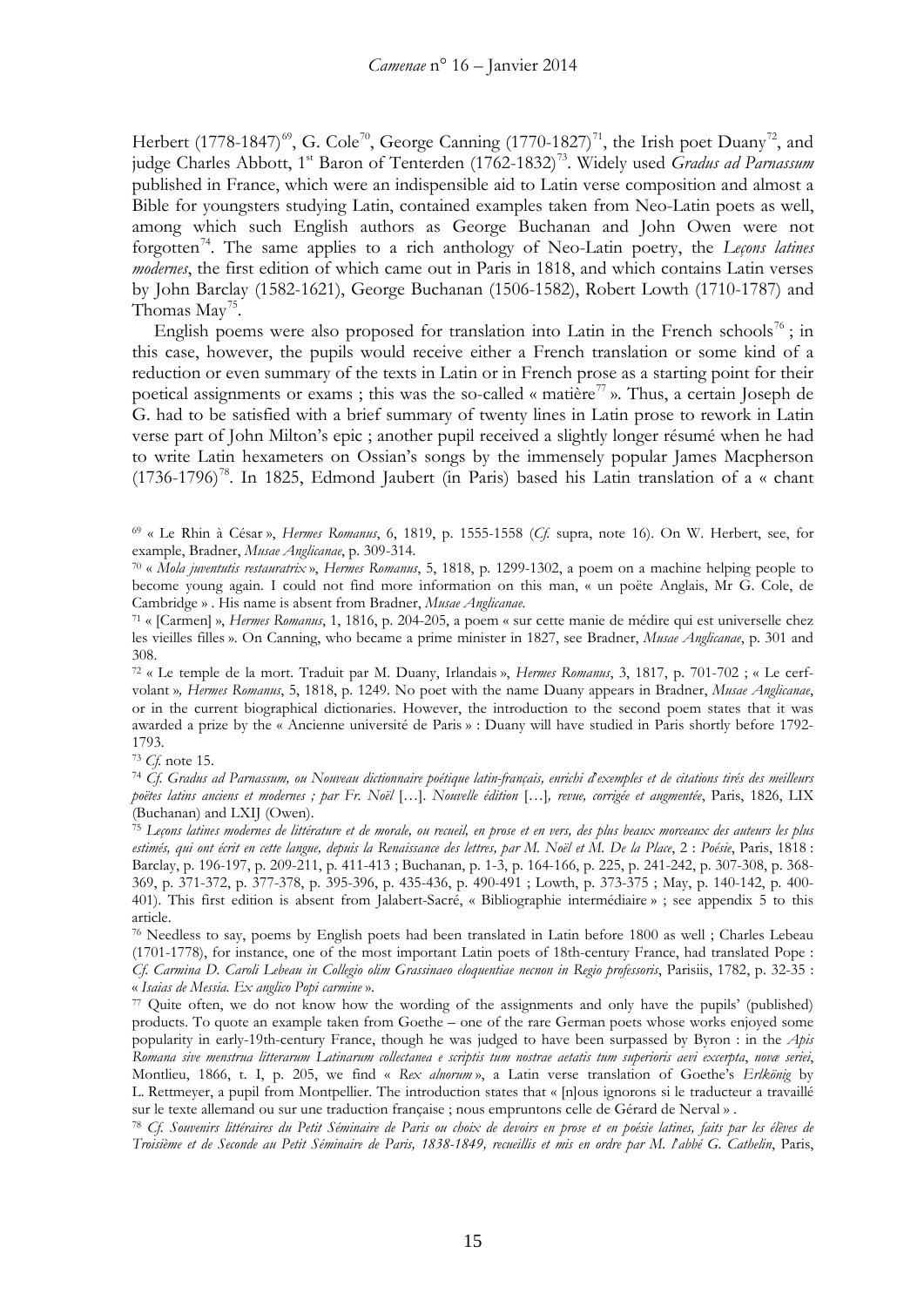Herbert (1778-1847)[69], G. Cole[70], George Canning (1770-1827)[71], the Irish poet Duany[72], and judge Charles Abbott, 1st Baron of Tenterden (1762-1832)[73]. Widely used *Gradus ad Parnassum* published in France, which were an indispensible aid to Latin verse composition and almost a Bible for youngsters studying Latin, contained examples taken from Neo-Latin poets as well, among which such English authors as George Buchanan and John Owen were not forgotten[74]. The same applies to a rich anthology of Neo-Latin poetry, the *Leçons latines modernes*, the first edition of which came out in Paris in 1818, and which contains Latin verses by John Barclay (1582-1621), George Buchanan (1506-1582), Robert Lowth (1710-1787) and Thomas May[75].

English poems were also proposed for translation into Latin in the French schools[76] ; in this case, however, the pupils would receive either a French translation or some kind of a reduction or even summary of the texts in Latin or in French prose as a starting point for their poetical assignments or exams ; this was the so-called « matière[77] ». Thus, a certain Joseph de G. had to be satisfied with a brief summary of twenty lines in Latin prose to rework in Latin verse part of John Milton's epic ; another pupil received a slightly longer résumé when he had to write Latin hexameters on Ossian's songs by the immensely popular James Macpherson (1736-1796)[78]. In 1825, Edmond Jaubert (in Paris) based his Latin translation of a « chant

---

[69] « Le Rhin à César », *Hermes Romanus*, 6, 1819, p. 1555-1558 (*Cf.* supra, note 16). On W. Herbert, see, for example, Bradner, *Musae Anglicanae*, p. 309-314.

[70] « *Mola juventutis restauratrix* », *Hermes Romanus*, 5, 1818, p. 1299-1302, a poem on a machine helping people to become young again. I could not find more information on this man, « un poëte Anglais, Mr G. Cole, de Cambridge » . His name is absent from Bradner, *Musae Anglicanae.*

[71] « [Carmen] », *Hermes Romanus*, 1, 1816, p. 204-205, a poem « sur cette manie de médire qui est universelle chez les vieilles filles ». On Canning, who became a prime minister in 1827, see Bradner, *Musae Anglicanae*, p. 301 and 308.

[72] « Le temple de la mort. Traduit par M. Duany, Irlandais », *Hermes Romanus*, 3, 1817, p. 701-702 ; « Le cerf-volant », *Hermes Romanus*, 5, 1818, p. 1249. No poet with the name Duany appears in Bradner, *Musae Anglicanae*, or in the current biographical dictionaries. However, the introduction to the second poem states that it was awarded a prize by the « Ancienne université de Paris » : Duany will have studied in Paris shortly before 1792-1793.

[73] *Cf.* note 15.

[74] *Cf. Gradus ad Parnassum, ou Nouveau dictionnaire poétique latin-français, enrichi d'exemples et de citations tirés des meilleurs poètes latins anciens et modernes ; par Fr. Noël* […]. *Nouvelle édition* […]*, revue, corrigée et augmentée*, Paris, 1826, LIX (Buchanan) and LXIJ (Owen).

[75] *Leçons latines modernes de littérature et de morale, ou recueil, en prose et en vers, des plus beaux morceaux des auteurs les plus estimés, qui ont écrit en cette langue, depuis la Renaissance des lettres, par M. Noël et M. De la Place*, 2 : *Poésie*, Paris, 1818 : Barclay, p. 196-197, p. 209-211, p. 411-413 ; Buchanan, p. 1-3, p. 164-166, p. 225, p. 241-242, p. 307-308, p. 368-369, p. 371-372, p. 377-378, p. 395-396, p. 435-436, p. 490-491 ; Lowth, p. 373-375 ; May, p. 140-142, p. 400-401). This first edition is absent from Jalabert-Sacré, « Bibliographie intermédiaire » ; see appendix 5 to this article.

[76] Needless to say, poems by English poets had been translated in Latin before 1800 as well ; Charles Lebeau (1701-1778), for instance, one of the most important Latin poets of 18th-century France, had translated Pope : *Cf. Carmina D. Caroli Lebeau in Collegio olim Grassinaeo eloquentiae necnon in Regio professoris*, Parisiis, 1782, p. 32-35 : « *Isaias de Messia. Ex anglico Popi carmine* ».

[77] Quite often, we do not know how the wording of the assignments and only have the pupils' (published) products. To quote an example taken from Goethe – one of the rare German poets whose works enjoyed some popularity in early-19th-century France, though he was judged to have been surpassed by Byron : in the *Apis Romana sive menstrua litterarum Latinarum collectanea e scriptis tum nostrae aetatis tum superioris aevi excerpta*, *novæ seriei*, Montlieu, 1866, t. I, p. 205, we find « *Rex alnorum* », a Latin verse translation of Goethe's *Erlkönig* by L. Rettmeyer, a pupil from Montpellier. The introduction states that « [n]ous ignorons si le traducteur a travaillé sur le texte allemand ou sur une traduction française ; nous empruntons celle de Gérard de Nerval » .

[78] *Cf. Souvenirs littéraires du Petit Séminaire de Paris ou choix de devoirs en prose et en poésie latines, faits par les élèves de Troisième et de Seconde au Petit Séminaire de Paris, 1838-1849, recueillis et mis en ordre par M. l'abbé G. Cathelin*, Paris,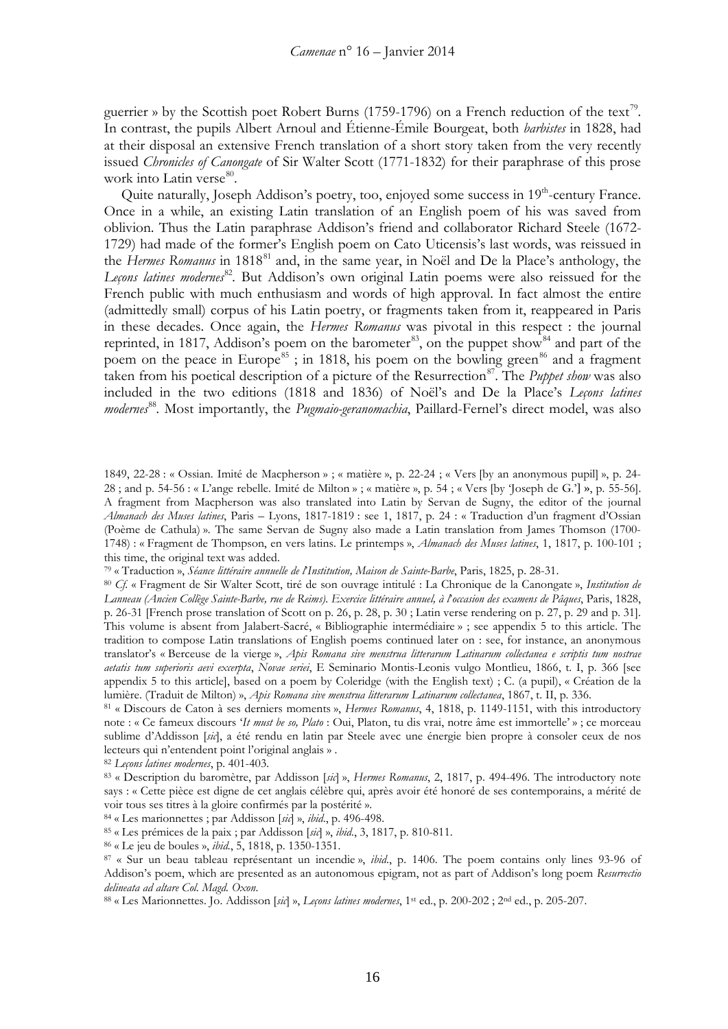guerrier » by the Scottish poet Robert Burns (1759-1796) on a French reduction of the text[79]. In contrast, the pupils Albert Arnoul and Étienne-Émile Bourgeat, both *barbistes* in 1828, had at their disposal an extensive French translation of a short story taken from the very recently issued *Chronicles of Canongate* of Sir Walter Scott (1771-1832) for their paraphrase of this prose work into Latin verse[80].

Quite naturally, Joseph Addison's poetry, too, enjoyed some success in 19th-century France. Once in a while, an existing Latin translation of an English poem of his was saved from oblivion. Thus the Latin paraphrase Addison's friend and collaborator Richard Steele (1672-1729) had made of the former's English poem on Cato Uticensis's last words, was reissued in the *Hermes Romanus* in 1818[81] and, in the same year, in Noël and De la Place's anthology, the *Leçons latines modernes*[82]. But Addison's own original Latin poems were also reissued for the French public with much enthusiasm and words of high approval. In fact almost the entire (admittedly small) corpus of his Latin poetry, or fragments taken from it, reappeared in Paris in these decades. Once again, the *Hermes Romanus* was pivotal in this respect : the journal reprinted, in 1817, Addison's poem on the barometer[83], on the puppet show[84] and part of the poem on the peace in Europe[85] ; in 1818, his poem on the bowling green[86] and a fragment taken from his poetical description of a picture of the Resurrection[87]. The *Puppet show* was also included in the two editions (1818 and 1836) of Noël's and De la Place's *Leçons latines modernes*[88]. Most importantly, the *Pugmaio-geranomachia*, Paillard-Fernel's direct model, was also

---

1849, 22-28 : « Ossian. Imité de Macpherson » ; « matière », p. 22-24 ; « Vers [by an anonymous pupil] », p. 24-28 ; and p. 54-56 : « L'ange rebelle. Imité de Milton » ; « matière », p. 54 ; « Vers [by 'Joseph de G.'] », p. 55-56]. A fragment from Macpherson was also translated into Latin by Servan de Sugny, the editor of the journal *Almanach des Muses latines*, Paris – Lyons, 1817-1819 : see 1, 1817, p. 24 : « Traduction d'un fragment d'Ossian (Poème de Cathula) ». The same Servan de Sugny also made a Latin translation from James Thomson (1700-1748) : « Fragment de Thompson, en vers latins. Le printemps », *Almanach des Muses latines*, 1, 1817, p. 100-101 ; this time, the original text was added.

[79] « Traduction », *Séance littéraire annuelle de l'Institution, Maison de Sainte-Barbe*, Paris, 1825, p. 28-31.

[80] *Cf.* « Fragment de Sir Walter Scott, tiré de son ouvrage intitulé : La Chronique de la Canongate », *Institution de Lanneau (Ancien Collège Sainte-Barbe, rue de Reims). Exercice littéraire annuel, à l'occasion des examens de Pâques*, Paris, 1828, p. 26-31 [French prose translation of Scott on p. 26, p. 28, p. 30 ; Latin verse rendering on p. 27, p. 29 and p. 31]. This volume is absent from Jalabert-Sacré, « Bibliographie intermédiaire » ; see appendix 5 to this article. The tradition to compose Latin translations of English poems continued later on : see, for instance, an anonymous translator's « Berceuse de la vierge », *Apis Romana sive menstrua litterarum Latinarum collectanea e scriptis tum nostrae aetatis tum superioris aevi excerpta*, *Novae seriei*, E Seminario Montis-Leonis vulgo Montlieu, 1866, t. I, p. 366 [see appendix 5 to this article], based on a poem by Coleridge (with the English text) ; C. (a pupil), « Création de la lumière. (Traduit de Milton) », *Apis Romana sive menstrua litterarum Latinarum collectanea*, 1867, t. II, p. 336.

[81] « Discours de Caton à ses derniers moments », *Hermes Romanus*, 4, 1818, p. 1149-1151, with this introductory note : « Ce fameux discours '*It must be so, Plato* : Oui, Platon, tu dis vrai, notre âme est immortelle' » ; ce morceau sublime d'Addisson [*sic*], a été rendu en latin par Steele avec une énergie bien propre à consoler ceux de nos lecteurs qui n'entendent point l'original anglais » .

[82] *Leçons latines modernes*, p. 401-403.

[83] « Description du baromètre, par Addisson [*sic*] », *Hermes Romanus*, 2, 1817, p. 494-496. The introductory note says : « Cette pièce est digne de cet anglais célèbre qui, après avoir été honoré de ses contemporains, a mérité de voir tous ses titres à la gloire confirmés par la postérité ».

[84] « Les marionnettes ; par Addisson [*sic*] », *ibid*., p. 496-498.

[85] « Les prémices de la paix ; par Addisson [*sic*] », *ibid*., 3, 1817, p. 810-811.

[86] « Le jeu de boules », *ibid*., 5, 1818, p. 1350-1351.

[87] « Sur un beau tableau représentant un incendie », *ibid*., p. 1406. The poem contains only lines 93-96 of Addison's poem, which are presented as an autonomous epigram, not as part of Addison's long poem *Resurrectio delineata ad altare Col. Magd. Oxon*.

[88] « Les Marionnettes. Jo. Addisson [*sic*] », *Leçons latines modernes*, 1st ed., p. 200-202 ; 2nd ed., p. 205-207.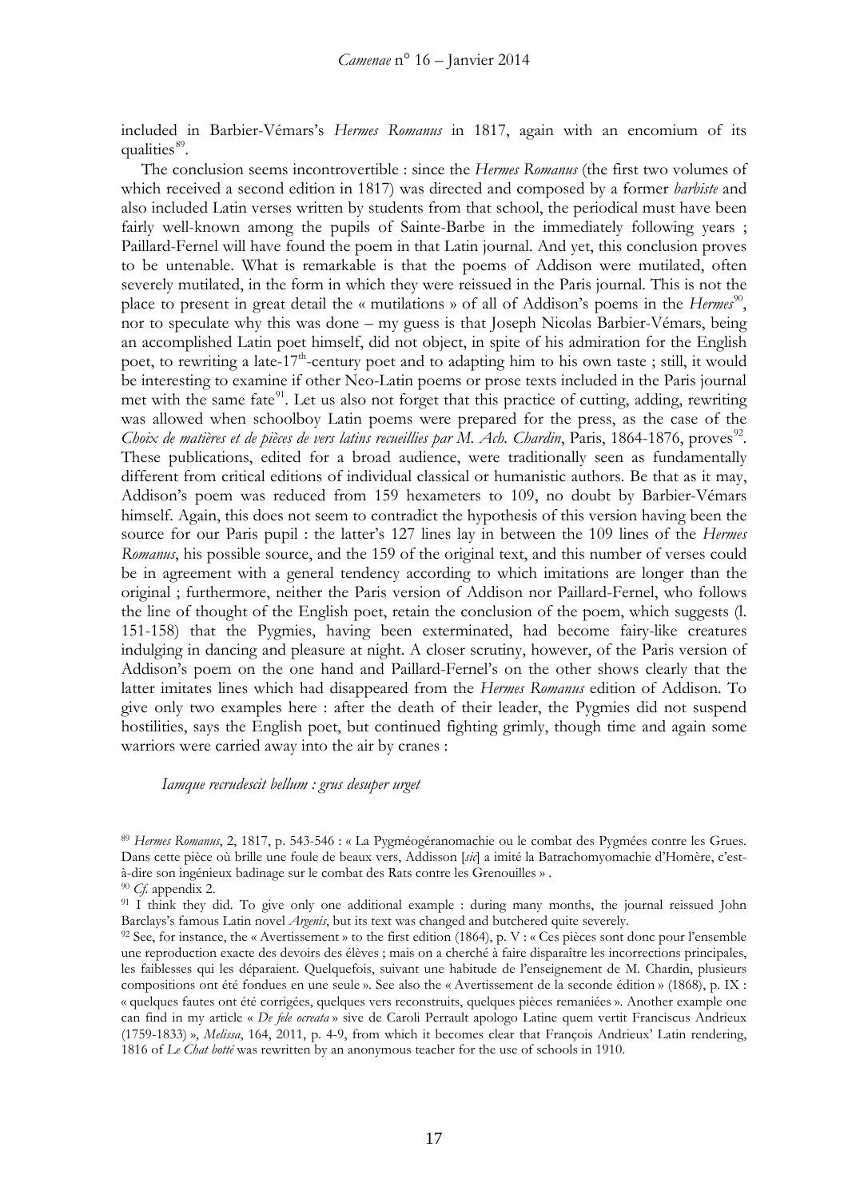included in Barbier-Vémars's *Hermes Romanus* in 1817, again with an encomium of its qualities[89].

The conclusion seems incontrovertible : since the *Hermes Romanus* (the first two volumes of which received a second edition in 1817) was directed and composed by a former *barbiste* and also included Latin verses written by students from that school, the periodical must have been fairly well-known among the pupils of Sainte-Barbe in the immediately following years ; Paillard-Fernel will have found the poem in that Latin journal. And yet, this conclusion proves to be untenable. What is remarkable is that the poems of Addison were mutilated, often severely mutilated, in the form in which they were reissued in the Paris journal. This is not the place to present in great detail the « mutilations » of all of Addison's poems in the *Hermes*[90], nor to speculate why this was done – my guess is that Joseph Nicolas Barbier-Vémars, being an accomplished Latin poet himself, did not object, in spite of his admiration for the English poet, to rewriting a late-17th-century poet and to adapting him to his own taste ; still, it would be interesting to examine if other Neo-Latin poems or prose texts included in the Paris journal met with the same fate[91]. Let us also not forget that this practice of cutting, adding, rewriting was allowed when schoolboy Latin poems were prepared for the press, as the case of the *Choix de matières et de pièces de vers latins recueillies par M. Ach. Chardin*, Paris, 1864-1876, proves[92]. These publications, edited for a broad audience, were traditionally seen as fundamentally different from critical editions of individual classical or humanistic authors. Be that as it may, Addison's poem was reduced from 159 hexameters to 109, no doubt by Barbier-Vémars himself. Again, this does not seem to contradict the hypothesis of this version having been the source for our Paris pupil : the latter's 127 lines lay in between the 109 lines of the *Hermes Romanus*, his possible source, and the 159 of the original text, and this number of verses could be in agreement with a general tendency according to which imitations are longer than the original ; furthermore, neither the Paris version of Addison nor Paillard-Fernel, who follows the line of thought of the English poet, retain the conclusion of the poem, which suggests (l. 151-158) that the Pygmies, having been exterminated, had become fairy-like creatures indulging in dancing and pleasure at night. A closer scrutiny, however, of the Paris version of Addison's poem on the one hand and Paillard-Fernel's on the other shows clearly that the latter imitates lines which had disappeared from the *Hermes Romanus* edition of Addison. To give only two examples here : after the death of their leader, the Pygmies did not suspend hostilities, says the English poet, but continued fighting grimly, though time and again some warriors were carried away into the air by cranes :

*Iamque recrudescit bellum : grus desuper urget*

---

[89] *Hermes Romanus*, 2, 1817, p. 543-546 : « La Pygméogéranomachie ou le combat des Pygmées contre les Grues. Dans cette pièce où brille une foule de beaux vers, Addisson [*sic*] a imité la Batrachomyomachie d'Homère, c'est-à-dire son ingénieux badinage sur le combat des Rats contre les Grenouilles » .

[90] *Cf.* appendix 2.

[91] I think they did. To give only one additional example : during many months, the journal reissued John Barclays's famous Latin novel *Argenis*, but its text was changed and butchered quite severely.

[92] See, for instance, the « Avertissement » to the first edition (1864), p. V : « Ces pièces sont donc pour l'ensemble une reproduction exacte des devoirs des élèves ; mais on a cherché à faire disparaître les incorrections principales, les faiblesses qui les déparaient. Quelquefois, suivant une habitude de l'enseignement de M. Chardin, plusieurs compositions ont été fondues en une seule ». See also the « Avertissement de la seconde édition » (1868), p. IX : « quelques fautes ont été corrigées, quelques vers reconstruits, quelques pièces remaniées ». Another example one can find in my article « *De fele ocreata* » sive de Caroli Perrault apologo Latine quem vertit Franciscus Andrieux (1759-1833) », *Melissa*, 164, 2011, p. 4-9, from which it becomes clear that François Andrieux' Latin rendering, 1816 of *Le Chat botté* was rewritten by an anonymous teacher for the use of schools in 1910.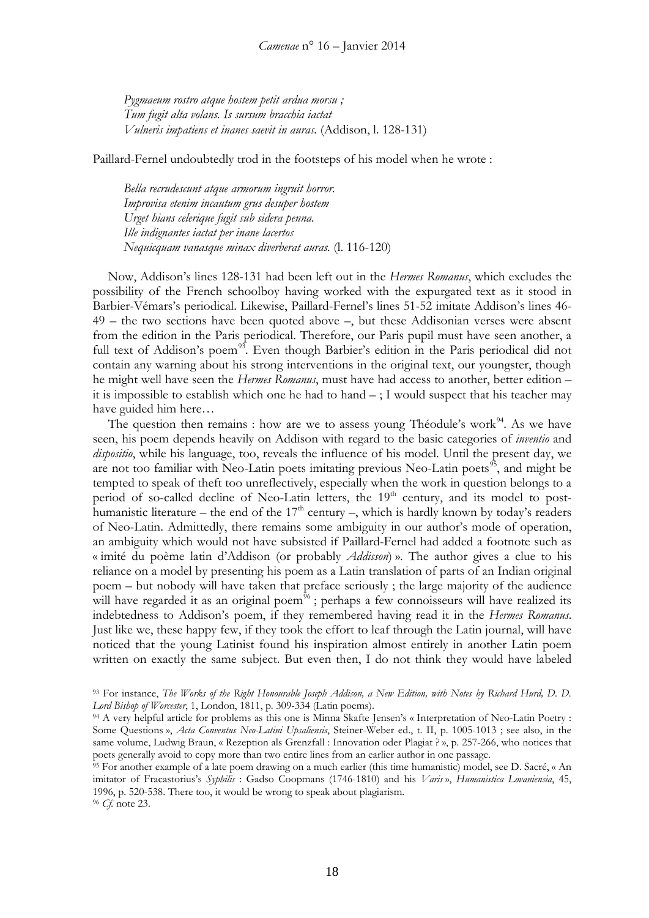*Pygmaeum rostro atque hostem petit ardua morsu ;*
*Tum fugit alta volans. Is sursum bracchia iactat*
*Vulneris impatiens et inanes saevit in auras.* (Addison, l. 128-131)

Paillard-Fernel undoubtedly trod in the footsteps of his model when he wrote :

*Bella recrudescunt atque armorum ingruit horror.*
*Improvisa etenim incautum grus desuper hostem*
*Urget hians celerique fugit sub sidera penna.*
*Ille indignantes iactat per inane lacertos*
*Nequicquam vanasque minax diverberat auras.* (l. 116-120)

Now, Addison's lines 128-131 had been left out in the *Hermes Romanus*, which excludes the possibility of the French schoolboy having worked with the expurgated text as it stood in Barbier-Vémars's periodical. Likewise, Paillard-Fernel's lines 51-52 imitate Addison's lines 46-49 – the two sections have been quoted above –, but these Addisonian verses were absent from the edition in the Paris periodical. Therefore, our Paris pupil must have seen another, a full text of Addison's poem[93]. Even though Barbier's edition in the Paris periodical did not contain any warning about his strong interventions in the original text, our youngster, though he might well have seen the *Hermes Romanus*, must have had access to another, better edition – it is impossible to establish which one he had to hand – ; I would suspect that his teacher may have guided him here…

The question then remains : how are we to assess young Théodule's work[94]. As we have seen, his poem depends heavily on Addison with regard to the basic categories of *inventio* and *dispositio*, while his language, too, reveals the influence of his model. Until the present day, we are not too familiar with Neo-Latin poets imitating previous Neo-Latin poets[95], and might be tempted to speak of theft too unreflectively, especially when the work in question belongs to a period of so-called decline of Neo-Latin letters, the 19th century, and its model to post-humanistic literature – the end of the 17th century –, which is hardly known by today's readers of Neo-Latin. Admittedly, there remains some ambiguity in our author's mode of operation, an ambiguity which would not have subsisted if Paillard-Fernel had added a footnote such as « imité du poème latin d'Addison (or probably *Addisson*) ». The author gives a clue to his reliance on a model by presenting his poem as a Latin translation of parts of an Indian original poem – but nobody will have taken that preface seriously ; the large majority of the audience will have regarded it as an original poem[96] ; perhaps a few connoisseurs will have realized its indebtedness to Addison's poem, if they remembered having read it in the *Hermes Romanus*. Just like we, these happy few, if they took the effort to leaf through the Latin journal, will have noticed that the young Latinist found his inspiration almost entirely in another Latin poem written on exactly the same subject. But even then, I do not think they would have labeled

---

93 For instance, *The Works of the Right Honourable Joseph Addison, a New Edition, with Notes by Richard Hurd, D. D. Lord Bishop of Worcester*, 1, London, 1811, p. 309-334 (Latin poems).

94 A very helpful article for problems as this one is Minna Skafte Jensen's « Interpretation of Neo-Latin Poetry : Some Questions », *Acta Conventus Neo-Latini Upsaliensis*, Steiner-Weber ed., t. II, p. 1005-1013 ; see also, in the same volume, Ludwig Braun, « Rezeption als Grenzfall : Innovation oder Plagiat ? », p. 257-266, who notices that poets generally avoid to copy more than two entire lines from an earlier author in one passage.

95 For another example of a late poem drawing on a much earlier (this time humanistic) model, see D. Sacré, « An imitator of Fracastorius's *Syphilis* : Gadso Coopmans (1746-1810) and his *Varis* », *Humanistica Lovaniensia*, 45, 1996, p. 520-538. There too, it would be wrong to speak about plagiarism.

96 *Cf.* note 23.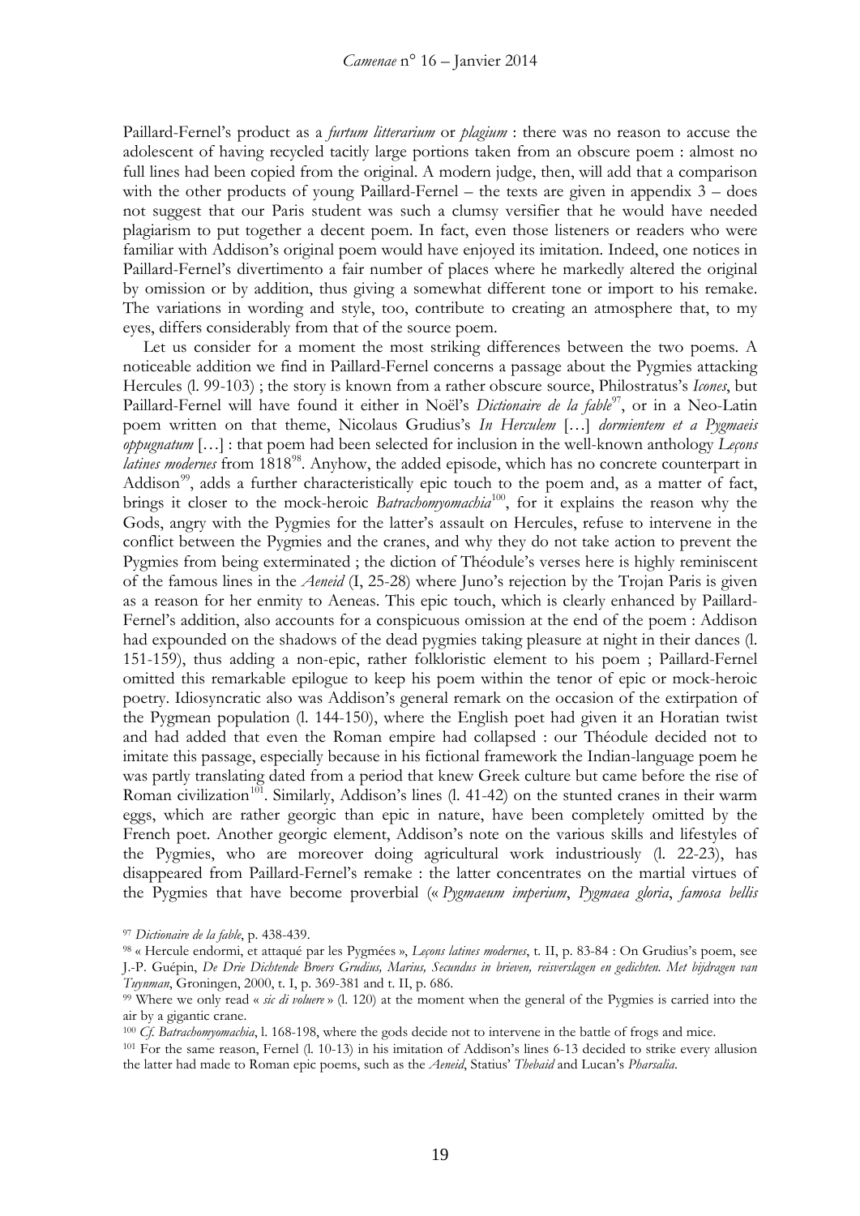Paillard-Fernel's product as a *furtum litterarium* or *plagium* : there was no reason to accuse the adolescent of having recycled tacitly large portions taken from an obscure poem : almost no full lines had been copied from the original. A modern judge, then, will add that a comparison with the other products of young Paillard-Fernel – the texts are given in appendix 3 – does not suggest that our Paris student was such a clumsy versifier that he would have needed plagiarism to put together a decent poem. In fact, even those listeners or readers who were familiar with Addison's original poem would have enjoyed its imitation. Indeed, one notices in Paillard-Fernel's divertimento a fair number of places where he markedly altered the original by omission or by addition, thus giving a somewhat different tone or import to his remake. The variations in wording and style, too, contribute to creating an atmosphere that, to my eyes, differs considerably from that of the source poem.

Let us consider for a moment the most striking differences between the two poems. A noticeable addition we find in Paillard-Fernel concerns a passage about the Pygmies attacking Hercules (l. 99-103) ; the story is known from a rather obscure source, Philostratus's *Icones*, but Paillard-Fernel will have found it either in Noël's *Dictionaire de la fable*[97], or in a Neo-Latin poem written on that theme, Nicolaus Grudius's *In Herculem* […] *dormientem et a Pygmaeis oppugnatum* […] : that poem had been selected for inclusion in the well-known anthology *Leçons latines modernes* from 1818[98]. Anyhow, the added episode, which has no concrete counterpart in Addison[99], adds a further characteristically epic touch to the poem and, as a matter of fact, brings it closer to the mock-heroic *Batrachomyomachia*[100], for it explains the reason why the Gods, angry with the Pygmies for the latter's assault on Hercules, refuse to intervene in the conflict between the Pygmies and the cranes, and why they do not take action to prevent the Pygmies from being exterminated ; the diction of Théodule's verses here is highly reminiscent of the famous lines in the *Aeneid* (I, 25-28) where Juno's rejection by the Trojan Paris is given as a reason for her enmity to Aeneas. This epic touch, which is clearly enhanced by Paillard-Fernel's addition, also accounts for a conspicuous omission at the end of the poem : Addison had expounded on the shadows of the dead pygmies taking pleasure at night in their dances (l. 151-159), thus adding a non-epic, rather folkloristic element to his poem ; Paillard-Fernel omitted this remarkable epilogue to keep his poem within the tenor of epic or mock-heroic poetry. Idiosyncratic also was Addison's general remark on the occasion of the extirpation of the Pygmean population (l. 144-150), where the English poet had given it an Horatian twist and had added that even the Roman empire had collapsed : our Théodule decided not to imitate this passage, especially because in his fictional framework the Indian-language poem he was partly translating dated from a period that knew Greek culture but came before the rise of Roman civilization[101]. Similarly, Addison's lines (l. 41-42) on the stunted cranes in their warm eggs, which are rather georgic than epic in nature, have been completely omitted by the French poet. Another georgic element, Addison's note on the various skills and lifestyles of the Pygmies, who are moreover doing agricultural work industriously (l. 22-23), has disappeared from Paillard-Fernel's remake : the latter concentrates on the martial virtues of the Pygmies that have become proverbial (« *Pygmaeum imperium*, *Pygmaea gloria*, *famosa bellis*

---

[97] *Dictionaire de la fable*, p. 438-439.

[98] « Hercule endormi, et attaqué par les Pygmées », *Leçons latines modernes*, t. II, p. 83-84 : On Grudius's poem, see J.-P. Guépin, *De Drie Dichtende Broers Grudius, Marius, Secundus in brieven, reisverslagen en gedichten. Met bijdragen van Tuynman*, Groningen, 2000, t. I, p. 369-381 and t. II, p. 686.

[99] Where we only read « *sic di voluere* » (l. 120) at the moment when the general of the Pygmies is carried into the air by a gigantic crane.

[100] *Cf. Batrachomyomachia*, l. 168-198, where the gods decide not to intervene in the battle of frogs and mice.

[101] For the same reason, Fernel (l. 10-13) in his imitation of Addison's lines 6-13 decided to strike every allusion the latter had made to Roman epic poems, such as the *Aeneid*, Statius' *Thebaid* and Lucan's *Pharsalia*.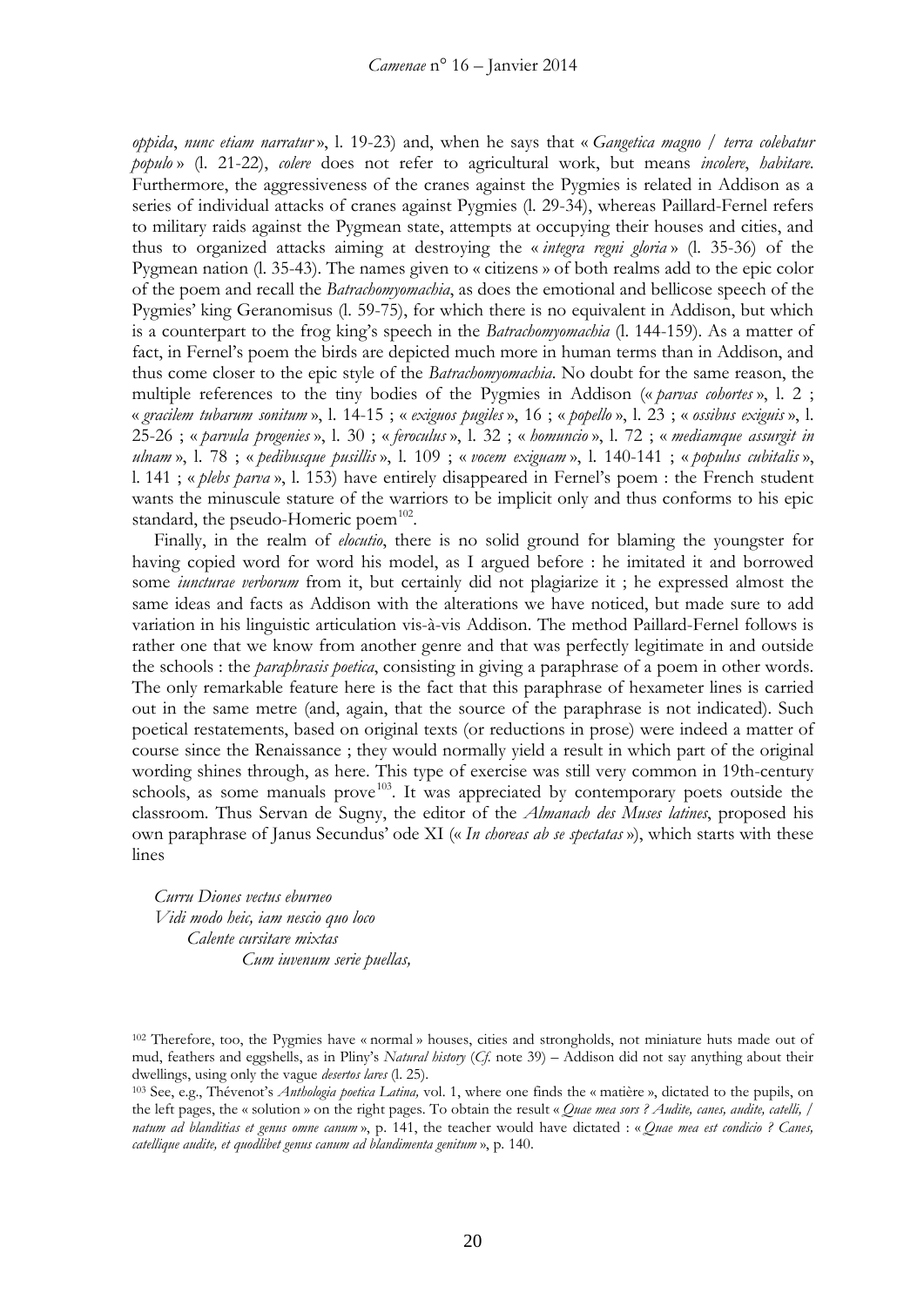*oppida*, *nunc etiam narratur* », l. 19-23) and, when he says that « *Gangetica magno / terra colebatur populo* » (l. 21-22), *colere* does not refer to agricultural work, but means *incolere*, *habitare*. Furthermore, the aggressiveness of the cranes against the Pygmies is related in Addison as a series of individual attacks of cranes against Pygmies (l. 29-34), whereas Paillard-Fernel refers to military raids against the Pygmean state, attempts at occupying their houses and cities, and thus to organized attacks aiming at destroying the « *integra regni gloria* » (l. 35-36) of the Pygmean nation (l. 35-43). The names given to « citizens » of both realms add to the epic color of the poem and recall the *Batrachomyomachia*, as does the emotional and bellicose speech of the Pygmies' king Geranomisus (l. 59-75), for which there is no equivalent in Addison, but which is a counterpart to the frog king's speech in the *Batrachomyomachia* (l. 144-159). As a matter of fact, in Fernel's poem the birds are depicted much more in human terms than in Addison, and thus come closer to the epic style of the *Batrachomyomachia*. No doubt for the same reason, the multiple references to the tiny bodies of the Pygmies in Addison (« *parvas cohortes* », l. 2 ; « *gracilem tubarum sonitum* », l. 14-15 ; « *exiguos pugiles* », 16 ; « *popello* », l. 23 ; « *ossibus exiguis* », l. 25-26 ; « *parvula progenies* », l. 30 ; « *feroculus* », l. 32 ; « *homuncio* », l. 72 ; « *mediamque assurgit in ulnam* », l. 78 ; « *pedibusque pusillis* », l. 109 ; « *vocem exiguam* », l. 140-141 ; « *populus cubitalis* », l. 141 ; « *plebs parva* », l. 153) have entirely disappeared in Fernel's poem : the French student wants the minuscule stature of the warriors to be implicit only and thus conforms to his epic standard, the pseudo-Homeric poem[102].

Finally, in the realm of *elocutio*, there is no solid ground for blaming the youngster for having copied word for word his model, as I argued before : he imitated it and borrowed some *iuncturae verborum* from it, but certainly did not plagiarize it ; he expressed almost the same ideas and facts as Addison with the alterations we have noticed, but made sure to add variation in his linguistic articulation vis-à-vis Addison. The method Paillard-Fernel follows is rather one that we know from another genre and that was perfectly legitimate in and outside the schools : the *paraphrasis poetica*, consisting in giving a paraphrase of a poem in other words. The only remarkable feature here is the fact that this paraphrase of hexameter lines is carried out in the same metre (and, again, that the source of the paraphrase is not indicated). Such poetical restatements, based on original texts (or reductions in prose) were indeed a matter of course since the Renaissance ; they would normally yield a result in which part of the original wording shines through, as here. This type of exercise was still very common in 19th-century schools, as some manuals prove[103]. It was appreciated by contemporary poets outside the classroom. Thus Servan de Sugny, the editor of the *Almanach des Muses latines*, proposed his own paraphrase of Janus Secundus' ode XI (« *In choreas ab se spectatas* »), which starts with these lines

*Curru Diones vectus eburneo*
*Vidi modo heic, iam nescio quo loco*
*Calente cursitare mixtas*
*Cum iuvenum serie puellas,*

---

[102] Therefore, too, the Pygmies have « normal » houses, cities and strongholds, not miniature huts made out of mud, feathers and eggshells, as in Pliny's *Natural history* (*Cf.* note 39) – Addison did not say anything about their dwellings, using only the vague *desertos lares* (l. 25).

[103] See, e.g., Thévenot's *Anthologia poetica Latina,* vol. 1, where one finds the « matière », dictated to the pupils, on the left pages, the « solution » on the right pages. To obtain the result « *Quae mea sors ? Audite, canes, audite, catelli, / natum ad blanditias et genus omne canum* », p. 141, the teacher would have dictated : « *Quae mea est condicio ? Canes, catellique audite, et quodlibet genus canum ad blandimenta genitum* », p. 140.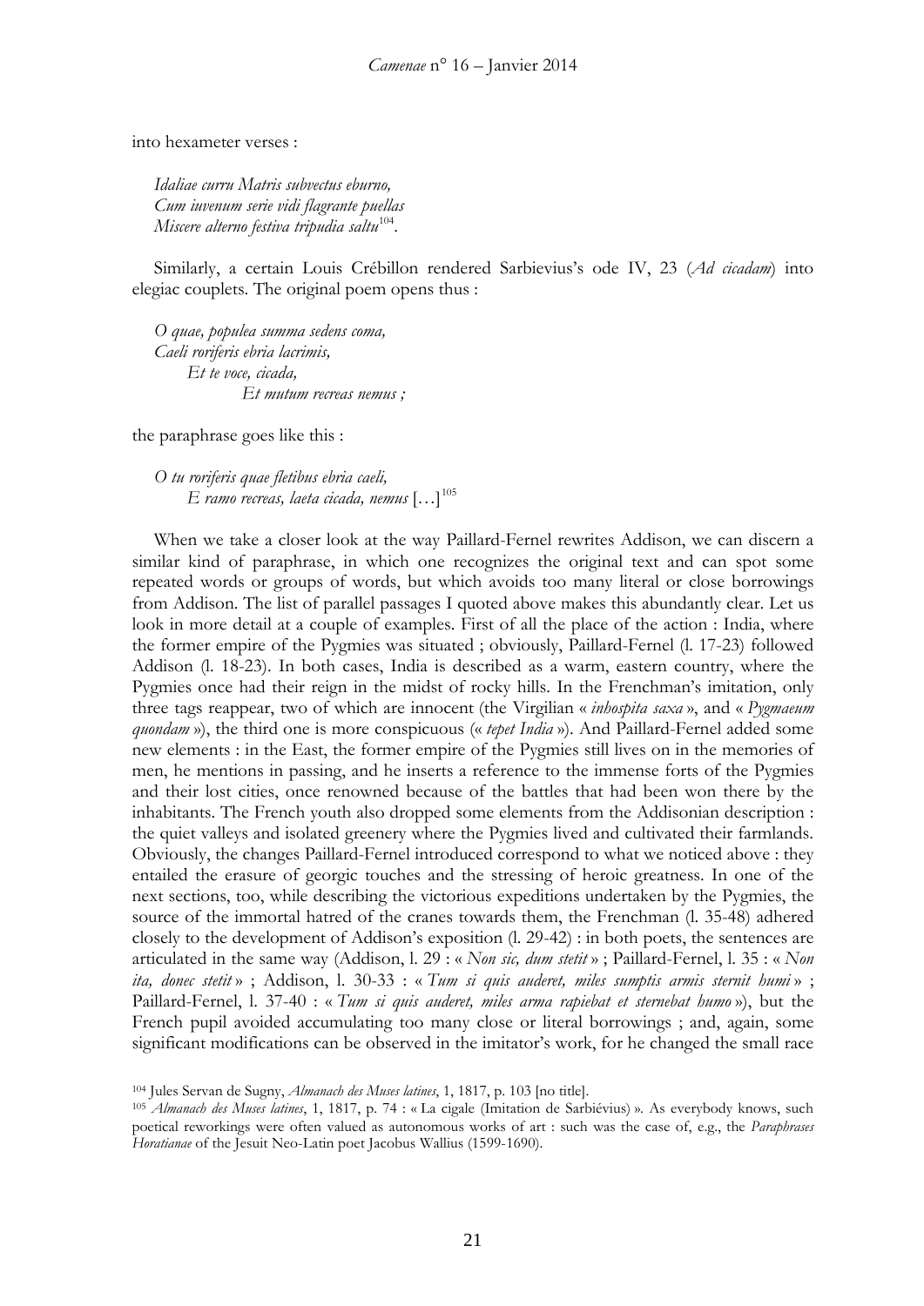into hexameter verses :

*Idaliae curru Matris subvectus eburno,*
*Cum iuvenum serie vidi flagrante puellas*
*Miscere alterno festiva tripudia saltu*[104].

Similarly, a certain Louis Crébillon rendered Sarbievius's ode IV, 23 (*Ad cicadam*) into elegiac couplets. The original poem opens thus :

*O quae, populea summa sedens coma,*
*Caeli roriferis ebria lacrimis,*
*Et te voce, cicada,*
*Et mutum recreas nemus ;*

the paraphrase goes like this :

*O tu roriferis quae fletibus ebria caeli,*
*E ramo recreas, laeta cicada, nemus* […][105]

When we take a closer look at the way Paillard-Fernel rewrites Addison, we can discern a similar kind of paraphrase, in which one recognizes the original text and can spot some repeated words or groups of words, but which avoids too many literal or close borrowings from Addison. The list of parallel passages I quoted above makes this abundantly clear. Let us look in more detail at a couple of examples. First of all the place of the action : India, where the former empire of the Pygmies was situated ; obviously, Paillard-Fernel (l. 17-23) followed Addison (l. 18-23). In both cases, India is described as a warm, eastern country, where the Pygmies once had their reign in the midst of rocky hills. In the Frenchman's imitation, only three tags reappear, two of which are innocent (the Virgilian « *inhospita saxa* », and « *Pygmaeum quondam* »), the third one is more conspicuous (« *tepet India* »). And Paillard-Fernel added some new elements : in the East, the former empire of the Pygmies still lives on in the memories of men, he mentions in passing, and he inserts a reference to the immense forts of the Pygmies and their lost cities, once renowned because of the battles that had been won there by the inhabitants. The French youth also dropped some elements from the Addisonian description : the quiet valleys and isolated greenery where the Pygmies lived and cultivated their farmlands. Obviously, the changes Paillard-Fernel introduced correspond to what we noticed above : they entailed the erasure of georgic touches and the stressing of heroic greatness. In one of the next sections, too, while describing the victorious expeditions undertaken by the Pygmies, the source of the immortal hatred of the cranes towards them, the Frenchman (l. 35-48) adhered closely to the development of Addison's exposition (l. 29-42) : in both poets, the sentences are articulated in the same way (Addison, l. 29 : « *Non sic, dum stetit* » ; Paillard-Fernel, l. 35 : « *Non ita, donec stetit* » ; Addison, l. 30-33 : « *Tum si quis auderet, miles sumptis armis sternit humi* » ; Paillard-Fernel, l. 37-40 : « *Tum si quis auderet, miles arma rapiebat et sternebat humo* »), but the French pupil avoided accumulating too many close or literal borrowings ; and, again, some significant modifications can be observed in the imitator's work, for he changed the small race

[104] Jules Servan de Sugny, *Almanach des Muses latines*, 1, 1817, p. 103 [no title].

[105] *Almanach des Muses latines*, 1, 1817, p. 74 : « La cigale (Imitation de Sarbiévius) ». As everybody knows, such poetical reworkings were often valued as autonomous works of art : such was the case of, e.g., the *Paraphrases Horatianae* of the Jesuit Neo-Latin poet Jacobus Wallius (1599-1690).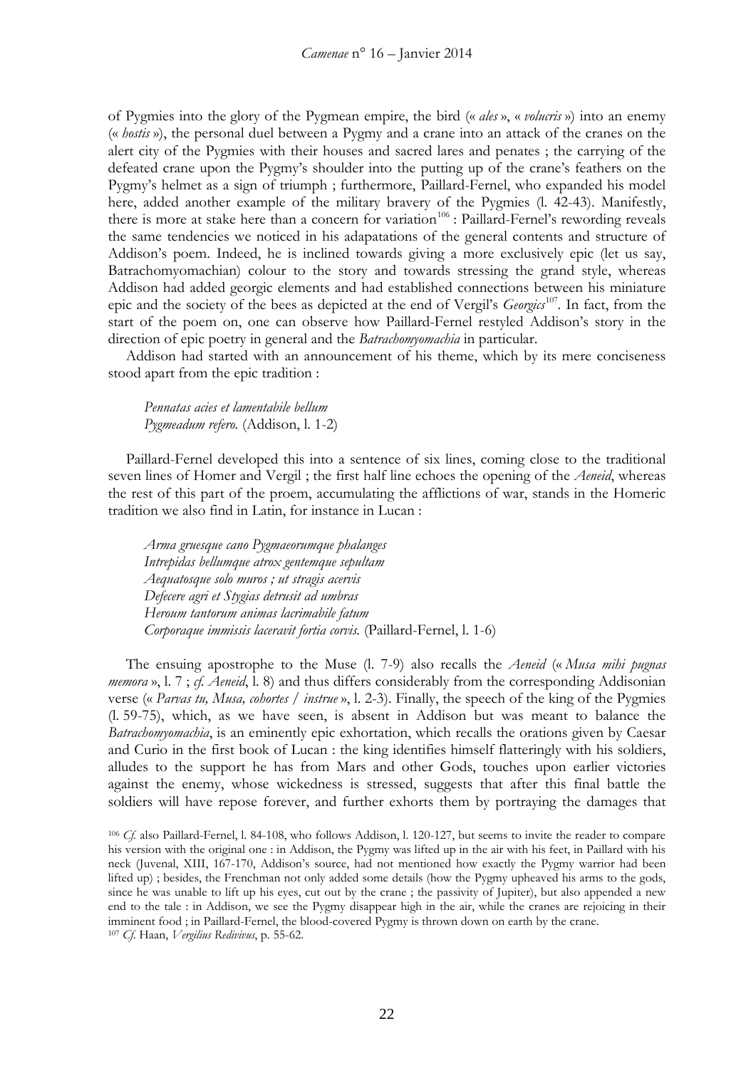of Pygmies into the glory of the Pygmean empire, the bird (« *ales* », « *volucris* ») into an enemy (« *hostis* »), the personal duel between a Pygmy and a crane into an attack of the cranes on the alert city of the Pygmies with their houses and sacred lares and penates ; the carrying of the defeated crane upon the Pygmy's shoulder into the putting up of the crane's feathers on the Pygmy's helmet as a sign of triumph ; furthermore, Paillard-Fernel, who expanded his model here, added another example of the military bravery of the Pygmies (l. 42-43). Manifestly, there is more at stake here than a concern for variation[106] : Paillard-Fernel's rewording reveals the same tendencies we noticed in his adapatations of the general contents and structure of Addison's poem. Indeed, he is inclined towards giving a more exclusively epic (let us say, Batrachomyomachian) colour to the story and towards stressing the grand style, whereas Addison had added georgic elements and had established connections between his miniature epic and the society of the bees as depicted at the end of Vergil's *Georgics*[107]. In fact, from the start of the poem on, one can observe how Paillard-Fernel restyled Addison's story in the direction of epic poetry in general and the *Batrachomyomachia* in particular.

Addison had started with an announcement of his theme, which by its mere conciseness stood apart from the epic tradition :

> *Pennatas acies et lamentabile bellum*
> *Pygmeadum refero.* (Addison, l. 1-2)

Paillard-Fernel developed this into a sentence of six lines, coming close to the traditional seven lines of Homer and Vergil ; the first half line echoes the opening of the *Aeneid*, whereas the rest of this part of the proem, accumulating the afflictions of war, stands in the Homeric tradition we also find in Latin, for instance in Lucan :

> *Arma gruesque cano Pygmaeorumque phalanges*
> *Intrepidas bellumque atrox gentemque sepultam*
> *Aequatosque solo muros ; ut stragis acervis*
> *Defecere agri et Stygias detrusit ad umbras*
> *Heroum tantorum animas lacrimabile fatum*
> *Corporaque immissis laceravit fortia corvis.* (Paillard-Fernel, l. 1-6)

The ensuing apostrophe to the Muse (l. 7-9) also recalls the *Aeneid* (« *Musa mihi pugnas memora* », l. 7 ; *cf. Aeneid*, l. 8) and thus differs considerably from the corresponding Addisonian verse (« *Parvas tu, Musa, cohortes / instrue* », l. 2-3). Finally, the speech of the king of the Pygmies (l. 59-75), which, as we have seen, is absent in Addison but was meant to balance the *Batrachomyomachia*, is an eminently epic exhortation, which recalls the orations given by Caesar and Curio in the first book of Lucan : the king identifies himself flatteringly with his soldiers, alludes to the support he has from Mars and other Gods, touches upon earlier victories against the enemy, whose wickedness is stressed, suggests that after this final battle the soldiers will have repose forever, and further exhorts them by portraying the damages that

[106] *Cf.* also Paillard-Fernel, l. 84-108, who follows Addison, l. 120-127, but seems to invite the reader to compare his version with the original one : in Addison, the Pygmy was lifted up in the air with his feet, in Paillard with his neck (Juvenal, XIII, 167-170, Addison's source, had not mentioned how exactly the Pygmy warrior had been lifted up) ; besides, the Frenchman not only added some details (how the Pygmy upheaved his arms to the gods, since he was unable to lift up his eyes, cut out by the crane ; the passivity of Jupiter), but also appended a new end to the tale : in Addison, we see the Pygmy disappear high in the air, while the cranes are rejoicing in their imminent food ; in Paillard-Fernel, the blood-covered Pygmy is thrown down on earth by the crane.

[107] *Cf.* Haan, *Vergilius Redivivus*, p. 55-62.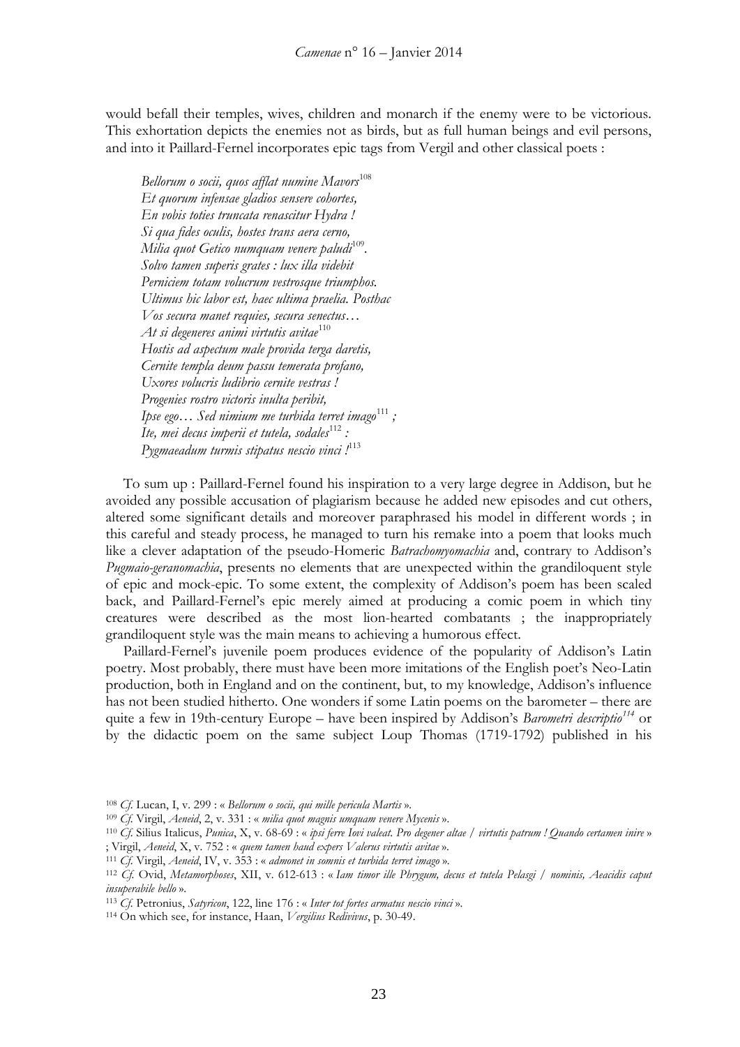would befall their temples, wives, children and monarch if the enemy were to be victorious. This exhortation depicts the enemies not as birds, but as full human beings and evil persons, and into it Paillard-Fernel incorporates epic tags from Vergil and other classical poets :

> *Bellorum o socii, quos afflat numine Mavors*[108]
> *Et quorum infensae gladios sensere cohortes,*
> *En vobis toties truncata renascitur Hydra !*
> *Si qua fides oculis, hostes trans aera cerno,*
> *Milia quot Getico numquam venere paludi*[109].
> *Solvo tamen superis grates : lux illa videbit*
> *Perniciem totam volucrum vestrosque triumphos.*
> *Ultimus hic labor est, haec ultima praelia. Posthac*
> *Vos secura manet requies, secura senectus…*
> *At si degeneres animi virtutis avitae*[110]
> *Hostis ad aspectum male provida terga daretis,*
> *Cernite templa deum passu temerata profano,*
> *Uxores volucris ludibrio cernite vestras !*
> *Progenies rostro victoris inulta peribit,*
> *Ipse ego… Sed nimium me turbida terret imago*[111] *;*
> *Ite, mei decus imperii et tutela, sodales*[112] *:*
> *Pygmaeadum turmis stipatus nescio vinci !*[113]

To sum up : Paillard-Fernel found his inspiration to a very large degree in Addison, but he avoided any possible accusation of plagiarism because he added new episodes and cut others, altered some significant details and moreover paraphrased his model in different words ; in this careful and steady process, he managed to turn his remake into a poem that looks much like a clever adaptation of the pseudo-Homeric *Batrachomyomachia* and, contrary to Addison's *Pugmaio-geranomachia*, presents no elements that are unexpected within the grandiloquent style of epic and mock-epic. To some extent, the complexity of Addison's poem has been scaled back, and Paillard-Fernel's epic merely aimed at producing a comic poem in which tiny creatures were described as the most lion-hearted combatants ; the inappropriately grandiloquent style was the main means to achieving a humorous effect.

Paillard-Fernel's juvenile poem produces evidence of the popularity of Addison's Latin poetry. Most probably, there must have been more imitations of the English poet's Neo-Latin production, both in England and on the continent, but, to my knowledge, Addison's influence has not been studied hitherto. One wonders if some Latin poems on the barometer – there are quite a few in 19th-century Europe – have been inspired by Addison's *Barometri descriptio*[114] or by the didactic poem on the same subject Loup Thomas (1719-1792) published in his

---

[108] *Cf.* Lucan, I, v. 299 : « *Bellorum o socii, qui mille pericula Martis* ».

[109] *Cf.* Virgil, *Aeneid*, 2, v. 331 : « *milia quot magnis umquam venere Mycenis* ».

[110] *Cf.* Silius Italicus, *Punica*, X, v. 68-69 : « *ipsi ferre Iovi valeat. Pro degener altae / virtutis patrum ! Quando certamen inire* » ; Virgil, *Aeneid*, X, v. 752 : « *quem tamen haud expers Valerus virtutis avitae* ».

[111] *Cf.* Virgil, *Aeneid*, IV, v. 353 : « *admonet in somnis et turbida terret imago* ».

[112] *Cf.* Ovid, *Metamorphoses*, XII, v. 612-613 : « *Iam timor ille Phrygum, decus et tutela Pelasgi / nominis, Aeacidis caput insuperabile bello* ».

[113] *Cf.* Petronius, *Satyricon*, 122, line 176 : « *Inter tot fortes armatus nescio vinci* ».

[114] On which see, for instance, Haan, *Vergilius Redivivus*, p. 30-49.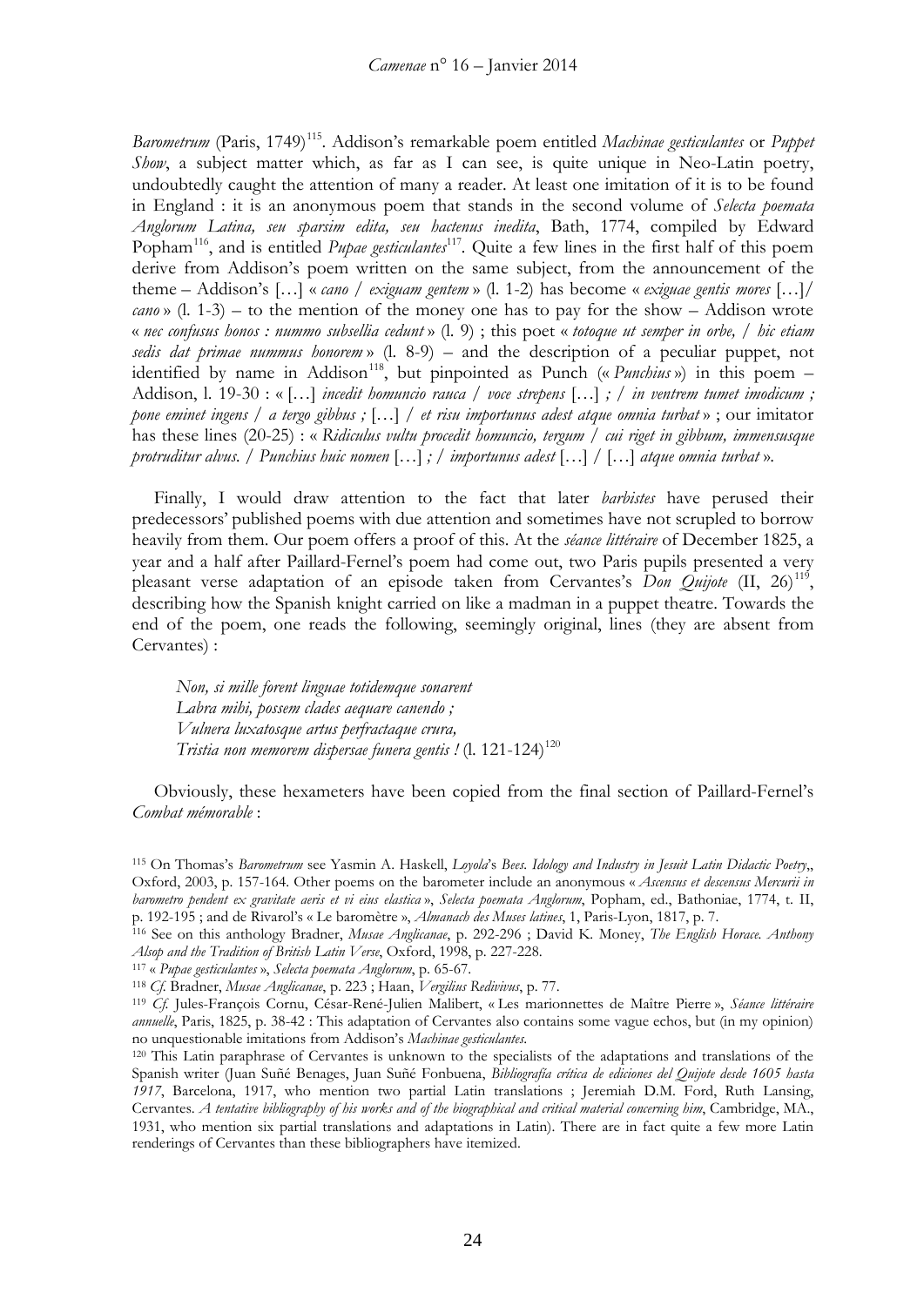*Barometrum* (Paris, 1749)[115]. Addison's remarkable poem entitled *Machinae gesticulantes* or *Puppet Show*, a subject matter which, as far as I can see, is quite unique in Neo-Latin poetry, undoubtedly caught the attention of many a reader. At least one imitation of it is to be found in England : it is an anonymous poem that stands in the second volume of *Selecta poemata Anglorum Latina, seu sparsim edita, seu hactenus inedita*, Bath, 1774, compiled by Edward Popham[116], and is entitled *Pupae gesticulantes*[117]. Quite a few lines in the first half of this poem derive from Addison's poem written on the same subject, from the announcement of the theme – Addison's […] « *cano / exiguam gentem* » (l. 1-2) has become « *exiguae gentis mores* […]/ *cano* » (l. 1-3) – to the mention of the money one has to pay for the show – Addison wrote « *nec confusus honos : nummo subsellia cedunt* » (l. 9) ; this poet « *totoque ut semper in orbe, / hic etiam sedis dat primae nummus honorem* » (l. 8-9) – and the description of a peculiar puppet, not identified by name in Addison[118], but pinpointed as Punch (« *Punchius* ») in this poem – Addison, l. 19-30 : « […] *incedit homuncio rauca / voce strepens* […] *; / in ventrem tumet imodicum ; pone eminet ingens / a tergo gibbus ;* […] */ et risu importunus adest atque omnia turbat* » ; our imitator has these lines (20-25) : « *Ridiculus vultu procedit homuncio, tergum / cui riget in gibbum, immensusque protruditur alvus. / Punchius huic nomen* […] *; / importunus adest* […] */* […] *atque omnia turbat* ».

Finally, I would draw attention to the fact that later *barbistes* have perused their predecessors' published poems with due attention and sometimes have not scrupled to borrow heavily from them. Our poem offers a proof of this. At the *séance littéraire* of December 1825, a year and a half after Paillard-Fernel's poem had come out, two Paris pupils presented a very pleasant verse adaptation of an episode taken from Cervantes's *Don Quijote* (II, 26)[119], describing how the Spanish knight carried on like a madman in a puppet theatre. Towards the end of the poem, one reads the following, seemingly original, lines (they are absent from Cervantes) :

> *Non, si mille forent linguae totidemque sonarent*
> *Labra mihi, possem clades aequare canendo ;*
> *Vulnera luxatosque artus perfractaque crura,*
> *Tristia non memorem dispersae funera gentis !* (l. 121-124)[120]

Obviously, these hexameters have been copied from the final section of Paillard-Fernel's *Combat mémorable* :

---

[115] On Thomas's *Barometrum* see Yasmin A. Haskell, *Loyola's Bees. Idology and Industry in Jesuit Latin Didactic Poetry*,, Oxford, 2003, p. 157-164. Other poems on the barometer include an anonymous « *Ascensus et descensus Mercurii in barometro pendent ex gravitate aeris et vi eius elastica* », *Selecta poemata Anglorum*, Popham, ed., Bathoniae, 1774, t. II, p. 192-195 ; and de Rivarol's « Le baromètre », *Almanach des Muses latines*, 1, Paris-Lyon, 1817, p. 7.

[116] See on this anthology Bradner, *Musae Anglicanae*, p. 292-296 ; David K. Money, *The English Horace. Anthony Alsop and the Tradition of British Latin Verse*, Oxford, 1998, p. 227-228.

[117] « *Pupae gesticulantes* », *Selecta poemata Anglorum*, p. 65-67.

[118] *Cf.* Bradner, *Musae Anglicanae*, p. 223 ; Haan, *Vergilius Redivivus*, p. 77.

[119] *Cf.* Jules-François Cornu, César-René-Julien Malibert, « Les marionnettes de Maître Pierre », *Séance littéraire annuelle*, Paris, 1825, p. 38-42 : This adaptation of Cervantes also contains some vague echos, but (in my opinion) no unquestionable imitations from Addison's *Machinae gesticulantes*.

[120] This Latin paraphrase of Cervantes is unknown to the specialists of the adaptations and translations of the Spanish writer (Juan Suñé Benages, Juan Suñé Fonbuena, *Bibliografía crítica de ediciones del Quijote desde 1605 hasta 1917*, Barcelona, 1917, who mention two partial Latin translations ; Jeremiah D.M. Ford, Ruth Lansing, Cervantes. *A tentative bibliography of his works and of the biographical and critical material concerning him*, Cambridge, MA., 1931, who mention six partial translations and adaptations in Latin). There are in fact quite a few more Latin renderings of Cervantes than these bibliographers have itemized.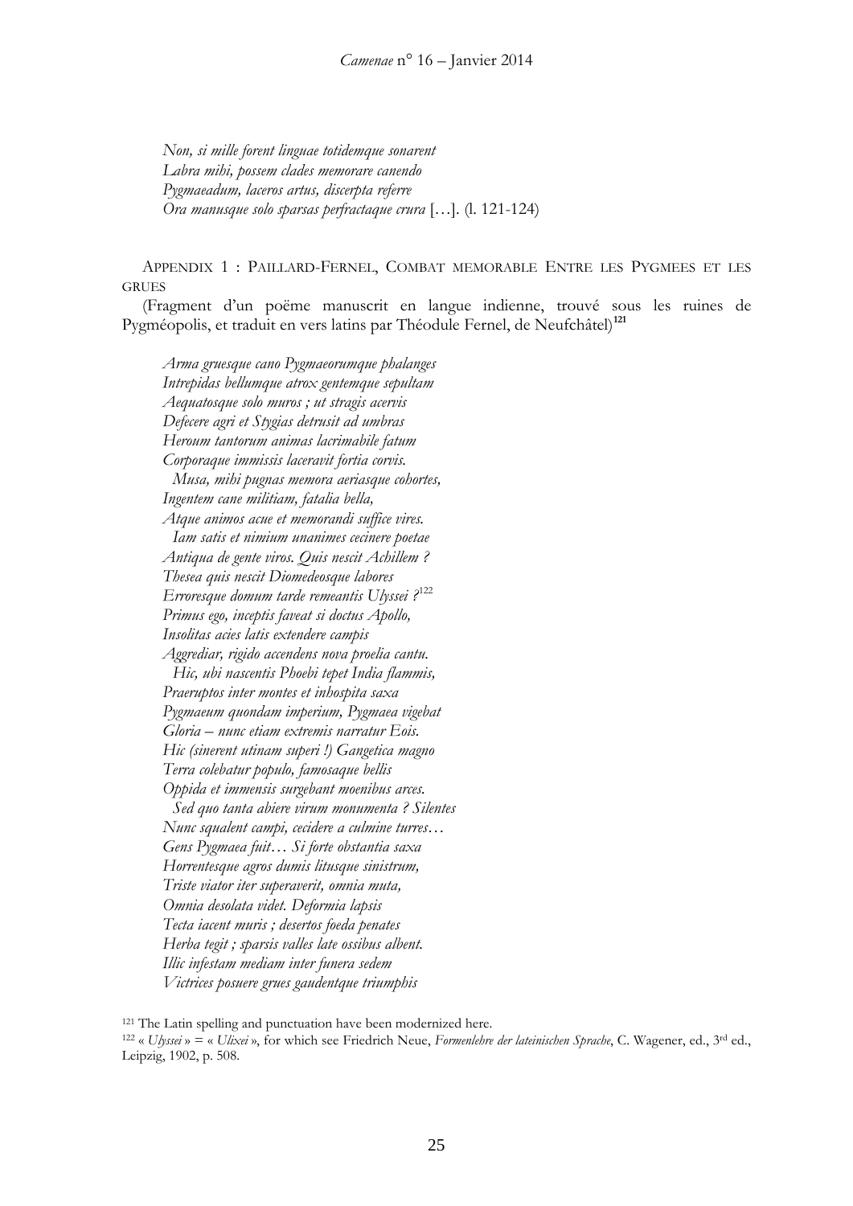*Non, si mille forent linguae totidemque sonarent*
*Labra mihi, possem clades memorare canendo*
*Pygmaeadum, laceros artus, discerpta referre*
*Ora manusque solo sparsas perfractaque crura* […]. (l. 121-124)

## Appendix 1 : Paillard-Fernel, Combat memorable Entre les Pygmees et les grues

(Fragment d'un poëme manuscrit en langue indienne, trouvé sous les ruines de Pygméopolis, et traduit en vers latins par Théodule Fernel, de Neufchâtel)[121]

*Arma gruesque cano Pygmaeorumque phalanges*
*Intrepidas bellumque atrox gentemque sepultam*
*Aequatosque solo muros ; ut stragis acervis*
*Defecere agri et Stygias detrusit ad umbras*
*Heroum tantorum animas lacrimabile fatum*
*Corporaque immissis laceravit fortia corvis.*
*Musa, mihi pugnas memora aeriasque cohortes,*
*Ingentem cane militiam, fatalia bella,*
*Atque animos acue et memorandi suffice vires.*
*Iam satis et nimium unanimes cecinere poetae*
*Antiqua de gente viros. Quis nescit Achillem ?*
*Thesea quis nescit Diomedeosque labores*
*Erroresque domum tarde remeantis Ulyssei ?*[122]
*Primus ego, inceptis faveat si doctus Apollo,*
*Insolitas acies latis extendere campis*
*Aggrediar, rigido accendens nova proelia cantu.*
*Hic, ubi nascentis Phoebi tepet India flammis,*
*Praeruptos inter montes et inhospita saxa*
*Pygmaeum quondam imperium, Pygmaea vigebat*
*Gloria – nunc etiam extremis narratur Eois.*
*Hic (sinerent utinam superi !) Gangetica magno*
*Terra colebatur populo, famosaque bellis*
*Oppida et immensis surgebant moenibus arces.*
*Sed quo tanta abiere virum monumenta ? Silentes*
*Nunc squalent campi, cecidere a culmine turres…*
*Gens Pygmaea fuit… Si forte obstantia saxa*
*Horrentesque agros dumis litusque sinistrum,*
*Triste viator iter superaverit, omnia muta,*
*Omnia desolata videt. Deformia lapsis*
*Tecta iacent muris ; desertos foeda penates*
*Herba tegit ; sparsis valles late ossibus albent.*
*Illic infestam mediam inter funera sedem*
*Victrices posuere grues gaudentque triumphis*

[121] The Latin spelling and punctuation have been modernized here.

[122] « *Ulyssei* » = « *Ulixei* », for which see Friedrich Neue, *Formenlehre der lateinischen Sprache*, C. Wagener, ed., 3rd ed., Leipzig, 1902, p. 508.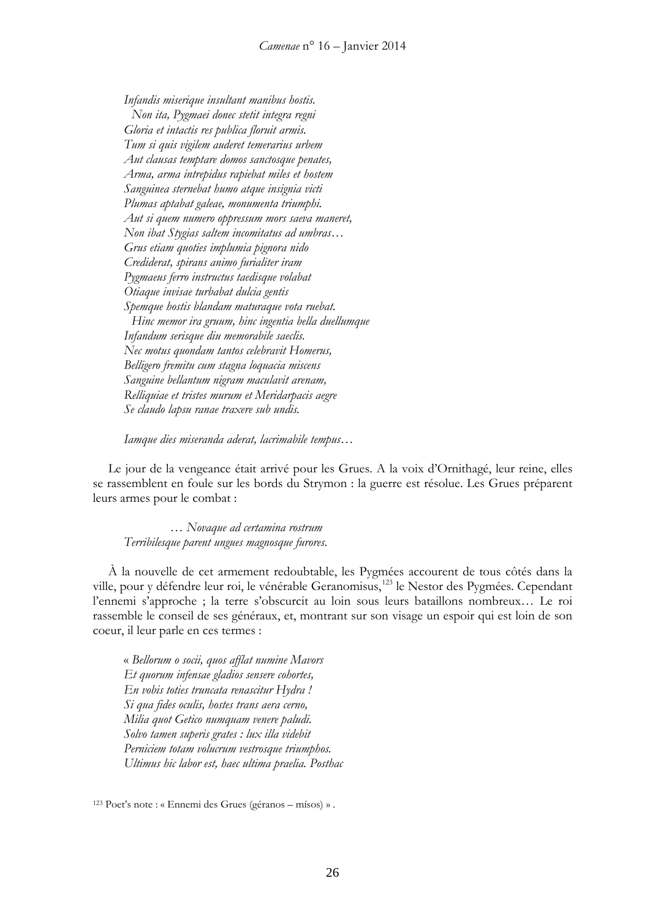*Infandis miserique insultant manibus hostis.*
*Non ita, Pygmaei donec stetit integra regni*
*Gloria et intactis res publica floruit armis.*
*Tum si quis vigilem auderet temerarius urbem*
*Aut clausas temptare domos sanctosque penates,*
*Arma, arma intrepidus rapiebat miles et hostem*
*Sanguinea sternebat humo atque insignia victi*
*Plumas aptabat galeae, monumenta triumphi.*
*Aut si quem numero oppressum mors saeva maneret,*
*Non ibat Stygias saltem incomitatus ad umbras…*
*Grus etiam quoties implumia pignora nido*
*Crediderat, spirans animo furialiter iram*
*Pygmaeus ferro instructus taedisque volabat*
*Otiaque invisae turbabat dulcia gentis*
*Spemque hostis blandam maturaque vota ruebat.*
*Hinc memor ira gruum, hinc ingentia bella duellumque*
*Infandum serisque diu memorabile saeclis.*
*Nec motus quondam tantos celebravit Homerus,*
*Belligero fremitu cum stagna loquacia miscens*
*Sanguine bellantum nigram maculavit arenam,*
*Relliquiae et tristes murum et Meridarpacis aegre*
*Se claudo lapsu ranae traxere sub undis.*

*Iamque dies miseranda aderat, lacrimabile tempus…*

Le jour de la vengeance était arrivé pour les Grues. A la voix d'Ornithagé, leur reine, elles se rassemblent en foule sur les bords du Strymon : la guerre est résolue. Les Grues préparent leurs armes pour le combat :

*… Novaque ad certamina rostrum*
*Terribilesque parent ungues magnosque furores.*

À la nouvelle de cet armement redoutable, les Pygmées accourent de tous côtés dans la ville, pour y défendre leur roi, le vénérable Geranomisus,[123] le Nestor des Pygmées. Cependant l'ennemi s'approche ; la terre s'obscurcit au loin sous leurs bataillons nombreux… Le roi rassemble le conseil de ses généraux, et, montrant sur son visage un espoir qui est loin de son coeur, il leur parle en ces termes :

« *Bellorum o socii, quos afflat numine Mavors*
*Et quorum infensae gladios sensere cohortes,*
*En vobis toties truncata renascitur Hydra !*
*Si qua fides oculis, hostes trans aera cerno,*
*Milia quot Getico numquam venere paludi.*
*Solvo tamen superis grates : lux illa videbit*
*Perniciem totam volucrum vestrosque triumphos.*
*Ultimus hic labor est, haec ultima praelia. Posthac*

[123] Poet's note : « Ennemi des Grues (géranos – mísos) » .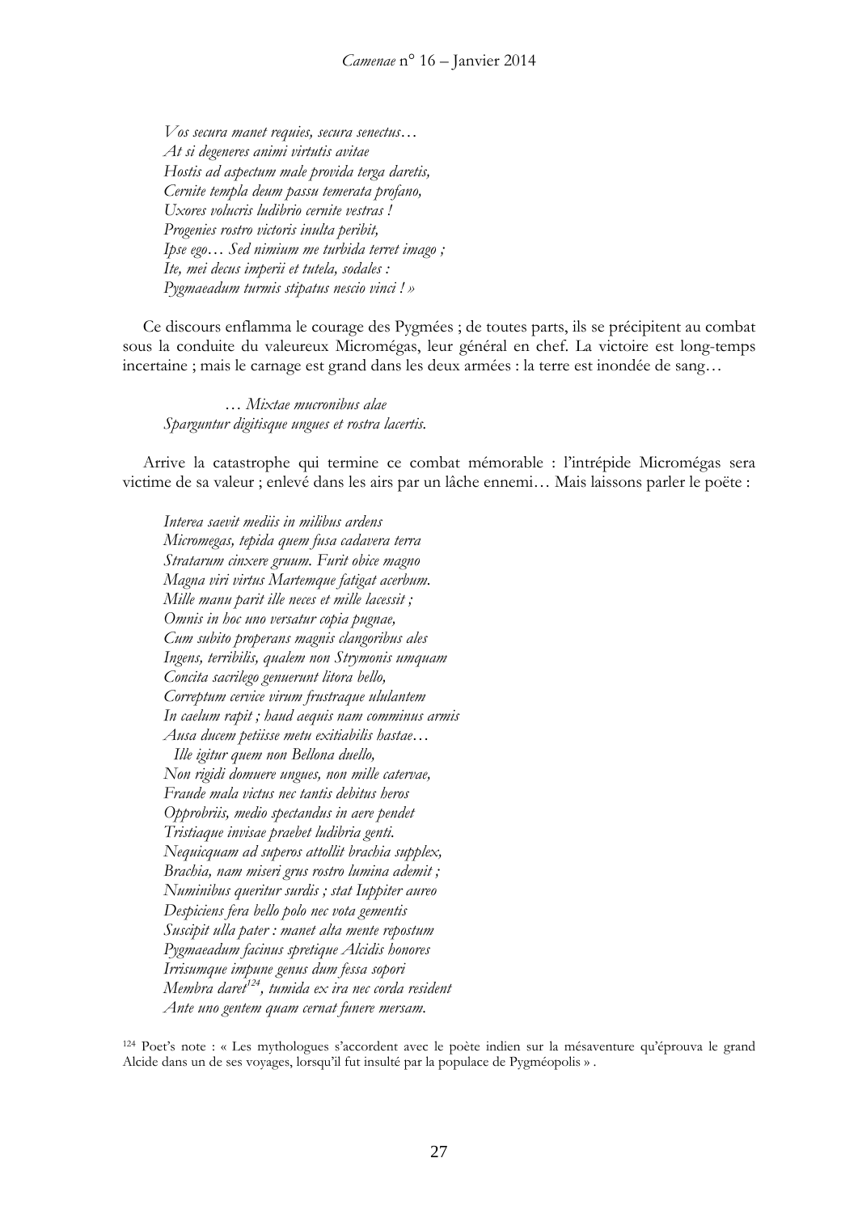*Vos secura manet requies, secura senectus…*
*At si degeneres animi virtutis avitae*
*Hostis ad aspectum male provida terga daretis,*
*Cernite templa deum passu temerata profano,*
*Uxores volucris ludibrio cernite vestras !*
*Progenies rostro victoris inulta peribit,*
*Ipse ego… Sed nimium me turbida terret imago ;*
*Ite, mei decus imperii et tutela, sodales :*
*Pygmaeadum turmis stipatus nescio vinci ! »*

Ce discours enflamma le courage des Pygmées ; de toutes parts, ils se précipitent au combat sous la conduite du valeureux Micromégas, leur général en chef. La victoire est long-temps incertaine ; mais le carnage est grand dans les deux armées : la terre est inondée de sang…

… *Mixtae mucronibus alae*
*Sparguntur digitisque ungues et rostra lacertis.*

Arrive la catastrophe qui termine ce combat mémorable : l'intrépide Micromégas sera victime de sa valeur ; enlevé dans les airs par un lâche ennemi… Mais laissons parler le poëte :

*Interea saevit mediis in milibus ardens*
*Micromegas, tepida quem fusa cadavera terra*
*Stratarum cinxere gruum. Furit obice magno*
*Magna viri virtus Martemque fatigat acerbum.*
*Mille manu parit ille neces et mille lacessit ;*
*Omnis in hoc uno versatur copia pugnae,*
*Cum subito properans magnis clangoribus ales*
*Ingens, terribilis, qualem non Strymonis umquam*
*Concita sacrilego genuerunt litora bello,*
*Correptum cervice virum frustraque ululantem*
*In caelum rapit ; haud aequis nam comminus armis*
*Ausa ducem petiisse metu exitiabilis hastae…*
*Ille igitur quem non Bellona duello,*
*Non rigidi domuere ungues, non mille catervae,*
*Fraude mala victus nec tantis debitus heros*
*Opprobriis, medio spectandus in aere pendet*
*Tristiaque invisae praebet ludibria genti.*
*Nequicquam ad superos attollit brachia supplex,*
*Brachia, nam miseri grus rostro lumina ademit ;*
*Numinibus queritur surdis ; stat Iuppiter aureo*
*Despiciens fera bello polo nec vota gementis*
*Suscipit ulla pater : manet alta mente repostum*
*Pygmaeadum facinus spretique Alcidis honores*
*Irrisumque impune genus dum fessa sopori*
*Membra daret*[124]*, tumida ex ira nec corda resident*
*Ante uno gentem quam cernat funere mersam.*

[124] Poet's note : « Les mythologues s'accordent avec le poète indien sur la mésaventure qu'éprouva le grand Alcide dans un de ses voyages, lorsqu'il fut insulté par la populace de Pygméopolis » .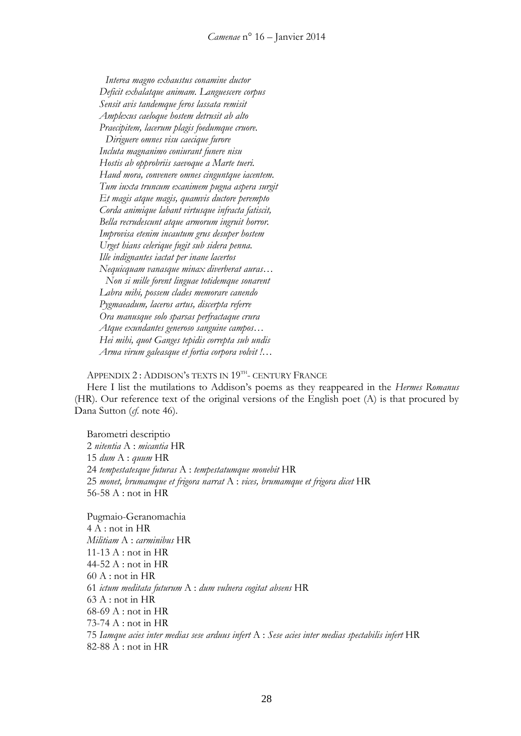*Interea magno exhaustus conamine ductor*
*Deficit exhalatque animam. Languescere corpus*
*Sensit avis tandemque feros lassata remisit*
*Amplexus caeloque hostem detrusit ab alto*
*Praecipitem, lacerum plagis foedumque cruore.*
*Diriguere omnes visu caecique furore*
*Incluta magnanimo coniurant funere nisu*
*Hostis ab opprobriis saevoque a Marte tueri.*
*Haud mora, convenere omnes cinguntque iacentem.*
*Tum iuxta truncum exanimem pugna aspera surgit*
*Et magis atque magis, quamvis ductore perempto*
*Corda animique labant virtusque infracta fatiscit,*
*Bella recrudescunt atque armorum ingruit horror.*
*Improvisa etenim incautum grus desuper hostem*
*Urget hians celerique fugit sub sidera penna.*
*Ille indignantes iactat per inane lacertos*
*Nequicquam vanasque minax diverberat auras…*
*Non si mille forent linguae totidemque sonarent*
*Labra mihi, possem clades memorare canendo*
*Pygmaeadum, laceros artus, discerpta referre*
*Ora manusque solo sparsas perfractaque crura*
*Atque exundantes generoso sanguine campos…*
*Hei mihi, quot Ganges tepidis correpta sub undis*
*Arma virum galeasque et fortia corpora volvit !…*

APPENDIX 2 : ADDISON'S TEXTS IN 19TH- CENTURY FRANCE

Here I list the mutilations to Addison's poems as they reappeared in the *Hermes Romanus* (HR). Our reference text of the original versions of the English poet (A) is that procured by Dana Sutton (*cf.* note 46).

Barometri descriptio
2 *nitentia* A : *micantia* HR
15 *dum* A : *quum* HR
24 *tempestatesque futuras* A : *tempestatumque monebit* HR
25 *monet, brumamque et frigora narrat* A : *vices, brumamque et frigora dicet* HR
56-58 A : not in HR

Pugmaio-Geranomachia
4 A : not in HR
*Militiam* A : *carminibus* HR
11-13 A : not in HR
44-52 A : not in HR
60 A : not in HR
61 *ictum meditata futurum* A : *dum vulnera cogitat absens* HR
63 A : not in HR
68-69 A : not in HR
73-74 A : not in HR
75 *Iamque acies inter medias sese arduus infert* A : *Sese acies inter medias spectabilis infert* HR
82-88 A : not in HR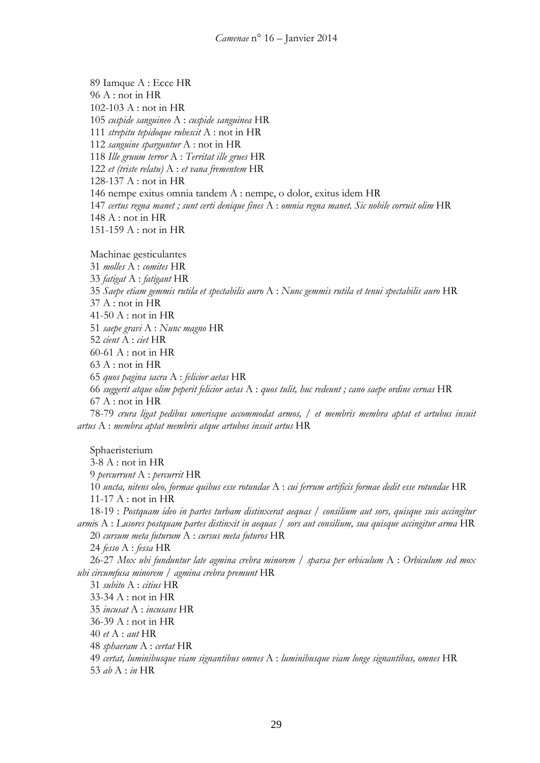89 Iamque A : Ecce HR

96 A : not in HR

102-103 A : not in HR

105 *cuspide sanguineo* A : *cuspide sanguinea* HR

111 *strepitu tepidoque rubescit* A : not in HR

112 *sanguine sparguntur* A : not in HR

118 *Ille gruum terror* A : *Territat ille grues* HR

122 *et (triste relatu)* A : *et vana frementem* HR

128-137 A : not in HR

146 nempe exitus omnia tandem A : nempe, o dolor, exitus idem HR

147 *certus regna manet ; sunt certi denique fines* A : *omnia regna manet. Sic nobile corruit olim* HR

148 A : not in HR

151-159 A : not in HR

Machinae gesticulantes

31 *molles* A : *comites* HR

33 *fatigat* A : *fatigant* HR

35 *Saepe etiam gemmis rutila et spectabilis auro* A : *Nunc gemmis rutila et tenui spectabilis auro* HR

37 A : not in HR

41-50 A : not in HR

51 *saepe gravi* A : *Nunc magno* HR

52 *cient* A : *ciet* HR

60-61 A : not in HR

63 A : not in HR

65 *quos pagina sacra* A : *felicior aetas* HR

66 *suggerit atque olim peperit felicior aetas* A : *quos tulit, huc redeunt ; cano saepe ordine cernas* HR

67 A : not in HR

78-79 *crura ligat pedibus umerisque accommodat armos, / et membris membra aptat et artubus insuit artus* A : *membra aptat membris atque artubus insuit artus* HR

Sphaeristerium

3-8 A : not in HR

9 *percurrunt* A : *percurrit* HR

10 *uncta, nitens oleo, formae quibus esse rotundae* A : *cui ferrum artificis formae dedit esse rotundae* HR

11-17 A : not in HR

18-19 : *Postquam ideo in partes turbam distinxerat aequas / consilium aut sors, quisque suis accingitur armi*s A : *Lusores postquam partes distinxit in aequas / sors aut consilium, sua quisque accingitur arma* HR

20 *cursum meta futurum* A : *cursus meta futuros* HR

24 *fesso* A : *fessa* HR

26-27 *Mox ubi funduntur late agmina crebra minorem / sparsa per orbiculum* A : *Orbiculum sed mox ubi circumfusa minorem / agmina crebra premunt* HR

31 *subito* A : *citius* HR

33-34 A : not in HR

35 *incusat* A : *incusans* HR

36-39 A : not in HR

40 *et* A : *aut* HR

48 *sphaeram* A : *certat* HR

49 *certat, luminibusque viam signantibus omnes* A : *luminibusque viam longe signantibus, omnes* HR

53 *ab* A : *in* HR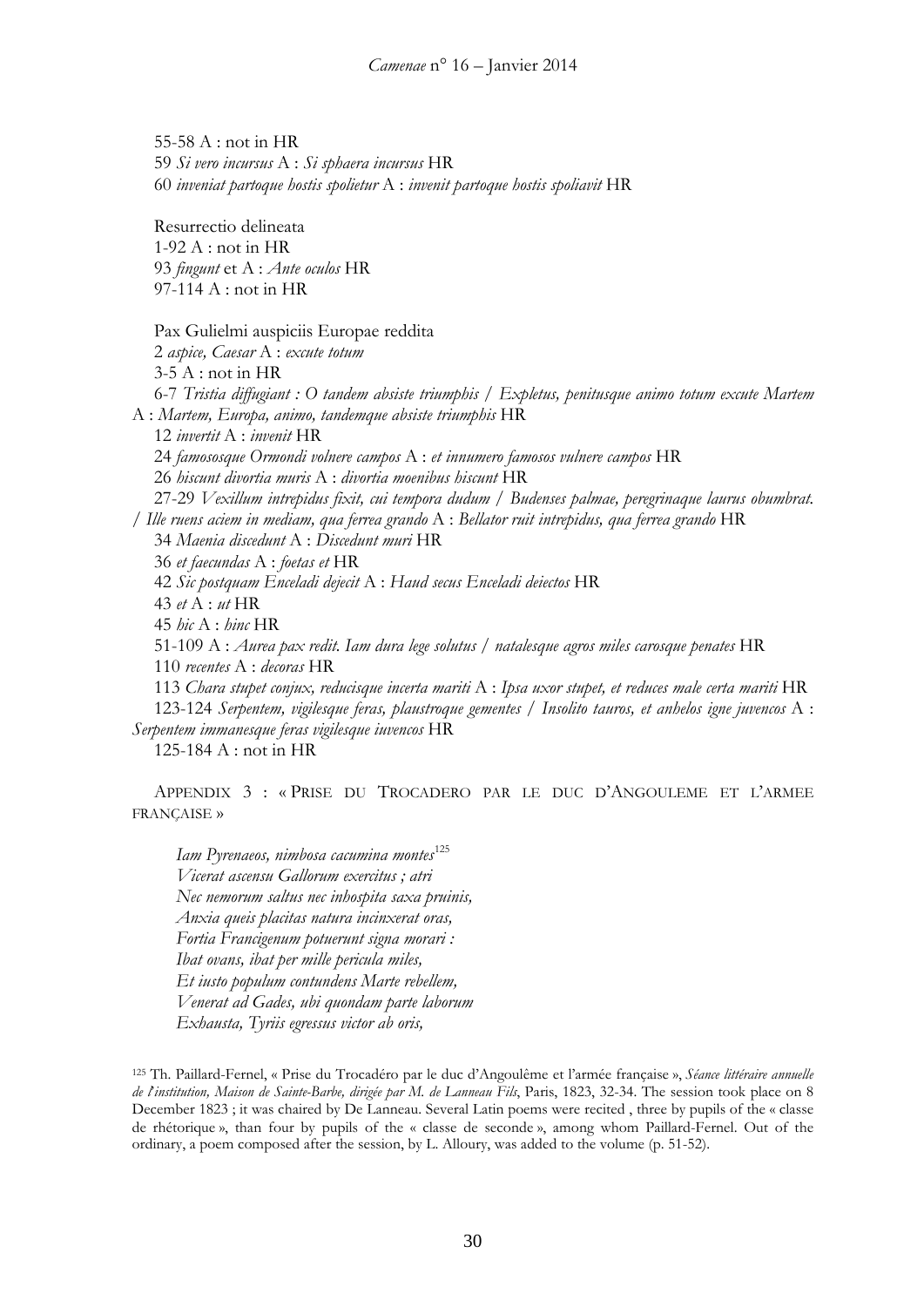55-58 A : not in HR

59 *Si vero incursus* A : *Si sphaera incursus* HR

60 *inveniat partoque hostis spolietur* A : *invenit partoque hostis spoliavit* HR

Resurrectio delineata

1-92 A : not in HR

93 *fingunt* et A : *Ante oculos* HR

97-114 A : not in HR

Pax Gulielmi auspiciis Europae reddita

2 *aspice, Caesar* A : *excute totum*

3-5 A : not in HR

6-7 *Tristia diffugiant : O tandem absiste triumphis / Expletus, penitusque animo totum excute Martem* A : *Martem, Europa, animo, tandemque absiste triumphis* HR

12 *invertit* A : *invenit* HR

24 *famososque Ormondi volnere campos* A : *et innumero famosos vulnere campos* HR

26 *hiscunt divortia muris* A : *divortia moenibus hiscunt* HR

27-29 *Vexillum intrepidus fixit, cui tempora dudum / Budenses palmae, peregrinaque laurus obumbrat. / Ille ruens aciem in mediam, qua ferrea grando* A : *Bellator ruit intrepidus, qua ferrea grando* HR

34 *Maenia discedunt* A : *Discedunt muri* HR

36 *et faecundas* A : *foetas et* HR

42 *Sic postquam Enceladi dejecit* A : *Haud secus Enceladi deiectos* HR

43 *et* A : *ut* HR

45 *hic* A : *hinc* HR

51-109 A : *Aurea pax redit. Iam dura lege solutus / natalesque agros miles carosque penates* HR

110 *recentes* A : *decoras* HR

113 *Chara stupet conjux, reducisque incerta mariti* A : *Ipsa uxor stupet, et reduces male certa mariti* HR

123-124 *Serpentem, vigilesque feras, plaustroque gementes / Insolito tauros, et anhelos igne juvencos* A : *Serpentem immanesque feras vigilesque iuvencos* HR

125-184 A : not in HR

## Appendix 3 : « Prise du Trocadero par le duc d'Angouleme et l'armee française »

*Iam Pyrenaeos, nimbosa cacumina montes*[125]
*Vicerat ascensu Gallorum exercitus ; atri*
*Nec nemorum saltus nec inhospita saxa pruinis,*
*Anxia queis placitas natura incinxerat oras,*
*Fortia Francigenum potuerunt signa morari :*
*Ibat ovans, ibat per mille pericula miles,*
*Et iusto populum contundens Marte rebellem,*
*Venerat ad Gades, ubi quondam parte laborum*
*Exhausta, Tyriis egressus victor ab oris,*

[125] Th. Paillard-Fernel, « Prise du Trocadéro par le duc d'Angoulême et l'armée française », *Séance littéraire annuelle de l'institution, Maison de Sainte-Barbe, dirigée par M. de Lanneau Fils*, Paris, 1823, 32-34. The session took place on 8 December 1823 ; it was chaired by De Lanneau. Several Latin poems were recited , three by pupils of the « classe de rhétorique », than four by pupils of the « classe de seconde », among whom Paillard-Fernel. Out of the ordinary, a poem composed after the session, by L. Alloury, was added to the volume (p. 51-52).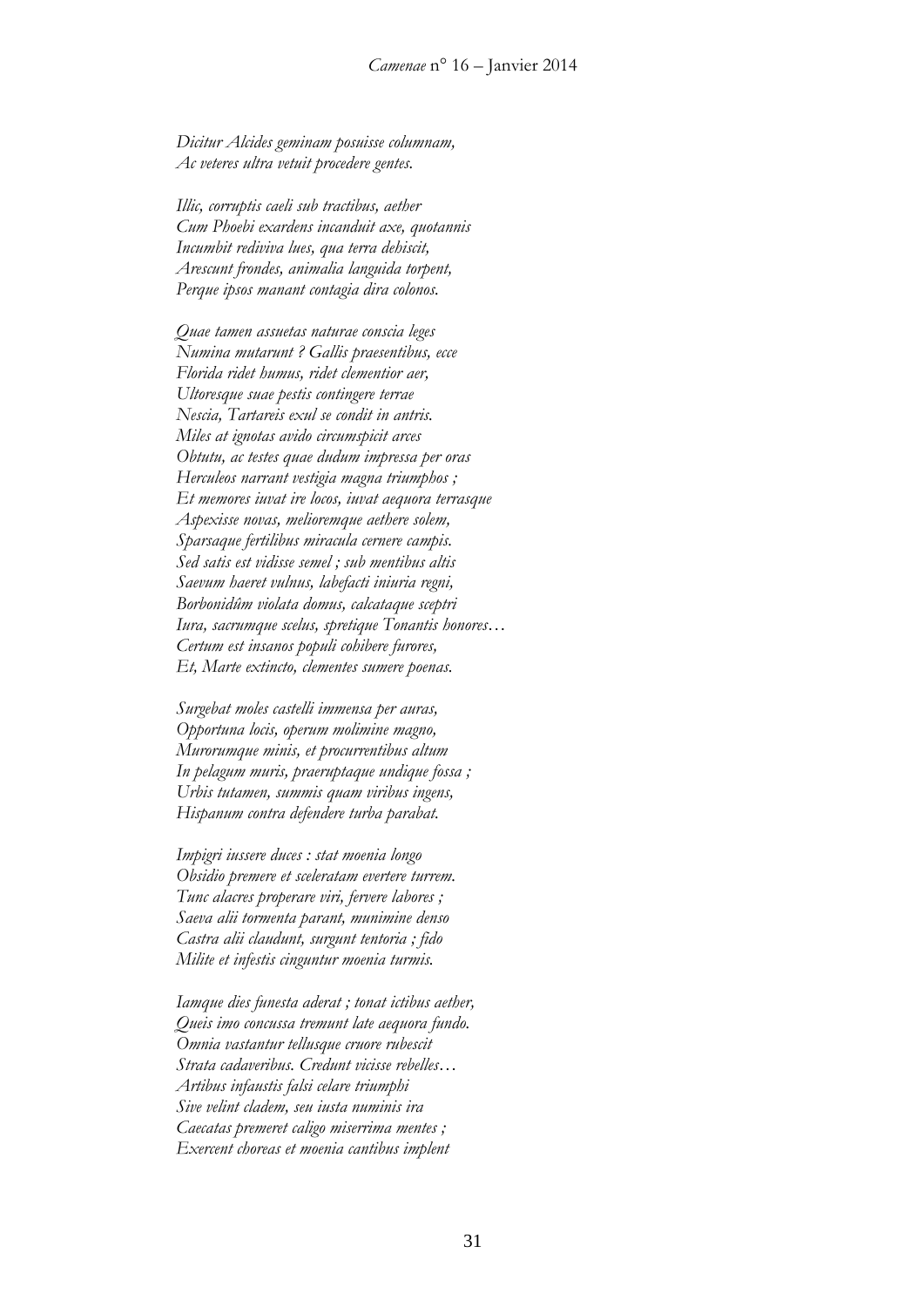*Dicitur Alcides geminam posuisse columnam,*
*Ac veteres ultra vetuit procedere gentes.*

*Illic, corruptis caeli sub tractibus, aether*
*Cum Phoebi exardens incanduit axe, quotannis*
*Incumbit rediviva lues, qua terra dehiscit,*
*Arescunt frondes, animalia languida torpent,*
*Perque ipsos manant contagia dira colonos.*

*Quae tamen assuetas naturae conscia leges*
*Numina mutarunt ? Gallis praesentibus, ecce*
*Florida ridet humus, ridet clementior aer,*
*Ultoresque suae pestis contingere terrae*
*Nescia, Tartareis exul se condit in antris.*
*Miles at ignotas avido circumspicit arces*
*Obtutu, ac testes quae dudum impressa per oras*
*Herculeos narrant vestigia magna triumphos ;*
*Et memores iuvat ire locos, iuvat aequora terrasque*
*Aspexisse novas, melioremque aethere solem,*
*Sparsaque fertilibus miracula cernere campis.*
*Sed satis est vidisse semel ; sub mentibus altis*
*Saevum haeret vulnus, labefacti iniuria regni,*
*Borbonidûm violata domus, calcataque sceptri*
*Iura, sacrumque scelus, spretique Tonantis honores…*
*Certum est insanos populi cohibere furores,*
*Et, Marte extincto, clementes sumere poenas.*

*Surgebat moles castelli immensa per auras,*
*Opportuna locis, operum molimine magno,*
*Murorumque minis, et procurrentibus altum*
*In pelagum muris, praeruptaque undique fossa ;*
*Urbis tutamen, summis quam viribus ingens,*
*Hispanum contra defendere turba parabat.*

*Impigri iussere duces : stat moenia longo*
*Obsidio premere et sceleratam evertere turrem.*
*Tunc alacres properare viri, fervere labores ;*
*Saeva alii tormenta parant, munimine denso*
*Castra alii claudunt, surgunt tentoria ; fido*
*Milite et infestis cinguntur moenia turmis.*

*Iamque dies funesta aderat ; tonat ictibus aether,*
*Queis imo concussa tremunt late aequora fundo.*
*Omnia vastantur tellusque cruore rubescit*
*Strata cadaveribus. Credunt vicisse rebelles…*
*Artibus infaustis falsi celare triumphi*
*Sive velint cladem, seu iusta numinis ira*
*Caecatas premeret caligo miserrima mentes ;*
*Exercent choreas et moenia cantibus implent*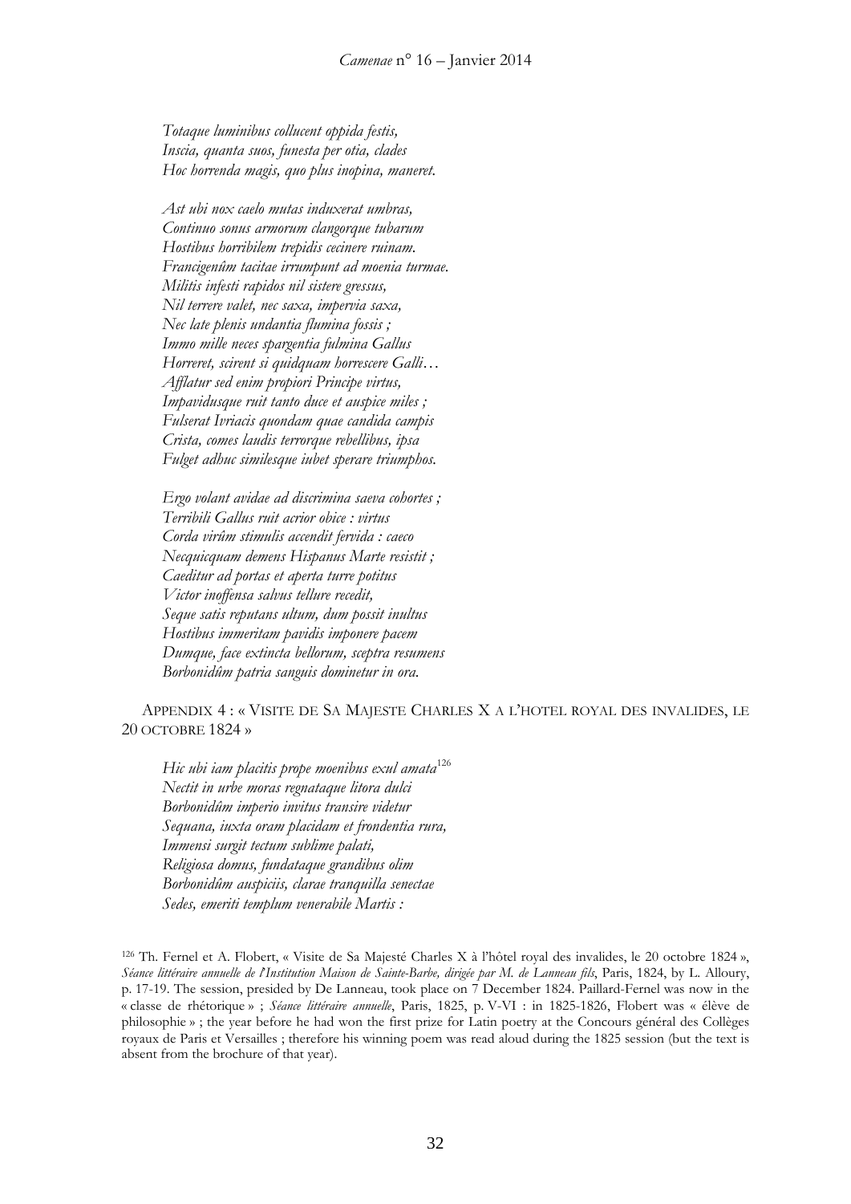*Totaque luminibus collucent oppida festis,*
*Inscia, quanta suos, funesta per otia, clades*
*Hoc horrenda magis, quo plus inopina, maneret.*

*Ast ubi nox caelo mutas induxerat umbras,*
*Continuo sonus armorum clangorque tubarum*
*Hostibus horribilem trepidis cecinere ruinam.*
*Francigenûm tacitae irrumpunt ad moenia turmae.*
*Militis infesti rapidos nil sistere gressus,*
*Nil terrere valet, nec saxa, impervia saxa,*
*Nec late plenis undantia flumina fossis ;*
*Immo mille neces spargentia fulmina Gallus*
*Horreret, scirent si quidquam horrescere Galli…*
*Afflatur sed enim propiori Principe virtus,*
*Impavidusque ruit tanto duce et auspice miles ;*
*Fulserat Ivriacis quondam quae candida campis*
*Crista, comes laudis terrorque rebellibus, ipsa*
*Fulget adhuc similesque iubet sperare triumphos.*

*Ergo volant avidae ad discrimina saeva cohortes ;*
*Terribili Gallus ruit acrior obice : virtus*
*Corda virûm stimulis accendit fervida : caeco*
*Necquicquam demens Hispanus Marte resistit ;*
*Caeditur ad portas et aperta turre potitus*
*Victor inoffensa salvus tellure recedit,*
*Seque satis reputans ultum, dum possit inultus*
*Hostibus immeritam pavidis imponere pacem*
*Dumque, face extincta bellorum, sceptra resumens*
*Borbonidûm patria sanguis dominetur in ora.*

## APPENDIX 4 : « VISITE DE SA MAJESTE CHARLES X A L'HOTEL ROYAL DES INVALIDES, LE 20 OCTOBRE 1824 »

*Hic ubi iam placitis prope moenibus exul amata*[126]
*Nectit in urbe moras regnataque litora dulci*
*Borbonidûm imperio invitus transire videtur*
*Sequana, iuxta oram placidam et frondentia rura,*
*Immensi surgit tectum sublime palati,*
*Religiosa domus, fundataque grandibus olim*
*Borbonidûm auspiciis, clarae tranquilla senectae*
*Sedes, emeriti templum venerabile Martis :*

---

[126] Th. Fernel et A. Flobert, « Visite de Sa Majesté Charles X à l'hôtel royal des invalides, le 20 octobre 1824 », *Séance littéraire annuelle de l'Institution Maison de Sainte-Barbe, dirigée par M. de Lanneau fils*, Paris, 1824, by L. Alloury, p. 17-19. The session, presided by De Lanneau, took place on 7 December 1824. Paillard-Fernel was now in the « classe de rhétorique » ; *Séance littéraire annuelle*, Paris, 1825, p. V-VI : in 1825-1826, Flobert was « élève de philosophie » ; the year before he had won the first prize for Latin poetry at the Concours général des Collèges royaux de Paris et Versailles ; therefore his winning poem was read aloud during the 1825 session (but the text is absent from the brochure of that year).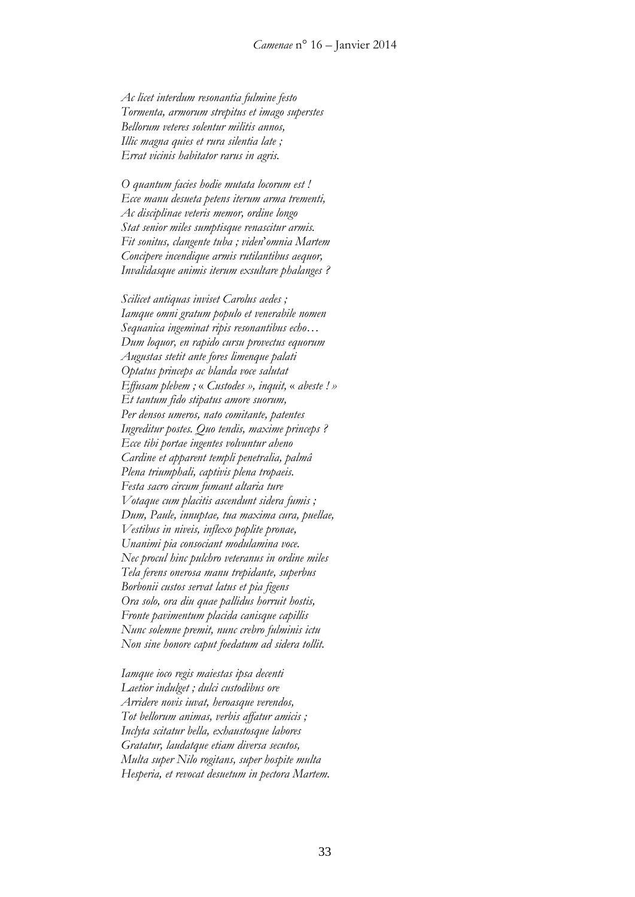*Ac licet interdum resonantia fulmine festo*
*Tormenta, armorum strepitus et imago superstes*
*Bellorum veteres solentur militis annos,*
*Illic magna quies et rura silentia late ;*
*Errat vicinis habitator rarus in agris.*

*O quantum facies hodie mutata locorum est !*
*Ecce manu desueta petens iterum arma trementi,*
*Ac disciplinae veteris memor, ordine longo*
*Stat senior miles sumptisque renascitur armis.*
*Fit sonitus, clangente tuba ; viden' omnia Martem*
*Concipere incendique armis rutilantibus aequor,*
*Invalidasque animis iterum exsultare phalanges ?*

*Scilicet antiquas inviset Carolus aedes ;*
*Iamque omni gratum populo et venerabile nomen*
*Sequanica ingeminat ripis resonantibus echo…*
*Dum loquor, en rapido cursu provectus equorum*
*Augustas stetit ante fores limenque palati*
*Optatus princeps ac blanda voce salutat*
*Effusam plebem ;* « *Custodes* », *inquit,* « *abeste !* »
*Et tantum fido stipatus amore suorum,*
*Per densos umeros, nato comitante, patentes*
*Ingreditur postes. Quo tendis, maxime princeps ?*
*Ecce tibi portae ingentes volvuntur aheno*
*Cardine et apparent templi penetralia, palmâ*
*Plena triumphali, captivis plena tropaeis.*
*Festa sacro circum fumant altaria ture*
*Votaque cum placitis ascendunt sidera fumis ;*
*Dum, Paule, innuptae, tua maxima cura, puellae,*
*Vestibus in niveis, inflexo poplite pronae,*
*Unanimi pia consociant modulamina voce.*
*Nec procul hinc pulchro veteranus in ordine miles*
*Tela ferens onerosa manu trepidante, superbus*
*Borbonii custos servat latus et pia figens*
*Ora solo, ora diu quae pallidus horruit hostis,*
*Fronte pavimentum placida canisque capillis*
*Nunc solemne premit, nunc crebro fulminis ictu*
*Non sine honore caput foedatum ad sidera tollit.*

*Iamque ioco regis maiestas ipsa decenti*
*Laetior indulget ; dulci custodibus ore*
*Arridere novis iuvat, heroasque verendos,*
*Tot bellorum animas, verbis affatur amicis ;*
*Inclyta scitatur bella, exhaustosque labores*
*Gratatur, laudatque etiam diversa secutos,*
*Multa super Nilo rogitans, super hospite multa*
*Hesperia, et revocat desuetum in pectora Martem.*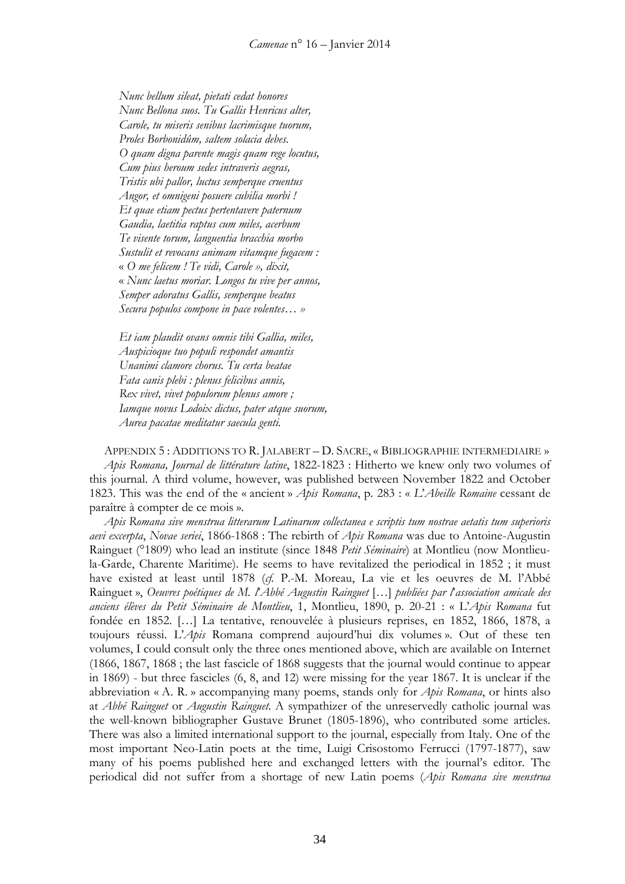*Nunc bellum sileat, pietati cedat honores*
*Nunc Bellona suos. Tu Gallis Henricus alter,*
*Carole, tu miseris senibus lacrimisque tuorum,*
*Proles Borbonidûm, saltem solacia debes.*
*O quam digna parente magis quam rege locutus,*
*Cum pius heroum sedes intraveris aegras,*
*Tristis ubi pallor, luctus semperque cruentus*
*Angor, et omnigeni posuere cubilia morbi !*
*Et quae etiam pectus pertentavere paternum*
*Gaudia, laetitia raptus cum miles, acerbum*
*Te visente torum, languentia bracchia morbo*
*Sustulit et revocans animam vitamque fugacem :*
« *O me felicem ! Te vidi, Carole », dixit,*
« *Nunc laetus moriar. Longos tu vive per annos,*
*Semper adoratus Gallis, semperque beatus*
*Secura populos compone in pace volentes… »*

*Et iam plaudit ovans omnis tibi Gallia, miles,*
*Auspicioque tuo populi respondet amantis*
*Unanimi clamore chorus. Tu certa beatae*
*Fata canis plebi : plenus felicibus annis,*
*Rex vivet, vivet populorum plenus amore ;*
*Iamque novus Lodoix dictus, pater atque suorum,*
*Aurea pacatae meditatur saecula genti.*

APPENDIX 5 : ADDITIONS TO R. JALABERT – D. SACRE, « BIBLIOGRAPHIE INTERMEDIAIRE »

*Apis Romana, Journal de littérature latine*, 1822-1823 : Hitherto we knew only two volumes of this journal. A third volume, however, was published between November 1822 and October 1823. This was the end of the « ancient » *Apis Romana*, p. 283 : « *L'Abeille Romaine* cessant de paraître à compter de ce mois ».

*Apis Romana sive menstrua litterarum Latinarum collectanea e scriptis tum nostrae aetatis tum superioris aevi excerpta*, *Novae seriei*, 1866-1868 : The rebirth of *Apis Romana* was due to Antoine-Augustin Rainguet (°1809) who lead an institute (since 1848 *Petit Séminaire*) at Montlieu (now Montlieu-la-Garde, Charente Maritime). He seems to have revitalized the periodical in 1852 ; it must have existed at least until 1878 (*cf.* P.-M. Moreau, La vie et les oeuvres de M. l'Abbé Rainguet », *Oeuvres poétiques de M. l'Abbé Augustin Rainguet* […] *publiées par l'association amicale des anciens élèves du Petit Séminaire de Montlieu*, 1, Montlieu, 1890, p. 20-21 : « L'*Apis Romana* fut fondée en 1852. […] La tentative, renouvelée à plusieurs reprises, en 1852, 1866, 1878, a toujours réussi. L'*Apis* Romana comprend aujourd'hui dix volumes ». Out of these ten volumes, I could consult only the three ones mentioned above, which are available on Internet (1866, 1867, 1868 ; the last fascicle of 1868 suggests that the journal would continue to appear in 1869) - but three fascicles (6, 8, and 12) were missing for the year 1867. It is unclear if the abbreviation « A. R. » accompanying many poems, stands only for *Apis Romana*, or hints also at *Abbé Rainguet* or *Augustin Rainguet*. A sympathizer of the unreservedly catholic journal was the well-known bibliographer Gustave Brunet (1805-1896), who contributed some articles. There was also a limited international support to the journal, especially from Italy. One of the most important Neo-Latin poets at the time, Luigi Crisostomo Ferrucci (1797-1877), saw many of his poems published here and exchanged letters with the journal's editor. The periodical did not suffer from a shortage of new Latin poems (*Apis Romana sive menstrua*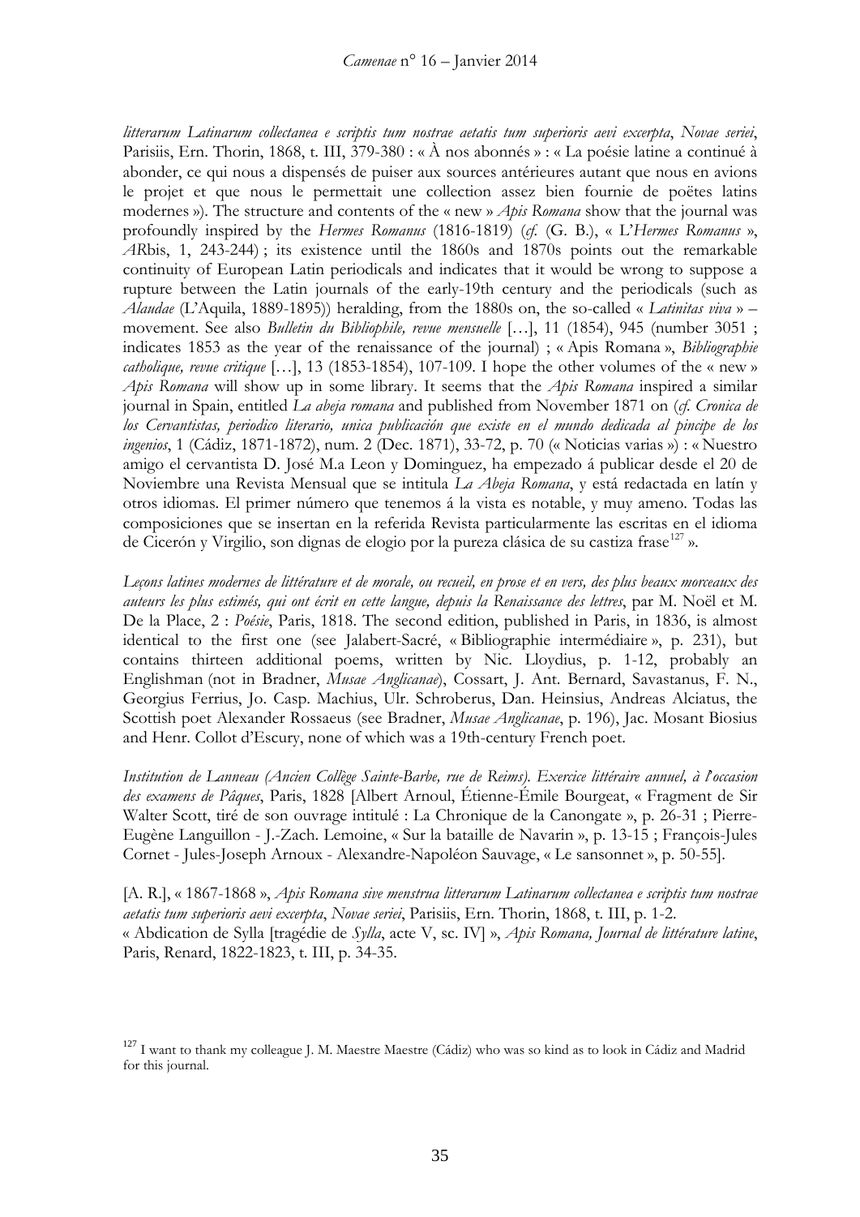*litterarum Latinarum collectanea e scriptis tum nostrae aetatis tum superioris aevi excerpta*, *Novae seriei*, Parisiis, Ern. Thorin, 1868, t. III, 379-380 : « À nos abonnés » : « La poésie latine a continué à abonder, ce qui nous a dispensés de puiser aux sources antérieures autant que nous en avions le projet et que nous le permettait une collection assez bien fournie de poëtes latins modernes »). The structure and contents of the « new » *Apis Romana* show that the journal was profoundly inspired by the *Hermes Romanus* (1816-1819) (*cf.* (G. B.), « L'*Hermes Romanus* », *AR*bis, 1, 243-244) ; its existence until the 1860s and 1870s points out the remarkable continuity of European Latin periodicals and indicates that it would be wrong to suppose a rupture between the Latin journals of the early-19th century and the periodicals (such as *Alaudae* (L'Aquila, 1889-1895)) heralding, from the 1880s on, the so-called « *Latinitas viva* » – movement. See also *Bulletin du Bibliophile, revue mensuelle* […], 11 (1854), 945 (number 3051 ; indicates 1853 as the year of the renaissance of the journal) ; « Apis Romana », *Bibliographie catholique, revue critique* […], 13 (1853-1854), 107-109. I hope the other volumes of the « new » *Apis Romana* will show up in some library. It seems that the *Apis Romana* inspired a similar journal in Spain, entitled *La abeja romana* and published from November 1871 on (*cf. Cronica de los Cervantistas, periodico literario, unica publicación que existe en el mundo dedicada al pincipe de los ingenios*, 1 (Cádiz, 1871-1872), num. 2 (Dec. 1871), 33-72, p. 70 (« Noticias varias ») : « Nuestro amigo el cervantista D. José M.a Leon y Dominguez, ha empezado á publicar desde el 20 de Noviembre una Revista Mensual que se intitula *La Abeja Romana*, y está redactada en latín y otros idiomas. El primer número que tenemos á la vista es notable, y muy ameno. Todas las composiciones que se insertan en la referida Revista particularmente las escritas en el idioma de Cicerón y Virgilio, son dignas de elogio por la pureza clásica de su castiza frase[127] ».

*Leçons latines modernes de littérature et de morale, ou recueil, en prose et en vers, des plus beaux morceaux des auteurs les plus estimés, qui ont écrit en cette langue, depuis la Renaissance des lettres*, par M. Noël et M. De la Place, 2 : *Poésie*, Paris, 1818. The second edition, published in Paris, in 1836, is almost identical to the first one (see Jalabert-Sacré, « Bibliographie intermédiaire », p. 231), but contains thirteen additional poems, written by Nic. Lloydius, p. 1-12, probably an Englishman (not in Bradner, *Musae Anglicanae*), Cossart, J. Ant. Bernard, Savastanus, F. N., Georgius Ferrius, Jo. Casp. Machius, Ulr. Schroberus, Dan. Heinsius, Andreas Alciatus, the Scottish poet Alexander Rossaeus (see Bradner, *Musae Anglicanae*, p. 196), Jac. Mosant Biosius and Henr. Collot d'Escury, none of which was a 19th-century French poet.

*Institution de Lanneau (Ancien Collège Sainte-Barbe, rue de Reims). Exercice littéraire annuel, à l'occasion des examens de Pâques*, Paris, 1828 [Albert Arnoul, Étienne-Émile Bourgeat, « Fragment de Sir Walter Scott, tiré de son ouvrage intitulé : La Chronique de la Canongate », p. 26-31 ; Pierre-Eugène Languillon - J.-Zach. Lemoine, « Sur la bataille de Navarin », p. 13-15 ; François-Jules Cornet - Jules-Joseph Arnoux - Alexandre-Napoléon Sauvage, « Le sansonnet », p. 50-55].

[A. R.], « 1867-1868 », *Apis Romana sive menstrua litterarum Latinarum collectanea e scriptis tum nostrae aetatis tum superioris aevi excerpta*, *Novae seriei*, Parisiis, Ern. Thorin, 1868, t. III, p. 1-2.
« Abdication de Sylla [tragédie de *Sylla*, acte V, sc. IV] », *Apis Romana, Journal de littérature latine*, Paris, Renard, 1822-1823, t. III, p. 34-35.

[127] I want to thank my colleague J. M. Maestre Maestre (Cádiz) who was so kind as to look in Cádiz and Madrid for this journal.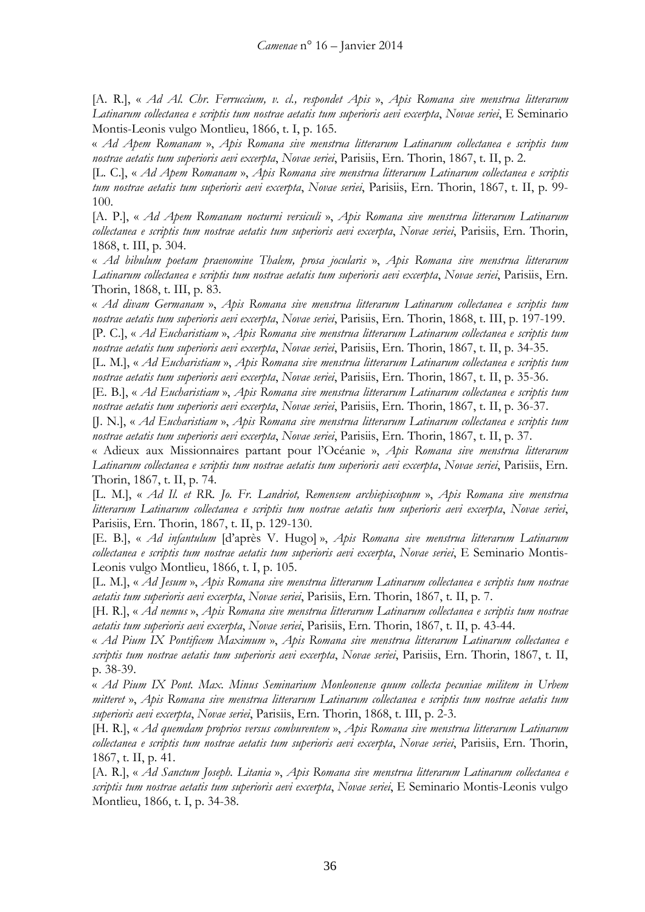[A. R.], « *Ad Al. Chr. Ferruccium, v. cl., respondet Apis* », *Apis Romana sive menstrua litterarum Latinarum collectanea e scriptis tum nostrae aetatis tum superioris aevi excerpta*, *Novae seriei*, E Seminario Montis-Leonis vulgo Montlieu, 1866, t. I, p. 165.

« *Ad Apem Romanam* », *Apis Romana sive menstrua litterarum Latinarum collectanea e scriptis tum nostrae aetatis tum superioris aevi excerpta*, *Novae seriei*, Parisiis, Ern. Thorin, 1867, t. II, p. 2.

[L. C.], « *Ad Apem Romanam* », *Apis Romana sive menstrua litterarum Latinarum collectanea e scriptis tum nostrae aetatis tum superioris aevi excerpta*, *Novae seriei*, Parisiis, Ern. Thorin, 1867, t. II, p. 99-100.

[A. P.], « *Ad Apem Romanam nocturni versiculi* », *Apis Romana sive menstrua litterarum Latinarum collectanea e scriptis tum nostrae aetatis tum superioris aevi excerpta*, *Novae seriei*, Parisiis, Ern. Thorin, 1868, t. III, p. 304.

« *Ad bibulum poetam praenomine Thalem, prosa jocularis* », *Apis Romana sive menstrua litterarum Latinarum collectanea e scriptis tum nostrae aetatis tum superioris aevi excerpta*, *Novae seriei*, Parisiis, Ern. Thorin, 1868, t. III, p. 83.

« *Ad divam Germanam* », *Apis Romana sive menstrua litterarum Latinarum collectanea e scriptis tum nostrae aetatis tum superioris aevi excerpta*, *Novae seriei*, Parisiis, Ern. Thorin, 1868, t. III, p. 197-199.

[P. C.], « *Ad Eucharistiam* », *Apis Romana sive menstrua litterarum Latinarum collectanea e scriptis tum nostrae aetatis tum superioris aevi excerpta*, *Novae seriei*, Parisiis, Ern. Thorin, 1867, t. II, p. 34-35.

[L. M.], « *Ad Eucharistiam* », *Apis Romana sive menstrua litterarum Latinarum collectanea e scriptis tum nostrae aetatis tum superioris aevi excerpta*, *Novae seriei*, Parisiis, Ern. Thorin, 1867, t. II, p. 35-36.

[E. B.], « *Ad Eucharistiam* », *Apis Romana sive menstrua litterarum Latinarum collectanea e scriptis tum nostrae aetatis tum superioris aevi excerpta*, *Novae seriei*, Parisiis, Ern. Thorin, 1867, t. II, p. 36-37.

[J. N.], « *Ad Eucharistiam* », *Apis Romana sive menstrua litterarum Latinarum collectanea e scriptis tum nostrae aetatis tum superioris aevi excerpta*, *Novae seriei*, Parisiis, Ern. Thorin, 1867, t. II, p. 37.

« Adieux aux Missionnaires partant pour l'Océanie », *Apis Romana sive menstrua litterarum Latinarum collectanea e scriptis tum nostrae aetatis tum superioris aevi excerpta*, *Novae seriei*, Parisiis, Ern. Thorin, 1867, t. II, p. 74.

[L. M.], « *Ad Il. et RR. Jo. Fr. Landriot, Remensem archiepiscopum* », *Apis Romana sive menstrua litterarum Latinarum collectanea e scriptis tum nostrae aetatis tum superioris aevi excerpta*, *Novae seriei*, Parisiis, Ern. Thorin, 1867, t. II, p. 129-130.

[E. B.], « *Ad infantulum* [d'après V. Hugo] », *Apis Romana sive menstrua litterarum Latinarum collectanea e scriptis tum nostrae aetatis tum superioris aevi excerpta*, *Novae seriei*, E Seminario Montis-Leonis vulgo Montlieu, 1866, t. I, p. 105.

[L. M.], « *Ad Jesum* », *Apis Romana sive menstrua litterarum Latinarum collectanea e scriptis tum nostrae aetatis tum superioris aevi excerpta*, *Novae seriei*, Parisiis, Ern. Thorin, 1867, t. II, p. 7.

[H. R.], « *Ad nemus* », *Apis Romana sive menstrua litterarum Latinarum collectanea e scriptis tum nostrae aetatis tum superioris aevi excerpta*, *Novae seriei*, Parisiis, Ern. Thorin, 1867, t. II, p. 43-44.

« *Ad Pium IX Pontificem Maximum* », *Apis Romana sive menstrua litterarum Latinarum collectanea e scriptis tum nostrae aetatis tum superioris aevi excerpta*, *Novae seriei*, Parisiis, Ern. Thorin, 1867, t. II, p. 38-39.

« *Ad Pium IX Pont. Max. Minus Seminarium Monleonense quum collecta pecuniae militem in Urbem mitteret* », *Apis Romana sive menstrua litterarum Latinarum collectanea e scriptis tum nostrae aetatis tum superioris aevi excerpta*, *Novae seriei*, Parisiis, Ern. Thorin, 1868, t. III, p. 2-3.

[H. R.], « *Ad quemdam proprios versus comburentem* », *Apis Romana sive menstrua litterarum Latinarum collectanea e scriptis tum nostrae aetatis tum superioris aevi excerpta*, *Novae seriei*, Parisiis, Ern. Thorin, 1867, t. II, p. 41.

[A. R.], « *Ad Sanctum Joseph. Litania* », *Apis Romana sive menstrua litterarum Latinarum collectanea e scriptis tum nostrae aetatis tum superioris aevi excerpta*, *Novae seriei*, E Seminario Montis-Leonis vulgo Montlieu, 1866, t. I, p. 34-38.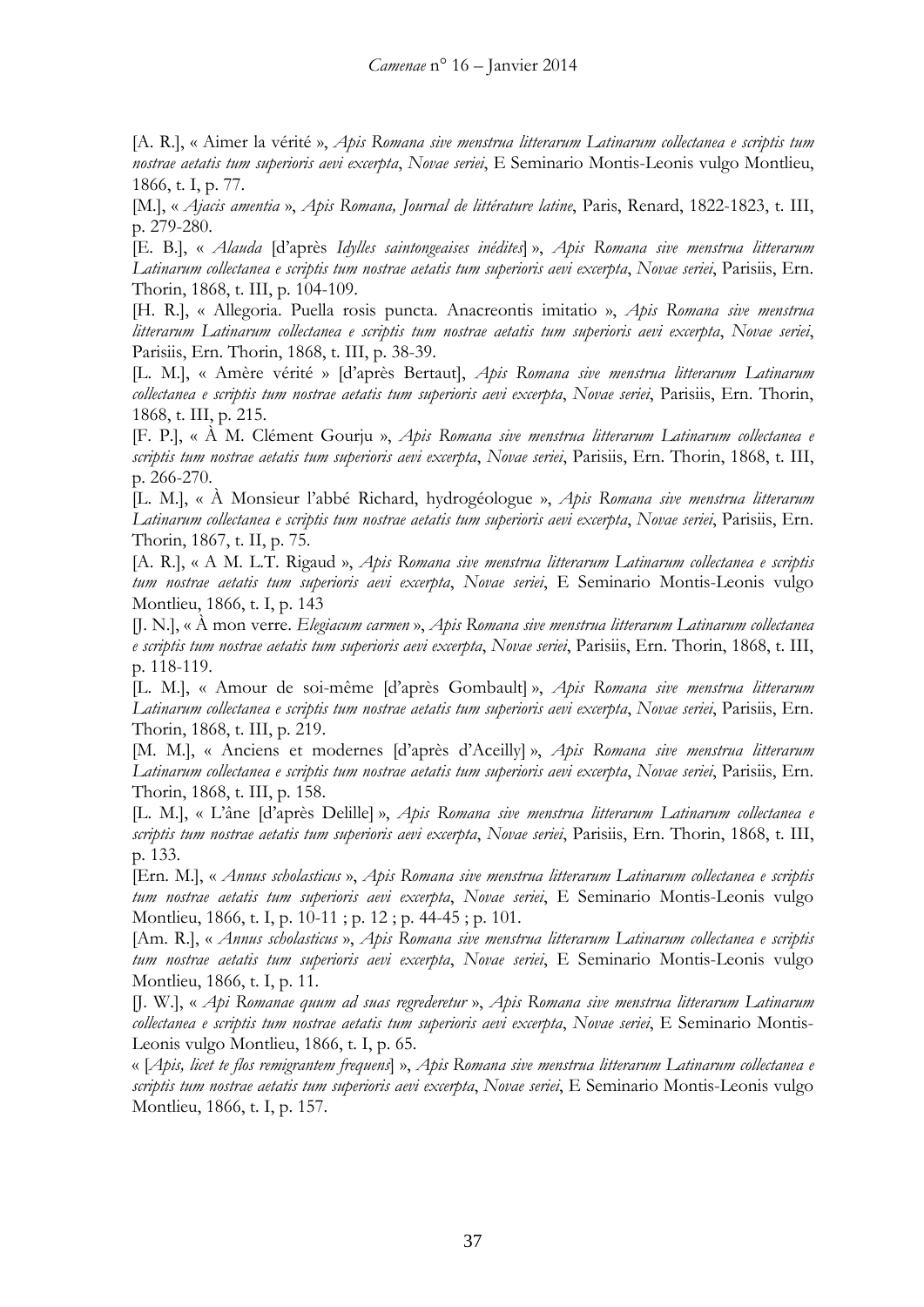[A. R.], « Aimer la vérité », *Apis Romana sive menstrua litterarum Latinarum collectanea e scriptis tum nostrae aetatis tum superioris aevi excerpta*, *Novae seriei*, E Seminario Montis-Leonis vulgo Montlieu, 1866, t. I, p. 77.

[M.], « *Ajacis amentia* », *Apis Romana, Journal de littérature latine*, Paris, Renard, 1822-1823, t. III, p. 279-280.

[E. B.], « *Alauda* [d'après *Idylles saintongeaises inédites*] », *Apis Romana sive menstrua litterarum Latinarum collectanea e scriptis tum nostrae aetatis tum superioris aevi excerpta*, *Novae seriei*, Parisiis, Ern. Thorin, 1868, t. III, p. 104-109.

[H. R.], « Allegoria. Puella rosis puncta. Anacreontis imitatio », *Apis Romana sive menstrua litterarum Latinarum collectanea e scriptis tum nostrae aetatis tum superioris aevi excerpta*, *Novae seriei*, Parisiis, Ern. Thorin, 1868, t. III, p. 38-39.

[L. M.], « Amère vérité » [d'après Bertaut], *Apis Romana sive menstrua litterarum Latinarum collectanea e scriptis tum nostrae aetatis tum superioris aevi excerpta*, *Novae seriei*, Parisiis, Ern. Thorin, 1868, t. III, p. 215.

[F. P.], « À M. Clément Gourju », *Apis Romana sive menstrua litterarum Latinarum collectanea e scriptis tum nostrae aetatis tum superioris aevi excerpta*, *Novae seriei*, Parisiis, Ern. Thorin, 1868, t. III, p. 266-270.

[L. M.], « À Monsieur l'abbé Richard, hydrogéologue », *Apis Romana sive menstrua litterarum Latinarum collectanea e scriptis tum nostrae aetatis tum superioris aevi excerpta*, *Novae seriei*, Parisiis, Ern. Thorin, 1867, t. II, p. 75.

[A. R.], « A M. L.T. Rigaud », *Apis Romana sive menstrua litterarum Latinarum collectanea e scriptis tum nostrae aetatis tum superioris aevi excerpta*, *Novae seriei*, E Seminario Montis-Leonis vulgo Montlieu, 1866, t. I, p. 143

[J. N.], « À mon verre. *Elegiacum carmen* », *Apis Romana sive menstrua litterarum Latinarum collectanea e scriptis tum nostrae aetatis tum superioris aevi excerpta*, *Novae seriei*, Parisiis, Ern. Thorin, 1868, t. III, p. 118-119.

[L. M.], « Amour de soi-même [d'après Gombault] », *Apis Romana sive menstrua litterarum Latinarum collectanea e scriptis tum nostrae aetatis tum superioris aevi excerpta*, *Novae seriei*, Parisiis, Ern. Thorin, 1868, t. III, p. 219.

[M. M.], « Anciens et modernes [d'après d'Aceilly] », *Apis Romana sive menstrua litterarum Latinarum collectanea e scriptis tum nostrae aetatis tum superioris aevi excerpta*, *Novae seriei*, Parisiis, Ern. Thorin, 1868, t. III, p. 158.

[L. M.], « L'âne [d'après Delille] », *Apis Romana sive menstrua litterarum Latinarum collectanea e scriptis tum nostrae aetatis tum superioris aevi excerpta*, *Novae seriei*, Parisiis, Ern. Thorin, 1868, t. III, p. 133.

[Ern. M.], « *Annus scholasticus* », *Apis Romana sive menstrua litterarum Latinarum collectanea e scriptis tum nostrae aetatis tum superioris aevi excerpta*, *Novae seriei*, E Seminario Montis-Leonis vulgo Montlieu, 1866, t. I, p. 10-11 ; p. 12 ; p. 44-45 ; p. 101.

[Am. R.], « *Annus scholasticus* », *Apis Romana sive menstrua litterarum Latinarum collectanea e scriptis tum nostrae aetatis tum superioris aevi excerpta*, *Novae seriei*, E Seminario Montis-Leonis vulgo Montlieu, 1866, t. I, p. 11.

[J. W.], « *Api Romanae quum ad suas regrederetur* », *Apis Romana sive menstrua litterarum Latinarum collectanea e scriptis tum nostrae aetatis tum superioris aevi excerpta*, *Novae seriei*, E Seminario Montis-Leonis vulgo Montlieu, 1866, t. I, p. 65.

« [*Apis, licet te flos remigrantem frequens*] », *Apis Romana sive menstrua litterarum Latinarum collectanea e scriptis tum nostrae aetatis tum superioris aevi excerpta*, *Novae seriei*, E Seminario Montis-Leonis vulgo Montlieu, 1866, t. I, p. 157.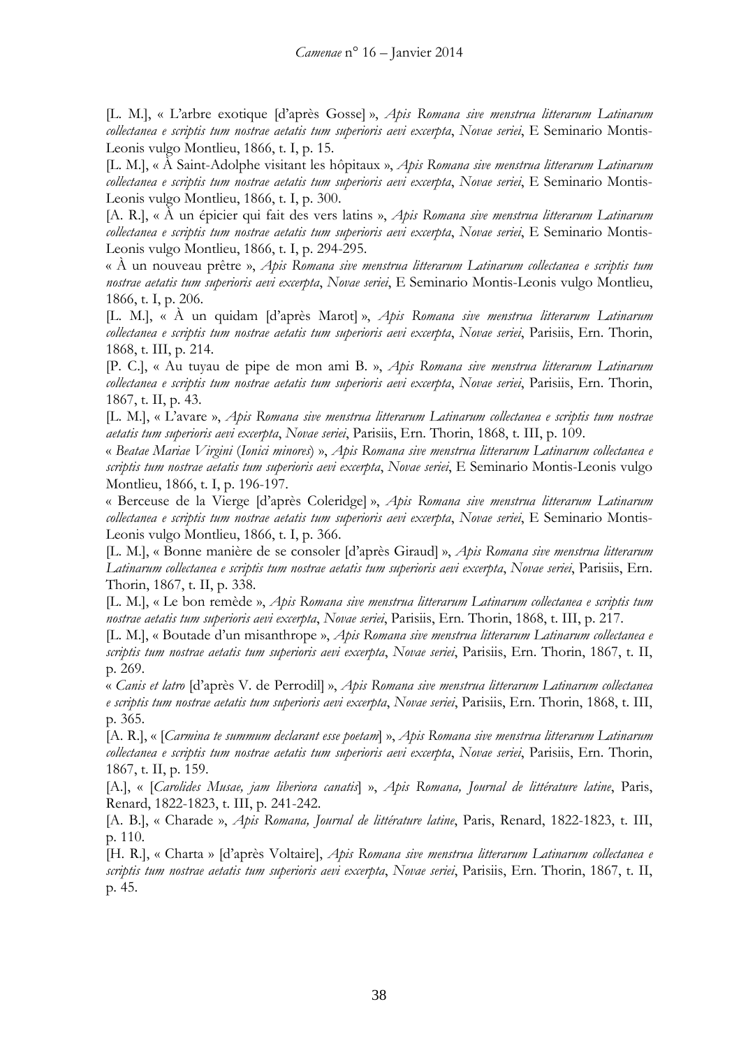[L. M.], « L'arbre exotique [d'après Gosse] », *Apis Romana sive menstrua litterarum Latinarum collectanea e scriptis tum nostrae aetatis tum superioris aevi excerpta*, *Novae seriei*, E Seminario Montis-Leonis vulgo Montlieu, 1866, t. I, p. 15.

[L. M.], « À Saint-Adolphe visitant les hôpitaux », *Apis Romana sive menstrua litterarum Latinarum collectanea e scriptis tum nostrae aetatis tum superioris aevi excerpta*, *Novae seriei*, E Seminario Montis-Leonis vulgo Montlieu, 1866, t. I, p. 300.

[A. R.], « À un épicier qui fait des vers latins », *Apis Romana sive menstrua litterarum Latinarum collectanea e scriptis tum nostrae aetatis tum superioris aevi excerpta*, *Novae seriei*, E Seminario Montis-Leonis vulgo Montlieu, 1866, t. I, p. 294-295.

« À un nouveau prêtre », *Apis Romana sive menstrua litterarum Latinarum collectanea e scriptis tum nostrae aetatis tum superioris aevi excerpta*, *Novae seriei*, E Seminario Montis-Leonis vulgo Montlieu, 1866, t. I, p. 206.

[L. M.], « À un quidam [d'après Marot] », *Apis Romana sive menstrua litterarum Latinarum collectanea e scriptis tum nostrae aetatis tum superioris aevi excerpta*, *Novae seriei*, Parisiis, Ern. Thorin, 1868, t. III, p. 214.

[P. C.], « Au tuyau de pipe de mon ami B. », *Apis Romana sive menstrua litterarum Latinarum collectanea e scriptis tum nostrae aetatis tum superioris aevi excerpta*, *Novae seriei*, Parisiis, Ern. Thorin, 1867, t. II, p. 43.

[L. M.], « L'avare », *Apis Romana sive menstrua litterarum Latinarum collectanea e scriptis tum nostrae aetatis tum superioris aevi excerpta*, *Novae seriei*, Parisiis, Ern. Thorin, 1868, t. III, p. 109.

« *Beatae Mariae Virgini* (*Ionici minores*) », *Apis Romana sive menstrua litterarum Latinarum collectanea e scriptis tum nostrae aetatis tum superioris aevi excerpta*, *Novae seriei*, E Seminario Montis-Leonis vulgo Montlieu, 1866, t. I, p. 196-197.

« Berceuse de la Vierge [d'après Coleridge] », *Apis Romana sive menstrua litterarum Latinarum collectanea e scriptis tum nostrae aetatis tum superioris aevi excerpta*, *Novae seriei*, E Seminario Montis-Leonis vulgo Montlieu, 1866, t. I, p. 366.

[L. M.], « Bonne manière de se consoler [d'après Giraud] », *Apis Romana sive menstrua litterarum Latinarum collectanea e scriptis tum nostrae aetatis tum superioris aevi excerpta*, *Novae seriei*, Parisiis, Ern. Thorin, 1867, t. II, p. 338.

[L. M.], « Le bon remède », *Apis Romana sive menstrua litterarum Latinarum collectanea e scriptis tum nostrae aetatis tum superioris aevi excerpta*, *Novae seriei*, Parisiis, Ern. Thorin, 1868, t. III, p. 217.

[L. M.], « Boutade d'un misanthrope », *Apis Romana sive menstrua litterarum Latinarum collectanea e scriptis tum nostrae aetatis tum superioris aevi excerpta*, *Novae seriei*, Parisiis, Ern. Thorin, 1867, t. II, p. 269.

« *Canis et latro* [d'après V. de Perrodil] », *Apis Romana sive menstrua litterarum Latinarum collectanea e scriptis tum nostrae aetatis tum superioris aevi excerpta*, *Novae seriei*, Parisiis, Ern. Thorin, 1868, t. III, p. 365.

[A. R.], « [*Carmina te summum declarant esse poetam*] », *Apis Romana sive menstrua litterarum Latinarum collectanea e scriptis tum nostrae aetatis tum superioris aevi excerpta*, *Novae seriei*, Parisiis, Ern. Thorin, 1867, t. II, p. 159.

[A.], « [*Carolides Musae, jam liberiora canatis*] », *Apis Romana, Journal de littérature latine*, Paris, Renard, 1822-1823, t. III, p. 241-242.

[A. B.], « Charade », *Apis Romana, Journal de littérature latine*, Paris, Renard, 1822-1823, t. III, p. 110.

[H. R.], « Charta » [d'après Voltaire], *Apis Romana sive menstrua litterarum Latinarum collectanea e scriptis tum nostrae aetatis tum superioris aevi excerpta*, *Novae seriei*, Parisiis, Ern. Thorin, 1867, t. II, p. 45.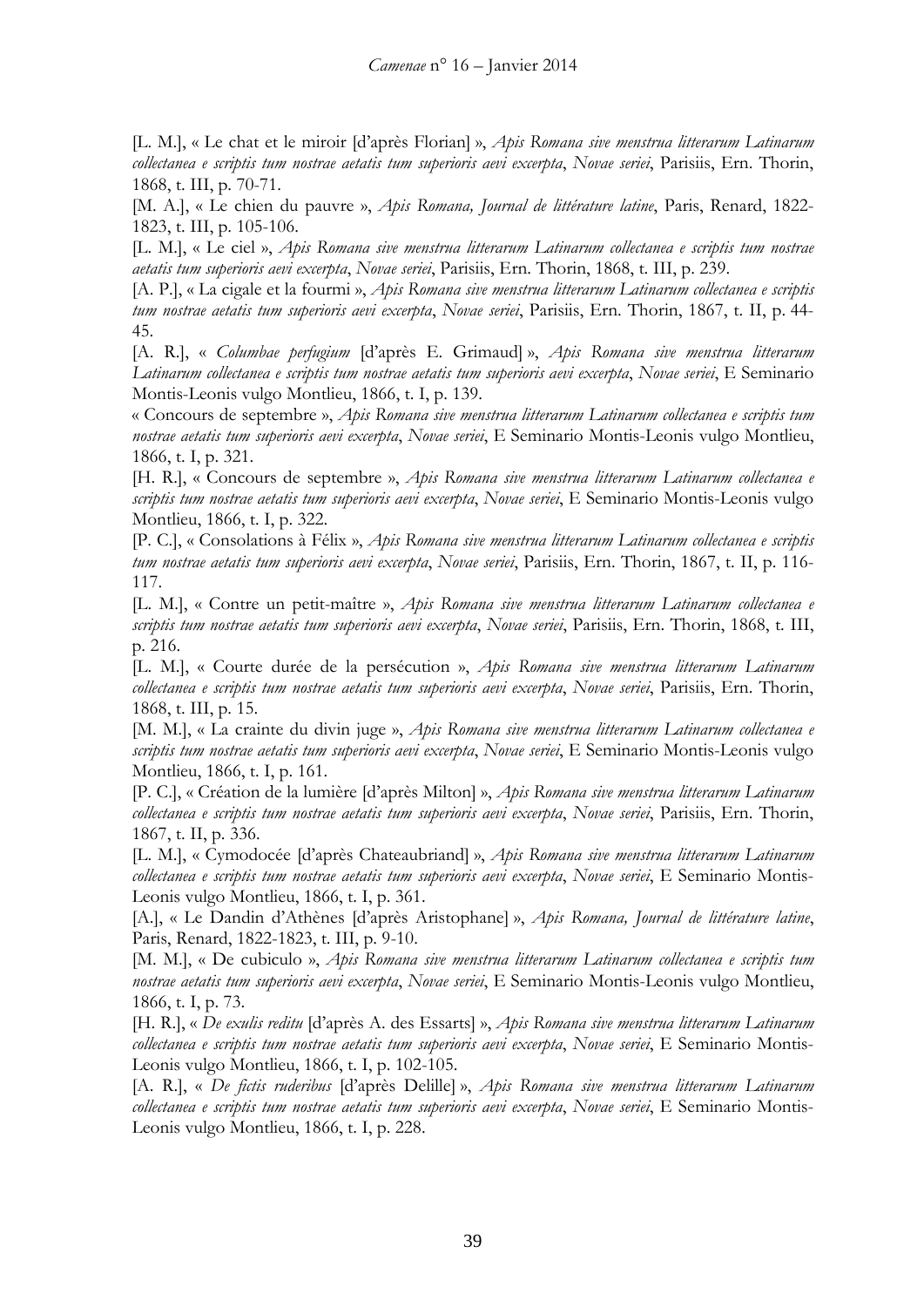[L. M.], « Le chat et le miroir [d'après Florian] », *Apis Romana sive menstrua litterarum Latinarum collectanea e scriptis tum nostrae aetatis tum superioris aevi excerpta*, *Novae seriei*, Parisiis, Ern. Thorin, 1868, t. III, p. 70-71.

[M. A.], « Le chien du pauvre », *Apis Romana, Journal de littérature latine*, Paris, Renard, 1822-1823, t. III, p. 105-106.

[L. M.], « Le ciel », *Apis Romana sive menstrua litterarum Latinarum collectanea e scriptis tum nostrae aetatis tum superioris aevi excerpta*, *Novae seriei*, Parisiis, Ern. Thorin, 1868, t. III, p. 239.

[A. P.], « La cigale et la fourmi », *Apis Romana sive menstrua litterarum Latinarum collectanea e scriptis tum nostrae aetatis tum superioris aevi excerpta*, *Novae seriei*, Parisiis, Ern. Thorin, 1867, t. II, p. 44-45.

[A. R.], « *Columbae perfugium* [d'après E. Grimaud] », *Apis Romana sive menstrua litterarum Latinarum collectanea e scriptis tum nostrae aetatis tum superioris aevi excerpta*, *Novae seriei*, E Seminario Montis-Leonis vulgo Montlieu, 1866, t. I, p. 139.

« Concours de septembre », *Apis Romana sive menstrua litterarum Latinarum collectanea e scriptis tum nostrae aetatis tum superioris aevi excerpta*, *Novae seriei*, E Seminario Montis-Leonis vulgo Montlieu, 1866, t. I, p. 321.

[H. R.], « Concours de septembre », *Apis Romana sive menstrua litterarum Latinarum collectanea e scriptis tum nostrae aetatis tum superioris aevi excerpta*, *Novae seriei*, E Seminario Montis-Leonis vulgo Montlieu, 1866, t. I, p. 322.

[P. C.], « Consolations à Félix », *Apis Romana sive menstrua litterarum Latinarum collectanea e scriptis tum nostrae aetatis tum superioris aevi excerpta*, *Novae seriei*, Parisiis, Ern. Thorin, 1867, t. II, p. 116-117.

[L. M.], « Contre un petit-maître », *Apis Romana sive menstrua litterarum Latinarum collectanea e scriptis tum nostrae aetatis tum superioris aevi excerpta*, *Novae seriei*, Parisiis, Ern. Thorin, 1868, t. III, p. 216.

[L. M.], « Courte durée de la persécution », *Apis Romana sive menstrua litterarum Latinarum collectanea e scriptis tum nostrae aetatis tum superioris aevi excerpta*, *Novae seriei*, Parisiis, Ern. Thorin, 1868, t. III, p. 15.

[M. M.], « La crainte du divin juge », *Apis Romana sive menstrua litterarum Latinarum collectanea e scriptis tum nostrae aetatis tum superioris aevi excerpta*, *Novae seriei*, E Seminario Montis-Leonis vulgo Montlieu, 1866, t. I, p. 161.

[P. C.], « Création de la lumière [d'après Milton] », *Apis Romana sive menstrua litterarum Latinarum collectanea e scriptis tum nostrae aetatis tum superioris aevi excerpta*, *Novae seriei*, Parisiis, Ern. Thorin, 1867, t. II, p. 336.

[L. M.], « Cymodocée [d'après Chateaubriand] », *Apis Romana sive menstrua litterarum Latinarum collectanea e scriptis tum nostrae aetatis tum superioris aevi excerpta*, *Novae seriei*, E Seminario Montis-Leonis vulgo Montlieu, 1866, t. I, p. 361.

[A.], « Le Dandin d'Athènes [d'après Aristophane] », *Apis Romana, Journal de littérature latine*, Paris, Renard, 1822-1823, t. III, p. 9-10.

[M. M.], « De cubiculo », *Apis Romana sive menstrua litterarum Latinarum collectanea e scriptis tum nostrae aetatis tum superioris aevi excerpta*, *Novae seriei*, E Seminario Montis-Leonis vulgo Montlieu, 1866, t. I, p. 73.

[H. R.], « *De exulis reditu* [d'après A. des Essarts] », *Apis Romana sive menstrua litterarum Latinarum collectanea e scriptis tum nostrae aetatis tum superioris aevi excerpta*, *Novae seriei*, E Seminario Montis-Leonis vulgo Montlieu, 1866, t. I, p. 102-105.

[A. R.], « *De fictis ruderibus* [d'après Delille] », *Apis Romana sive menstrua litterarum Latinarum collectanea e scriptis tum nostrae aetatis tum superioris aevi excerpta*, *Novae seriei*, E Seminario Montis-Leonis vulgo Montlieu, 1866, t. I, p. 228.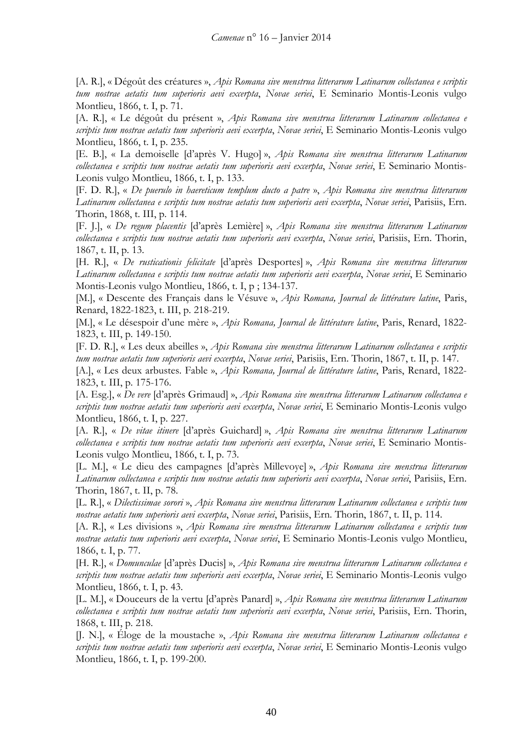[A. R.], « Dégoût des créatures », *Apis Romana sive menstrua litterarum Latinarum collectanea e scriptis tum nostrae aetatis tum superioris aevi excerpta*, *Novae seriei*, E Seminario Montis-Leonis vulgo Montlieu, 1866, t. I, p. 71.

[A. R.], « Le dégoût du présent », *Apis Romana sive menstrua litterarum Latinarum collectanea e scriptis tum nostrae aetatis tum superioris aevi excerpta*, *Novae seriei*, E Seminario Montis-Leonis vulgo Montlieu, 1866, t. I, p. 235.

[E. B.], « La demoiselle [d'après V. Hugo] », *Apis Romana sive menstrua litterarum Latinarum collectanea e scriptis tum nostrae aetatis tum superioris aevi excerpta*, *Novae seriei*, E Seminario Montis-Leonis vulgo Montlieu, 1866, t. I, p. 133.

[F. D. R.], « *De puerulo in haereticum templum ducto a patre* », *Apis Romana sive menstrua litterarum Latinarum collectanea e scriptis tum nostrae aetatis tum superioris aevi excerpta*, *Novae seriei*, Parisiis, Ern. Thorin, 1868, t. III, p. 114.

[F. J.], « *De regum placentis* [d'après Lemière] », *Apis Romana sive menstrua litterarum Latinarum collectanea e scriptis tum nostrae aetatis tum superioris aevi excerpta*, *Novae seriei*, Parisiis, Ern. Thorin, 1867, t. II, p. 13.

[H. R.], « *De rusticationis felicitate* [d'après Desportes] », *Apis Romana sive menstrua litterarum Latinarum collectanea e scriptis tum nostrae aetatis tum superioris aevi excerpta*, *Novae seriei*, E Seminario Montis-Leonis vulgo Montlieu, 1866, t. I, p ; 134-137.

[M.], « Descente des Français dans le Vésuve », *Apis Romana, Journal de littérature latine*, Paris, Renard, 1822-1823, t. III, p. 218-219.

[M.], « Le désespoir d'une mère », *Apis Romana, Journal de littérature latine*, Paris, Renard, 1822-1823, t. III, p. 149-150.

[F. D. R.], « Les deux abeilles », *Apis Romana sive menstrua litterarum Latinarum collectanea e scriptis tum nostrae aetatis tum superioris aevi excerpta*, *Novae seriei*, Parisiis, Ern. Thorin, 1867, t. II, p. 147.

[A.], « Les deux arbustes. Fable », *Apis Romana, Journal de littérature latine*, Paris, Renard, 1822-1823, t. III, p. 175-176.

[A. Esg.], « *De vere* [d'après Grimaud] », *Apis Romana sive menstrua litterarum Latinarum collectanea e scriptis tum nostrae aetatis tum superioris aevi excerpta*, *Novae seriei*, E Seminario Montis-Leonis vulgo Montlieu, 1866, t. I, p. 227.

[A. R.], « *De vitae itinere* [d'après Guichard] », *Apis Romana sive menstrua litterarum Latinarum collectanea e scriptis tum nostrae aetatis tum superioris aevi excerpta*, *Novae seriei*, E Seminario Montis-Leonis vulgo Montlieu, 1866, t. I, p. 73.

[L. M.], « Le dieu des campagnes [d'après Millevoye] », *Apis Romana sive menstrua litterarum Latinarum collectanea e scriptis tum nostrae aetatis tum superioris aevi excerpta*, *Novae seriei*, Parisiis, Ern. Thorin, 1867, t. II, p. 78.

[L. R.], « *Dilectissimae sorori* », *Apis Romana sive menstrua litterarum Latinarum collectanea e scriptis tum nostrae aetatis tum superioris aevi excerpta*, *Novae seriei*, Parisiis, Ern. Thorin, 1867, t. II, p. 114.

[A. R.], « Les divisions », *Apis Romana sive menstrua litterarum Latinarum collectanea e scriptis tum nostrae aetatis tum superioris aevi excerpta*, *Novae seriei*, E Seminario Montis-Leonis vulgo Montlieu, 1866, t. I, p. 77.

[H. R.], « *Domunculae* [d'après Ducis] », *Apis Romana sive menstrua litterarum Latinarum collectanea e scriptis tum nostrae aetatis tum superioris aevi excerpta*, *Novae seriei*, E Seminario Montis-Leonis vulgo Montlieu, 1866, t. I, p. 43.

[L. M.], « Douceurs de la vertu [d'après Panard] », *Apis Romana sive menstrua litterarum Latinarum collectanea e scriptis tum nostrae aetatis tum superioris aevi excerpta*, *Novae seriei*, Parisiis, Ern. Thorin, 1868, t. III, p. 218.

[J. N.], « Éloge de la moustache », *Apis Romana sive menstrua litterarum Latinarum collectanea e scriptis tum nostrae aetatis tum superioris aevi excerpta*, *Novae seriei*, E Seminario Montis-Leonis vulgo Montlieu, 1866, t. I, p. 199-200.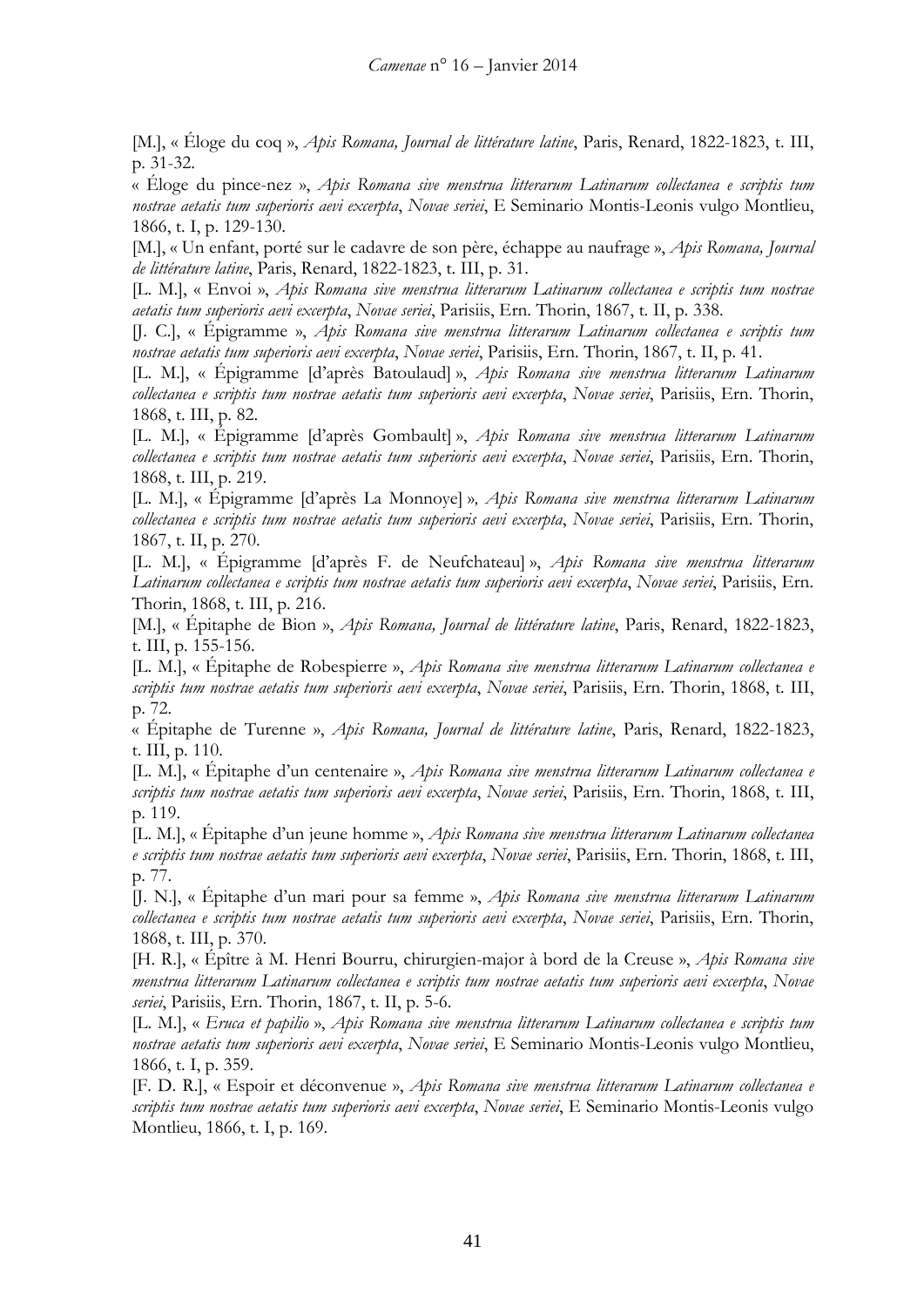[M.], « Éloge du coq », *Apis Romana, Journal de littérature latine*, Paris, Renard, 1822-1823, t. III, p. 31-32.

« Éloge du pince-nez », *Apis Romana sive menstrua litterarum Latinarum collectanea e scriptis tum nostrae aetatis tum superioris aevi excerpta*, *Novae seriei*, E Seminario Montis-Leonis vulgo Montlieu, 1866, t. I, p. 129-130.

[M.], « Un enfant, porté sur le cadavre de son père, échappe au naufrage », *Apis Romana, Journal de littérature latine*, Paris, Renard, 1822-1823, t. III, p. 31.

[L. M.], « Envoi », *Apis Romana sive menstrua litterarum Latinarum collectanea e scriptis tum nostrae aetatis tum superioris aevi excerpta*, *Novae seriei*, Parisiis, Ern. Thorin, 1867, t. II, p. 338.

[J. C.], « Épigramme », *Apis Romana sive menstrua litterarum Latinarum collectanea e scriptis tum nostrae aetatis tum superioris aevi excerpta*, *Novae seriei*, Parisiis, Ern. Thorin, 1867, t. II, p. 41.

[L. M.], « Épigramme [d'après Batoulaud] », *Apis Romana sive menstrua litterarum Latinarum collectanea e scriptis tum nostrae aetatis tum superioris aevi excerpta*, *Novae seriei*, Parisiis, Ern. Thorin, 1868, t. III, p. 82.

[L. M.], « Épigramme [d'après Gombault] », *Apis Romana sive menstrua litterarum Latinarum collectanea e scriptis tum nostrae aetatis tum superioris aevi excerpta*, *Novae seriei*, Parisiis, Ern. Thorin, 1868, t. III, p. 219.

[L. M.], « Épigramme [d'après La Monnoye] », *Apis Romana sive menstrua litterarum Latinarum collectanea e scriptis tum nostrae aetatis tum superioris aevi excerpta*, *Novae seriei*, Parisiis, Ern. Thorin, 1867, t. II, p. 270.

[L. M.], « Épigramme [d'après F. de Neufchateau] », *Apis Romana sive menstrua litterarum Latinarum collectanea e scriptis tum nostrae aetatis tum superioris aevi excerpta*, *Novae seriei*, Parisiis, Ern. Thorin, 1868, t. III, p. 216.

[M.], « Épitaphe de Bion », *Apis Romana, Journal de littérature latine*, Paris, Renard, 1822-1823, t. III, p. 155-156.

[L. M.], « Épitaphe de Robespierre », *Apis Romana sive menstrua litterarum Latinarum collectanea e scriptis tum nostrae aetatis tum superioris aevi excerpta*, *Novae seriei*, Parisiis, Ern. Thorin, 1868, t. III, p. 72.

« Épitaphe de Turenne », *Apis Romana, Journal de littérature latine*, Paris, Renard, 1822-1823, t. III, p. 110.

[L. M.], « Épitaphe d'un centenaire », *Apis Romana sive menstrua litterarum Latinarum collectanea e scriptis tum nostrae aetatis tum superioris aevi excerpta*, *Novae seriei*, Parisiis, Ern. Thorin, 1868, t. III, p. 119.

[L. M.], « Épitaphe d'un jeune homme », *Apis Romana sive menstrua litterarum Latinarum collectanea e scriptis tum nostrae aetatis tum superioris aevi excerpta*, *Novae seriei*, Parisiis, Ern. Thorin, 1868, t. III, p. 77.

[J. N.], « Épitaphe d'un mari pour sa femme », *Apis Romana sive menstrua litterarum Latinarum collectanea e scriptis tum nostrae aetatis tum superioris aevi excerpta*, *Novae seriei*, Parisiis, Ern. Thorin, 1868, t. III, p. 370.

[H. R.], « Épître à M. Henri Bourru, chirurgien-major à bord de la Creuse », *Apis Romana sive menstrua litterarum Latinarum collectanea e scriptis tum nostrae aetatis tum superioris aevi excerpta*, *Novae seriei*, Parisiis, Ern. Thorin, 1867, t. II, p. 5-6.

[L. M.], « *Eruca et papilio* », *Apis Romana sive menstrua litterarum Latinarum collectanea e scriptis tum nostrae aetatis tum superioris aevi excerpta*, *Novae seriei*, E Seminario Montis-Leonis vulgo Montlieu, 1866, t. I, p. 359.

[F. D. R.], « Espoir et déconvenue », *Apis Romana sive menstrua litterarum Latinarum collectanea e scriptis tum nostrae aetatis tum superioris aevi excerpta*, *Novae seriei*, E Seminario Montis-Leonis vulgo Montlieu, 1866, t. I, p. 169.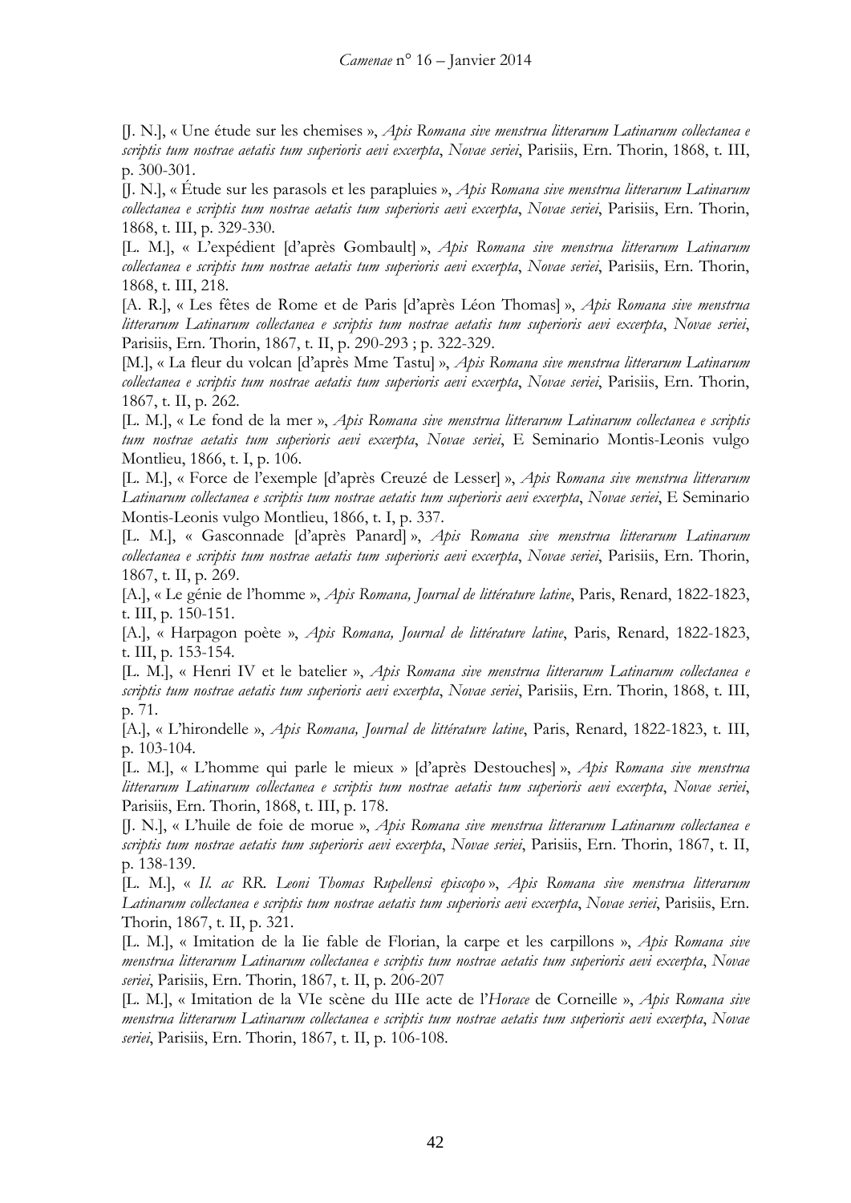[J. N.], « Une étude sur les chemises », *Apis Romana sive menstrua litterarum Latinarum collectanea e scriptis tum nostrae aetatis tum superioris aevi excerpta*, *Novae seriei*, Parisiis, Ern. Thorin, 1868, t. III, p. 300-301.

[J. N.], « Étude sur les parasols et les parapluies », *Apis Romana sive menstrua litterarum Latinarum collectanea e scriptis tum nostrae aetatis tum superioris aevi excerpta*, *Novae seriei*, Parisiis, Ern. Thorin, 1868, t. III, p. 329-330.

[L. M.], « L'expédient [d'après Gombault] », *Apis Romana sive menstrua litterarum Latinarum collectanea e scriptis tum nostrae aetatis tum superioris aevi excerpta*, *Novae seriei*, Parisiis, Ern. Thorin, 1868, t. III, 218.

[A. R.], « Les fêtes de Rome et de Paris [d'après Léon Thomas] », *Apis Romana sive menstrua litterarum Latinarum collectanea e scriptis tum nostrae aetatis tum superioris aevi excerpta*, *Novae seriei*, Parisiis, Ern. Thorin, 1867, t. II, p. 290-293 ; p. 322-329.

[M.], « La fleur du volcan [d'après Mme Tastu] », *Apis Romana sive menstrua litterarum Latinarum collectanea e scriptis tum nostrae aetatis tum superioris aevi excerpta*, *Novae seriei*, Parisiis, Ern. Thorin, 1867, t. II, p. 262.

[L. M.], « Le fond de la mer », *Apis Romana sive menstrua litterarum Latinarum collectanea e scriptis tum nostrae aetatis tum superioris aevi excerpta*, *Novae seriei*, E Seminario Montis-Leonis vulgo Montlieu, 1866, t. I, p. 106.

[L. M.], « Force de l'exemple [d'après Creuzé de Lesser] », *Apis Romana sive menstrua litterarum Latinarum collectanea e scriptis tum nostrae aetatis tum superioris aevi excerpta*, *Novae seriei*, E Seminario Montis-Leonis vulgo Montlieu, 1866, t. I, p. 337.

[L. M.], « Gasconnade [d'après Panard] », *Apis Romana sive menstrua litterarum Latinarum collectanea e scriptis tum nostrae aetatis tum superioris aevi excerpta*, *Novae seriei*, Parisiis, Ern. Thorin, 1867, t. II, p. 269.

[A.], « Le génie de l'homme », *Apis Romana, Journal de littérature latine*, Paris, Renard, 1822-1823, t. III, p. 150-151.

[A.], « Harpagon poète », *Apis Romana, Journal de littérature latine*, Paris, Renard, 1822-1823, t. III, p. 153-154.

[L. M.], « Henri IV et le batelier », *Apis Romana sive menstrua litterarum Latinarum collectanea e scriptis tum nostrae aetatis tum superioris aevi excerpta*, *Novae seriei*, Parisiis, Ern. Thorin, 1868, t. III, p. 71.

[A.], « L'hirondelle », *Apis Romana, Journal de littérature latine*, Paris, Renard, 1822-1823, t. III, p. 103-104.

[L. M.], « L'homme qui parle le mieux » [d'après Destouches] », *Apis Romana sive menstrua litterarum Latinarum collectanea e scriptis tum nostrae aetatis tum superioris aevi excerpta*, *Novae seriei*, Parisiis, Ern. Thorin, 1868, t. III, p. 178.

[J. N.], « L'huile de foie de morue », *Apis Romana sive menstrua litterarum Latinarum collectanea e scriptis tum nostrae aetatis tum superioris aevi excerpta*, *Novae seriei*, Parisiis, Ern. Thorin, 1867, t. II, p. 138-139.

[L. M.], « *Il. ac RR. Leoni Thomas Rupellensi episcopo* », *Apis Romana sive menstrua litterarum Latinarum collectanea e scriptis tum nostrae aetatis tum superioris aevi excerpta*, *Novae seriei*, Parisiis, Ern. Thorin, 1867, t. II, p. 321.

[L. M.], « Imitation de la Iie fable de Florian, la carpe et les carpillons », *Apis Romana sive menstrua litterarum Latinarum collectanea e scriptis tum nostrae aetatis tum superioris aevi excerpta*, *Novae seriei*, Parisiis, Ern. Thorin, 1867, t. II, p. 206-207

[L. M.], « Imitation de la VIe scène du IIIe acte de l'*Horace* de Corneille », *Apis Romana sive menstrua litterarum Latinarum collectanea e scriptis tum nostrae aetatis tum superioris aevi excerpta*, *Novae seriei*, Parisiis, Ern. Thorin, 1867, t. II, p. 106-108.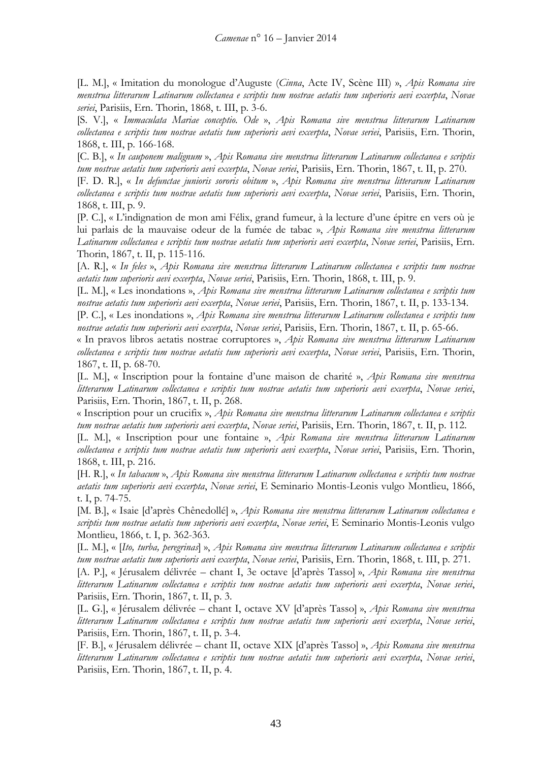[L. M.], « Imitation du monologue d'Auguste (*Cinna*, Acte IV, Scène III) », *Apis Romana sive menstrua litterarum Latinarum collectanea e scriptis tum nostrae aetatis tum superioris aevi excerpta*, *Novae seriei*, Parisiis, Ern. Thorin, 1868, t. III, p. 3-6.

[S. V.], « *Immaculata Mariae conceptio. Ode* », *Apis Romana sive menstrua litterarum Latinarum collectanea e scriptis tum nostrae aetatis tum superioris aevi excerpta*, *Novae seriei*, Parisiis, Ern. Thorin, 1868, t. III, p. 166-168.

[C. B.], « *In cauponem malignum* », *Apis Romana sive menstrua litterarum Latinarum collectanea e scriptis tum nostrae aetatis tum superioris aevi excerpta*, *Novae seriei*, Parisiis, Ern. Thorin, 1867, t. II, p. 270.

[F. D. R.], « *In defunctae junioris sororis obitum* », *Apis Romana sive menstrua litterarum Latinarum collectanea e scriptis tum nostrae aetatis tum superioris aevi excerpta*, *Novae seriei*, Parisiis, Ern. Thorin, 1868, t. III, p. 9.

[P. C.], « L'indignation de mon ami Félix, grand fumeur, à la lecture d'une épître en vers où je lui parlais de la mauvaise odeur de la fumée de tabac », *Apis Romana sive menstrua litterarum Latinarum collectanea e scriptis tum nostrae aetatis tum superioris aevi excerpta*, *Novae seriei*, Parisiis, Ern. Thorin, 1867, t. II, p. 115-116.

[A. R.], « *In feles* », *Apis Romana sive menstrua litterarum Latinarum collectanea e scriptis tum nostrae aetatis tum superioris aevi excerpta*, *Novae seriei*, Parisiis, Ern. Thorin, 1868, t. III, p. 9.

[L. M.], « Les inondations », *Apis Romana sive menstrua litterarum Latinarum collectanea e scriptis tum nostrae aetatis tum superioris aevi excerpta*, *Novae seriei*, Parisiis, Ern. Thorin, 1867, t. II, p. 133-134.

[P. C.], « Les inondations », *Apis Romana sive menstrua litterarum Latinarum collectanea e scriptis tum nostrae aetatis tum superioris aevi excerpta*, *Novae seriei*, Parisiis, Ern. Thorin, 1867, t. II, p. 65-66.

« In pravos libros aetatis nostrae corruptores », *Apis Romana sive menstrua litterarum Latinarum collectanea e scriptis tum nostrae aetatis tum superioris aevi excerpta*, *Novae seriei*, Parisiis, Ern. Thorin, 1867, t. II, p. 68-70.

[L. M.], « Inscription pour la fontaine d'une maison de charité », *Apis Romana sive menstrua litterarum Latinarum collectanea e scriptis tum nostrae aetatis tum superioris aevi excerpta*, *Novae seriei*, Parisiis, Ern. Thorin, 1867, t. II, p. 268.

« Inscription pour un crucifix », *Apis Romana sive menstrua litterarum Latinarum collectanea e scriptis tum nostrae aetatis tum superioris aevi excerpta*, *Novae seriei*, Parisiis, Ern. Thorin, 1867, t. II, p. 112.

[L. M.], « Inscription pour une fontaine », *Apis Romana sive menstrua litterarum Latinarum collectanea e scriptis tum nostrae aetatis tum superioris aevi excerpta*, *Novae seriei*, Parisiis, Ern. Thorin, 1868, t. III, p. 216.

[H. R.], « *In tabacum* », *Apis Romana sive menstrua litterarum Latinarum collectanea e scriptis tum nostrae aetatis tum superioris aevi excerpta*, *Novae seriei*, E Seminario Montis-Leonis vulgo Montlieu, 1866, t. I, p. 74-75.

[M. B.], « Isaie [d'après Chênedollé] », *Apis Romana sive menstrua litterarum Latinarum collectanea e scriptis tum nostrae aetatis tum superioris aevi excerpta*, *Novae seriei*, E Seminario Montis-Leonis vulgo Montlieu, 1866, t. I, p. 362-363.

[L. M.], « [*Ito, turba, peregrinas*] », *Apis Romana sive menstrua litterarum Latinarum collectanea e scriptis tum nostrae aetatis tum superioris aevi excerpta*, *Novae seriei*, Parisiis, Ern. Thorin, 1868, t. III, p. 271.

[A. P.], « Jérusalem délivrée – chant I, 3e octave [d'après Tasso] », *Apis Romana sive menstrua litterarum Latinarum collectanea e scriptis tum nostrae aetatis tum superioris aevi excerpta*, *Novae seriei*, Parisiis, Ern. Thorin, 1867, t. II, p. 3.

[L. G.], « Jérusalem délivrée – chant I, octave XV [d'après Tasso] », *Apis Romana sive menstrua litterarum Latinarum collectanea e scriptis tum nostrae aetatis tum superioris aevi excerpta*, *Novae seriei*, Parisiis, Ern. Thorin, 1867, t. II, p. 3-4.

[F. B.], « Jérusalem délivrée – chant II, octave XIX [d'après Tasso] », *Apis Romana sive menstrua litterarum Latinarum collectanea e scriptis tum nostrae aetatis tum superioris aevi excerpta*, *Novae seriei*, Parisiis, Ern. Thorin, 1867, t. II, p. 4.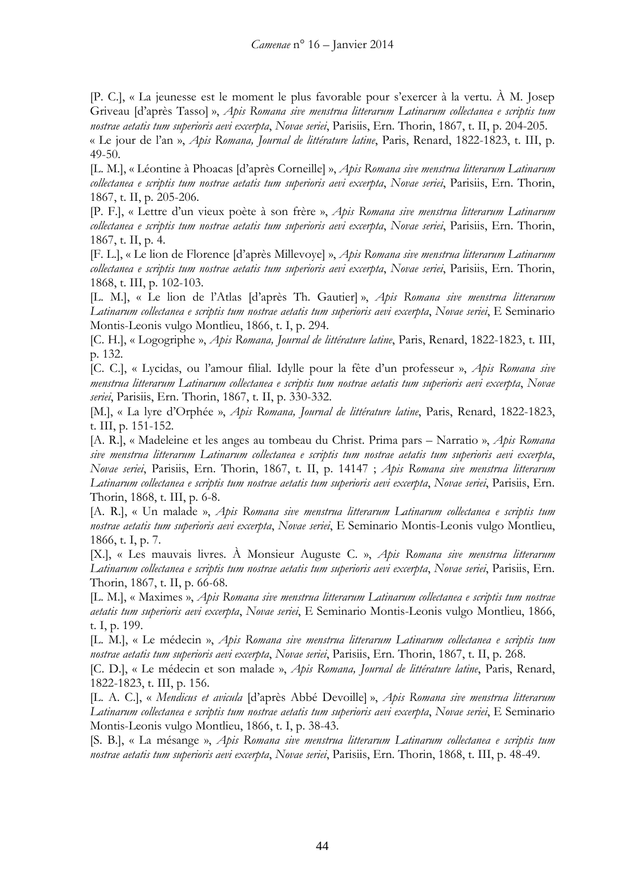[P. C.], « La jeunesse est le moment le plus favorable pour s'exercer à la vertu. À M. Josep Griveau [d'après Tasso] », *Apis Romana sive menstrua litterarum Latinarum collectanea e scriptis tum nostrae aetatis tum superioris aevi excerpta*, *Novae seriei*, Parisiis, Ern. Thorin, 1867, t. II, p. 204-205.

« Le jour de l'an », *Apis Romana, Journal de littérature latine*, Paris, Renard, 1822-1823, t. III, p. 49-50.

[L. M.], « Léontine à Phoacas [d'après Corneille] », *Apis Romana sive menstrua litterarum Latinarum collectanea e scriptis tum nostrae aetatis tum superioris aevi excerpta*, *Novae seriei*, Parisiis, Ern. Thorin, 1867, t. II, p. 205-206.

[P. F.], « Lettre d'un vieux poète à son frère », *Apis Romana sive menstrua litterarum Latinarum collectanea e scriptis tum nostrae aetatis tum superioris aevi excerpta*, *Novae seriei*, Parisiis, Ern. Thorin, 1867, t. II, p. 4.

[F. L.], « Le lion de Florence [d'après Millevoye] », *Apis Romana sive menstrua litterarum Latinarum collectanea e scriptis tum nostrae aetatis tum superioris aevi excerpta*, *Novae seriei*, Parisiis, Ern. Thorin, 1868, t. III, p. 102-103.

[L. M.], « Le lion de l'Atlas [d'après Th. Gautier] », *Apis Romana sive menstrua litterarum Latinarum collectanea e scriptis tum nostrae aetatis tum superioris aevi excerpta*, *Novae seriei*, E Seminario Montis-Leonis vulgo Montlieu, 1866, t. I, p. 294.

[C. H.], « Logogriphe », *Apis Romana, Journal de littérature latine*, Paris, Renard, 1822-1823, t. III, p. 132.

[C. C.], « Lycidas, ou l'amour filial. Idylle pour la fête d'un professeur », *Apis Romana sive menstrua litterarum Latinarum collectanea e scriptis tum nostrae aetatis tum superioris aevi excerpta*, *Novae seriei*, Parisiis, Ern. Thorin, 1867, t. II, p. 330-332.

[M.], « La lyre d'Orphée », *Apis Romana, Journal de littérature latine*, Paris, Renard, 1822-1823, t. III, p. 151-152.

[A. R.], « Madeleine et les anges au tombeau du Christ. Prima pars – Narratio », *Apis Romana sive menstrua litterarum Latinarum collectanea e scriptis tum nostrae aetatis tum superioris aevi excerpta*, *Novae seriei*, Parisiis, Ern. Thorin, 1867, t. II, p. 14147 ; *Apis Romana sive menstrua litterarum Latinarum collectanea e scriptis tum nostrae aetatis tum superioris aevi excerpta*, *Novae seriei*, Parisiis, Ern. Thorin, 1868, t. III, p. 6-8.

[A. R.], « Un malade », *Apis Romana sive menstrua litterarum Latinarum collectanea e scriptis tum nostrae aetatis tum superioris aevi excerpta*, *Novae seriei*, E Seminario Montis-Leonis vulgo Montlieu, 1866, t. I, p. 7.

[X.], « Les mauvais livres. À Monsieur Auguste C. », *Apis Romana sive menstrua litterarum Latinarum collectanea e scriptis tum nostrae aetatis tum superioris aevi excerpta*, *Novae seriei*, Parisiis, Ern. Thorin, 1867, t. II, p. 66-68.

[L. M.], « Maximes », *Apis Romana sive menstrua litterarum Latinarum collectanea e scriptis tum nostrae aetatis tum superioris aevi excerpta*, *Novae seriei*, E Seminario Montis-Leonis vulgo Montlieu, 1866, t. I, p. 199.

[L. M.], « Le médecin », *Apis Romana sive menstrua litterarum Latinarum collectanea e scriptis tum nostrae aetatis tum superioris aevi excerpta*, *Novae seriei*, Parisiis, Ern. Thorin, 1867, t. II, p. 268.

[C. D.], « Le médecin et son malade », *Apis Romana, Journal de littérature latine*, Paris, Renard, 1822-1823, t. III, p. 156.

[L. A. C.], « *Mendicus et avicula* [d'après Abbé Devoille] », *Apis Romana sive menstrua litterarum Latinarum collectanea e scriptis tum nostrae aetatis tum superioris aevi excerpta*, *Novae seriei*, E Seminario Montis-Leonis vulgo Montlieu, 1866, t. I, p. 38-43.

[S. B.], « La mésange », *Apis Romana sive menstrua litterarum Latinarum collectanea e scriptis tum nostrae aetatis tum superioris aevi excerpta*, *Novae seriei*, Parisiis, Ern. Thorin, 1868, t. III, p. 48-49.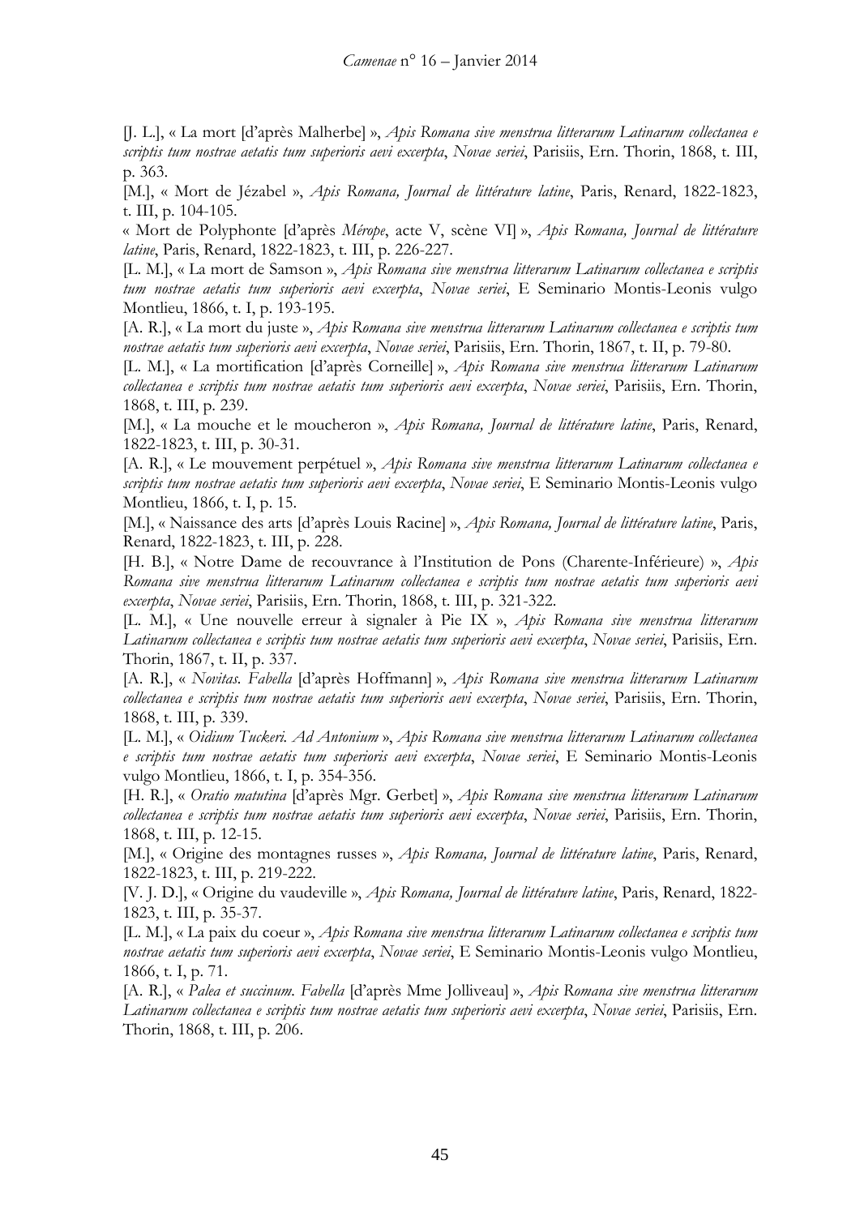[J. L.], « La mort [d'après Malherbe] », *Apis Romana sive menstrua litterarum Latinarum collectanea e scriptis tum nostrae aetatis tum superioris aevi excerpta*, *Novae seriei*, Parisiis, Ern. Thorin, 1868, t. III, p. 363.

[M.], « Mort de Jézabel », *Apis Romana, Journal de littérature latine*, Paris, Renard, 1822-1823, t. III, p. 104-105.

« Mort de Polyphonte [d'après *Mérope*, acte V, scène VI] », *Apis Romana, Journal de littérature latine*, Paris, Renard, 1822-1823, t. III, p. 226-227.

[L. M.], « La mort de Samson », *Apis Romana sive menstrua litterarum Latinarum collectanea e scriptis tum nostrae aetatis tum superioris aevi excerpta*, *Novae seriei*, E Seminario Montis-Leonis vulgo Montlieu, 1866, t. I, p. 193-195.

[A. R.], « La mort du juste », *Apis Romana sive menstrua litterarum Latinarum collectanea e scriptis tum nostrae aetatis tum superioris aevi excerpta*, *Novae seriei*, Parisiis, Ern. Thorin, 1867, t. II, p. 79-80.

[L. M.], « La mortification [d'après Corneille] », *Apis Romana sive menstrua litterarum Latinarum collectanea e scriptis tum nostrae aetatis tum superioris aevi excerpta*, *Novae seriei*, Parisiis, Ern. Thorin, 1868, t. III, p. 239.

[M.], « La mouche et le moucheron », *Apis Romana, Journal de littérature latine*, Paris, Renard, 1822-1823, t. III, p. 30-31.

[A. R.], « Le mouvement perpétuel », *Apis Romana sive menstrua litterarum Latinarum collectanea e scriptis tum nostrae aetatis tum superioris aevi excerpta*, *Novae seriei*, E Seminario Montis-Leonis vulgo Montlieu, 1866, t. I, p. 15.

[M.], « Naissance des arts [d'après Louis Racine] », *Apis Romana, Journal de littérature latine*, Paris, Renard, 1822-1823, t. III, p. 228.

[H. B.], « Notre Dame de recouvrance à l'Institution de Pons (Charente-Inférieure) », *Apis Romana sive menstrua litterarum Latinarum collectanea e scriptis tum nostrae aetatis tum superioris aevi excerpta*, *Novae seriei*, Parisiis, Ern. Thorin, 1868, t. III, p. 321-322.

[L. M.], « Une nouvelle erreur à signaler à Pie IX », *Apis Romana sive menstrua litterarum Latinarum collectanea e scriptis tum nostrae aetatis tum superioris aevi excerpta*, *Novae seriei*, Parisiis, Ern. Thorin, 1867, t. II, p. 337.

[A. R.], « *Novitas. Fabella* [d'après Hoffmann] », *Apis Romana sive menstrua litterarum Latinarum collectanea e scriptis tum nostrae aetatis tum superioris aevi excerpta*, *Novae seriei*, Parisiis, Ern. Thorin, 1868, t. III, p. 339.

[L. M.], « *Oidium Tuckeri. Ad Antonium* », *Apis Romana sive menstrua litterarum Latinarum collectanea e scriptis tum nostrae aetatis tum superioris aevi excerpta*, *Novae seriei*, E Seminario Montis-Leonis vulgo Montlieu, 1866, t. I, p. 354-356.

[H. R.], « *Oratio matutina* [d'après Mgr. Gerbet] », *Apis Romana sive menstrua litterarum Latinarum collectanea e scriptis tum nostrae aetatis tum superioris aevi excerpta*, *Novae seriei*, Parisiis, Ern. Thorin, 1868, t. III, p. 12-15.

[M.], « Origine des montagnes russes », *Apis Romana, Journal de littérature latine*, Paris, Renard, 1822-1823, t. III, p. 219-222.

[V. J. D.], « Origine du vaudeville », *Apis Romana, Journal de littérature latine*, Paris, Renard, 1822-1823, t. III, p. 35-37.

[L. M.], « La paix du coeur », *Apis Romana sive menstrua litterarum Latinarum collectanea e scriptis tum nostrae aetatis tum superioris aevi excerpta*, *Novae seriei*, E Seminario Montis-Leonis vulgo Montlieu, 1866, t. I, p. 71.

[A. R.], « *Palea et succinum. Fabella* [d'après Mme Jolliveau] », *Apis Romana sive menstrua litterarum Latinarum collectanea e scriptis tum nostrae aetatis tum superioris aevi excerpta*, *Novae seriei*, Parisiis, Ern. Thorin, 1868, t. III, p. 206.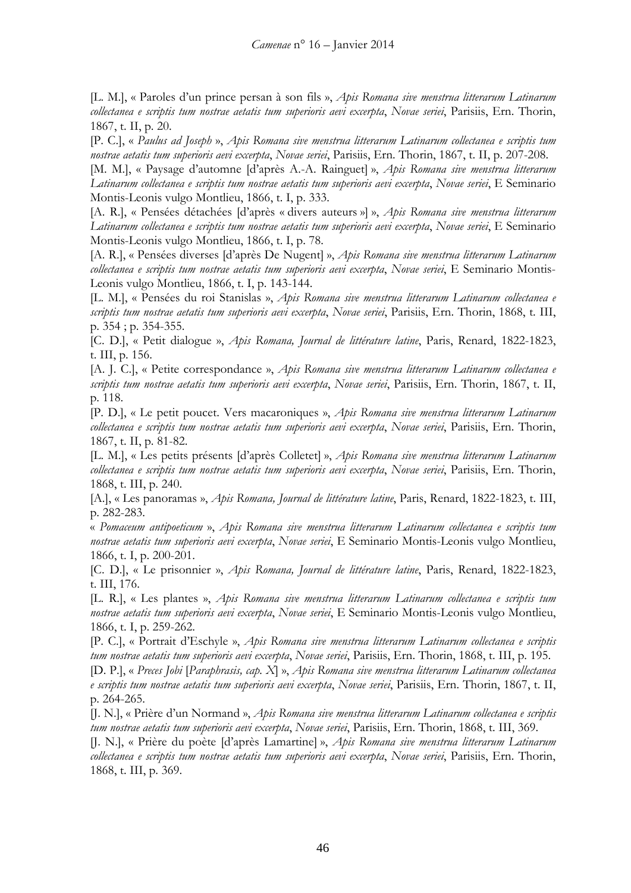[L. M.], « Paroles d'un prince persan à son fils », *Apis Romana sive menstrua litterarum Latinarum collectanea e scriptis tum nostrae aetatis tum superioris aevi excerpta*, *Novae seriei*, Parisiis, Ern. Thorin, 1867, t. II, p. 20.

[P. C.], « *Paulus ad Joseph* », *Apis Romana sive menstrua litterarum Latinarum collectanea e scriptis tum nostrae aetatis tum superioris aevi excerpta*, *Novae seriei*, Parisiis, Ern. Thorin, 1867, t. II, p. 207-208.

[M. M.], « Paysage d'automne [d'après A.-A. Rainguet] », *Apis Romana sive menstrua litterarum Latinarum collectanea e scriptis tum nostrae aetatis tum superioris aevi excerpta*, *Novae seriei*, E Seminario Montis-Leonis vulgo Montlieu, 1866, t. I, p. 333.

[A. R.], « Pensées détachées [d'après « divers auteurs »] », *Apis Romana sive menstrua litterarum Latinarum collectanea e scriptis tum nostrae aetatis tum superioris aevi excerpta*, *Novae seriei*, E Seminario Montis-Leonis vulgo Montlieu, 1866, t. I, p. 78.

[A. R.], « Pensées diverses [d'après De Nugent] », *Apis Romana sive menstrua litterarum Latinarum collectanea e scriptis tum nostrae aetatis tum superioris aevi excerpta*, *Novae seriei*, E Seminario Montis-Leonis vulgo Montlieu, 1866, t. I, p. 143-144.

[L. M.], « Pensées du roi Stanislas », *Apis Romana sive menstrua litterarum Latinarum collectanea e scriptis tum nostrae aetatis tum superioris aevi excerpta*, *Novae seriei*, Parisiis, Ern. Thorin, 1868, t. III, p. 354 ; p. 354-355.

[C. D.], « Petit dialogue », *Apis Romana, Journal de littérature latine*, Paris, Renard, 1822-1823, t. III, p. 156.

[A. J. C.], « Petite correspondance », *Apis Romana sive menstrua litterarum Latinarum collectanea e scriptis tum nostrae aetatis tum superioris aevi excerpta*, *Novae seriei*, Parisiis, Ern. Thorin, 1867, t. II, p. 118.

[P. D.], « Le petit poucet. Vers macaroniques », *Apis Romana sive menstrua litterarum Latinarum collectanea e scriptis tum nostrae aetatis tum superioris aevi excerpta*, *Novae seriei*, Parisiis, Ern. Thorin, 1867, t. II, p. 81-82.

[L. M.], « Les petits présents [d'après Colletet] », *Apis Romana sive menstrua litterarum Latinarum collectanea e scriptis tum nostrae aetatis tum superioris aevi excerpta*, *Novae seriei*, Parisiis, Ern. Thorin, 1868, t. III, p. 240.

[A.], « Les panoramas », *Apis Romana, Journal de littérature latine*, Paris, Renard, 1822-1823, t. III, p. 282-283.

« *Pomaceum antipoeticum* », *Apis Romana sive menstrua litterarum Latinarum collectanea e scriptis tum nostrae aetatis tum superioris aevi excerpta*, *Novae seriei*, E Seminario Montis-Leonis vulgo Montlieu, 1866, t. I, p. 200-201.

[C. D.], « Le prisonnier », *Apis Romana, Journal de littérature latine*, Paris, Renard, 1822-1823, t. III, 176.

[L. R.], « Les plantes », *Apis Romana sive menstrua litterarum Latinarum collectanea e scriptis tum nostrae aetatis tum superioris aevi excerpta*, *Novae seriei*, E Seminario Montis-Leonis vulgo Montlieu, 1866, t. I, p. 259-262.

[P. C.], « Portrait d'Eschyle », *Apis Romana sive menstrua litterarum Latinarum collectanea e scriptis tum nostrae aetatis tum superioris aevi excerpta*, *Novae seriei*, Parisiis, Ern. Thorin, 1868, t. III, p. 195.

[D. P.], « *Preces Jobi* [*Paraphrasis, cap. X*] », *Apis Romana sive menstrua litterarum Latinarum collectanea e scriptis tum nostrae aetatis tum superioris aevi excerpta*, *Novae seriei*, Parisiis, Ern. Thorin, 1867, t. II, p. 264-265.

[J. N.], « Prière d'un Normand », *Apis Romana sive menstrua litterarum Latinarum collectanea e scriptis tum nostrae aetatis tum superioris aevi excerpta*, *Novae seriei*, Parisiis, Ern. Thorin, 1868, t. III, 369.

[J. N.], « Prière du poète [d'après Lamartine] », *Apis Romana sive menstrua litterarum Latinarum collectanea e scriptis tum nostrae aetatis tum superioris aevi excerpta*, *Novae seriei*, Parisiis, Ern. Thorin, 1868, t. III, p. 369.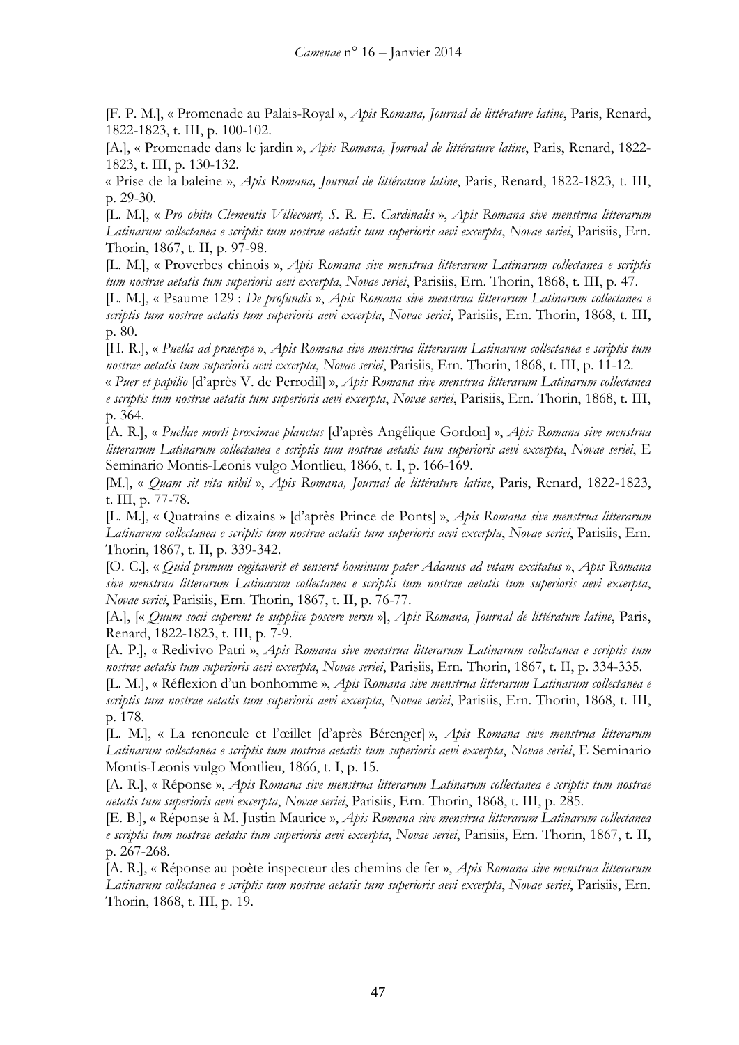[F. P. M.], « Promenade au Palais-Royal », *Apis Romana, Journal de littérature latine*, Paris, Renard, 1822-1823, t. III, p. 100-102.

[A.], « Promenade dans le jardin », *Apis Romana, Journal de littérature latine*, Paris, Renard, 1822-1823, t. III, p. 130-132.

« Prise de la baleine », *Apis Romana, Journal de littérature latine*, Paris, Renard, 1822-1823, t. III, p. 29-30.

[L. M.], « *Pro obitu Clementis Villecourt, S. R. E. Cardinalis* », *Apis Romana sive menstrua litterarum Latinarum collectanea e scriptis tum nostrae aetatis tum superioris aevi excerpta*, *Novae seriei*, Parisiis, Ern. Thorin, 1867, t. II, p. 97-98.

[L. M.], « Proverbes chinois », *Apis Romana sive menstrua litterarum Latinarum collectanea e scriptis tum nostrae aetatis tum superioris aevi excerpta*, *Novae seriei*, Parisiis, Ern. Thorin, 1868, t. III, p. 47.

[L. M.], « Psaume 129 : *De profundis* », *Apis Romana sive menstrua litterarum Latinarum collectanea e scriptis tum nostrae aetatis tum superioris aevi excerpta*, *Novae seriei*, Parisiis, Ern. Thorin, 1868, t. III, p. 80.

[H. R.], « *Puella ad praesepe* », *Apis Romana sive menstrua litterarum Latinarum collectanea e scriptis tum nostrae aetatis tum superioris aevi excerpta*, *Novae seriei*, Parisiis, Ern. Thorin, 1868, t. III, p. 11-12.

« *Puer et papilio* [d'après V. de Perrodil] », *Apis Romana sive menstrua litterarum Latinarum collectanea e scriptis tum nostrae aetatis tum superioris aevi excerpta*, *Novae seriei*, Parisiis, Ern. Thorin, 1868, t. III, p. 364.

[A. R.], « *Puellae morti proximae planctus* [d'après Angélique Gordon] », *Apis Romana sive menstrua litterarum Latinarum collectanea e scriptis tum nostrae aetatis tum superioris aevi excerpta*, *Novae seriei*, E Seminario Montis-Leonis vulgo Montlieu, 1866, t. I, p. 166-169.

[M.], « *Quam sit vita nihil* », *Apis Romana, Journal de littérature latine*, Paris, Renard, 1822-1823, t. III, p. 77-78.

[L. M.], « Quatrains e dizains » [d'après Prince de Ponts] », *Apis Romana sive menstrua litterarum Latinarum collectanea e scriptis tum nostrae aetatis tum superioris aevi excerpta*, *Novae seriei*, Parisiis, Ern. Thorin, 1867, t. II, p. 339-342.

[O. C.], « *Quid primum cogitaverit et senserit hominum pater Adamus ad vitam excitatus* », *Apis Romana sive menstrua litterarum Latinarum collectanea e scriptis tum nostrae aetatis tum superioris aevi excerpta*, *Novae seriei*, Parisiis, Ern. Thorin, 1867, t. II, p. 76-77.

[A.], [« *Quum socii cuperent te supplice poscere versu* »], *Apis Romana, Journal de littérature latine*, Paris, Renard, 1822-1823, t. III, p. 7-9.

[A. P.], « Redivivo Patri », *Apis Romana sive menstrua litterarum Latinarum collectanea e scriptis tum nostrae aetatis tum superioris aevi excerpta*, *Novae seriei*, Parisiis, Ern. Thorin, 1867, t. II, p. 334-335.

[L. M.], « Réflexion d'un bonhomme », *Apis Romana sive menstrua litterarum Latinarum collectanea e scriptis tum nostrae aetatis tum superioris aevi excerpta*, *Novae seriei*, Parisiis, Ern. Thorin, 1868, t. III, p. 178.

[L. M.], « La renoncule et l'œillet [d'après Bérenger] », *Apis Romana sive menstrua litterarum Latinarum collectanea e scriptis tum nostrae aetatis tum superioris aevi excerpta*, *Novae seriei*, E Seminario Montis-Leonis vulgo Montlieu, 1866, t. I, p. 15.

[A. R.], « Réponse », *Apis Romana sive menstrua litterarum Latinarum collectanea e scriptis tum nostrae aetatis tum superioris aevi excerpta*, *Novae seriei*, Parisiis, Ern. Thorin, 1868, t. III, p. 285.

[E. B.], « Réponse à M. Justin Maurice », *Apis Romana sive menstrua litterarum Latinarum collectanea e scriptis tum nostrae aetatis tum superioris aevi excerpta*, *Novae seriei*, Parisiis, Ern. Thorin, 1867, t. II, p. 267-268.

[A. R.], « Réponse au poète inspecteur des chemins de fer », *Apis Romana sive menstrua litterarum Latinarum collectanea e scriptis tum nostrae aetatis tum superioris aevi excerpta*, *Novae seriei*, Parisiis, Ern. Thorin, 1868, t. III, p. 19.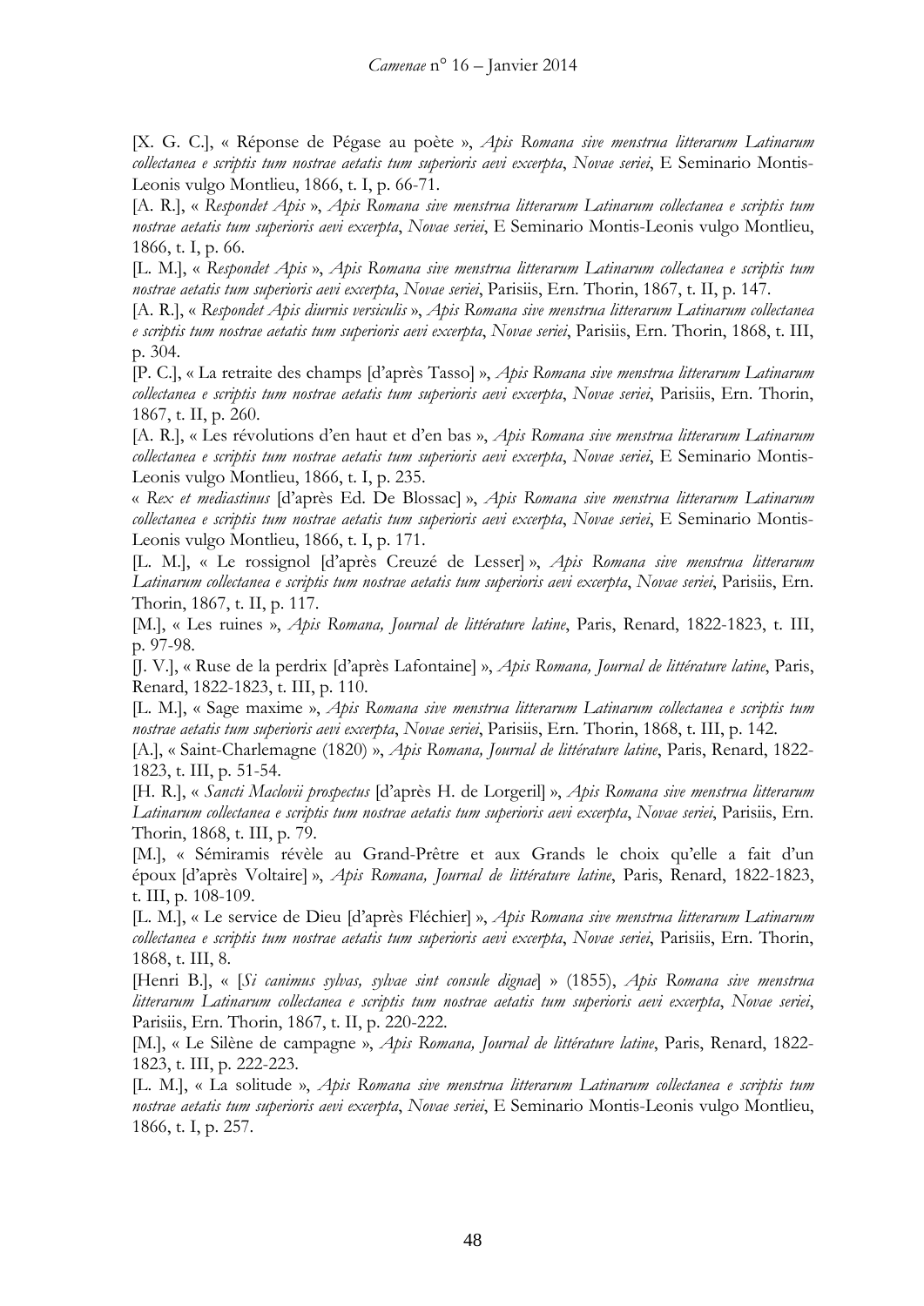[X. G. C.], « Réponse de Pégase au poète », *Apis Romana sive menstrua litterarum Latinarum collectanea e scriptis tum nostrae aetatis tum superioris aevi excerpta*, *Novae seriei*, E Seminario Montis-Leonis vulgo Montlieu, 1866, t. I, p. 66-71.

[A. R.], « *Respondet Apis* », *Apis Romana sive menstrua litterarum Latinarum collectanea e scriptis tum nostrae aetatis tum superioris aevi excerpta*, *Novae seriei*, E Seminario Montis-Leonis vulgo Montlieu, 1866, t. I, p. 66.

[L. M.], « *Respondet Apis* », *Apis Romana sive menstrua litterarum Latinarum collectanea e scriptis tum nostrae aetatis tum superioris aevi excerpta*, *Novae seriei*, Parisiis, Ern. Thorin, 1867, t. II, p. 147.

[A. R.], « *Respondet Apis diurnis versiculis* », *Apis Romana sive menstrua litterarum Latinarum collectanea e scriptis tum nostrae aetatis tum superioris aevi excerpta*, *Novae seriei*, Parisiis, Ern. Thorin, 1868, t. III, p. 304.

[P. C.], « La retraite des champs [d'après Tasso] », *Apis Romana sive menstrua litterarum Latinarum collectanea e scriptis tum nostrae aetatis tum superioris aevi excerpta*, *Novae seriei*, Parisiis, Ern. Thorin, 1867, t. II, p. 260.

[A. R.], « Les révolutions d'en haut et d'en bas », *Apis Romana sive menstrua litterarum Latinarum collectanea e scriptis tum nostrae aetatis tum superioris aevi excerpta*, *Novae seriei*, E Seminario Montis-Leonis vulgo Montlieu, 1866, t. I, p. 235.

« *Rex et mediastinus* [d'après Ed. De Blossac] », *Apis Romana sive menstrua litterarum Latinarum collectanea e scriptis tum nostrae aetatis tum superioris aevi excerpta*, *Novae seriei*, E Seminario Montis-Leonis vulgo Montlieu, 1866, t. I, p. 171.

[L. M.], « Le rossignol [d'après Creuzé de Lesser] », *Apis Romana sive menstrua litterarum Latinarum collectanea e scriptis tum nostrae aetatis tum superioris aevi excerpta*, *Novae seriei*, Parisiis, Ern. Thorin, 1867, t. II, p. 117.

[M.], « Les ruines », *Apis Romana, Journal de littérature latine*, Paris, Renard, 1822-1823, t. III, p. 97-98.

[J. V.], « Ruse de la perdrix [d'après Lafontaine] », *Apis Romana, Journal de littérature latine*, Paris, Renard, 1822-1823, t. III, p. 110.

[L. M.], « Sage maxime », *Apis Romana sive menstrua litterarum Latinarum collectanea e scriptis tum nostrae aetatis tum superioris aevi excerpta*, *Novae seriei*, Parisiis, Ern. Thorin, 1868, t. III, p. 142.

[A.], « Saint-Charlemagne (1820) », *Apis Romana, Journal de littérature latine*, Paris, Renard, 1822-1823, t. III, p. 51-54.

[H. R.], « *Sancti Maclovii prospectus* [d'après H. de Lorgeril] », *Apis Romana sive menstrua litterarum Latinarum collectanea e scriptis tum nostrae aetatis tum superioris aevi excerpta*, *Novae seriei*, Parisiis, Ern. Thorin, 1868, t. III, p. 79.

[M.], « Sémiramis révèle au Grand-Prêtre et aux Grands le choix qu'elle a fait d'un époux [d'après Voltaire] », *Apis Romana, Journal de littérature latine*, Paris, Renard, 1822-1823, t. III, p. 108-109.

[L. M.], « Le service de Dieu [d'après Fléchier] », *Apis Romana sive menstrua litterarum Latinarum collectanea e scriptis tum nostrae aetatis tum superioris aevi excerpta*, *Novae seriei*, Parisiis, Ern. Thorin, 1868, t. III, 8.

[Henri B.], « [*Si canimus sylvas, sylvae sint consule dignae*] » (1855), *Apis Romana sive menstrua litterarum Latinarum collectanea e scriptis tum nostrae aetatis tum superioris aevi excerpta*, *Novae seriei*, Parisiis, Ern. Thorin, 1867, t. II, p. 220-222.

[M.], « Le Silène de campagne », *Apis Romana, Journal de littérature latine*, Paris, Renard, 1822-1823, t. III, p. 222-223.

[L. M.], « La solitude », *Apis Romana sive menstrua litterarum Latinarum collectanea e scriptis tum nostrae aetatis tum superioris aevi excerpta*, *Novae seriei*, E Seminario Montis-Leonis vulgo Montlieu, 1866, t. I, p. 257.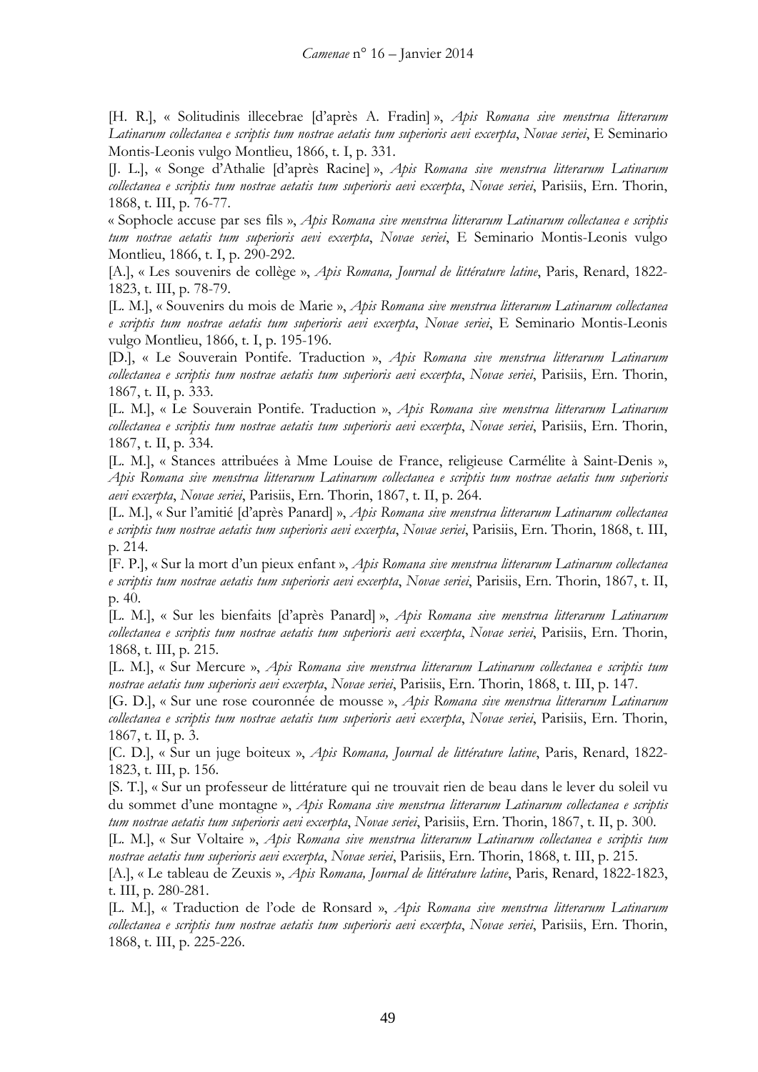[H. R.], « Solitudinis illecebrae [d'après A. Fradin] », *Apis Romana sive menstrua litterarum Latinarum collectanea e scriptis tum nostrae aetatis tum superioris aevi excerpta*, *Novae seriei*, E Seminario Montis-Leonis vulgo Montlieu, 1866, t. I, p. 331.

[J. L.], « Songe d'Athalie [d'après Racine] », *Apis Romana sive menstrua litterarum Latinarum collectanea e scriptis tum nostrae aetatis tum superioris aevi excerpta*, *Novae seriei*, Parisiis, Ern. Thorin, 1868, t. III, p. 76-77.

« Sophocle accuse par ses fils », *Apis Romana sive menstrua litterarum Latinarum collectanea e scriptis tum nostrae aetatis tum superioris aevi excerpta*, *Novae seriei*, E Seminario Montis-Leonis vulgo Montlieu, 1866, t. I, p. 290-292.

[A.], « Les souvenirs de collège », *Apis Romana, Journal de littérature latine*, Paris, Renard, 1822-1823, t. III, p. 78-79.

[L. M.], « Souvenirs du mois de Marie », *Apis Romana sive menstrua litterarum Latinarum collectanea e scriptis tum nostrae aetatis tum superioris aevi excerpta*, *Novae seriei*, E Seminario Montis-Leonis vulgo Montlieu, 1866, t. I, p. 195-196.

[D.], « Le Souverain Pontife. Traduction », *Apis Romana sive menstrua litterarum Latinarum collectanea e scriptis tum nostrae aetatis tum superioris aevi excerpta*, *Novae seriei*, Parisiis, Ern. Thorin, 1867, t. II, p. 333.

[L. M.], « Le Souverain Pontife. Traduction », *Apis Romana sive menstrua litterarum Latinarum collectanea e scriptis tum nostrae aetatis tum superioris aevi excerpta*, *Novae seriei*, Parisiis, Ern. Thorin, 1867, t. II, p. 334.

[L. M.], « Stances attribuées à Mme Louise de France, religieuse Carmélite à Saint-Denis », *Apis Romana sive menstrua litterarum Latinarum collectanea e scriptis tum nostrae aetatis tum superioris aevi excerpta*, *Novae seriei*, Parisiis, Ern. Thorin, 1867, t. II, p. 264.

[L. M.], « Sur l'amitié [d'après Panard] », *Apis Romana sive menstrua litterarum Latinarum collectanea e scriptis tum nostrae aetatis tum superioris aevi excerpta*, *Novae seriei*, Parisiis, Ern. Thorin, 1868, t. III, p. 214.

[F. P.], « Sur la mort d'un pieux enfant », *Apis Romana sive menstrua litterarum Latinarum collectanea e scriptis tum nostrae aetatis tum superioris aevi excerpta*, *Novae seriei*, Parisiis, Ern. Thorin, 1867, t. II, p. 40.

[L. M.], « Sur les bienfaits [d'après Panard] », *Apis Romana sive menstrua litterarum Latinarum collectanea e scriptis tum nostrae aetatis tum superioris aevi excerpta*, *Novae seriei*, Parisiis, Ern. Thorin, 1868, t. III, p. 215.

[L. M.], « Sur Mercure », *Apis Romana sive menstrua litterarum Latinarum collectanea e scriptis tum nostrae aetatis tum superioris aevi excerpta*, *Novae seriei*, Parisiis, Ern. Thorin, 1868, t. III, p. 147.

[G. D.], « Sur une rose couronnée de mousse », *Apis Romana sive menstrua litterarum Latinarum collectanea e scriptis tum nostrae aetatis tum superioris aevi excerpta*, *Novae seriei*, Parisiis, Ern. Thorin, 1867, t. II, p. 3.

[C. D.], « Sur un juge boiteux », *Apis Romana, Journal de littérature latine*, Paris, Renard, 1822-1823, t. III, p. 156.

[S. T.], « Sur un professeur de littérature qui ne trouvait rien de beau dans le lever du soleil vu du sommet d'une montagne », *Apis Romana sive menstrua litterarum Latinarum collectanea e scriptis tum nostrae aetatis tum superioris aevi excerpta*, *Novae seriei*, Parisiis, Ern. Thorin, 1867, t. II, p. 300.

[L. M.], « Sur Voltaire », *Apis Romana sive menstrua litterarum Latinarum collectanea e scriptis tum nostrae aetatis tum superioris aevi excerpta*, *Novae seriei*, Parisiis, Ern. Thorin, 1868, t. III, p. 215.

[A.], « Le tableau de Zeuxis », *Apis Romana, Journal de littérature latine*, Paris, Renard, 1822-1823, t. III, p. 280-281.

[L. M.], « Traduction de l'ode de Ronsard », *Apis Romana sive menstrua litterarum Latinarum collectanea e scriptis tum nostrae aetatis tum superioris aevi excerpta*, *Novae seriei*, Parisiis, Ern. Thorin, 1868, t. III, p. 225-226.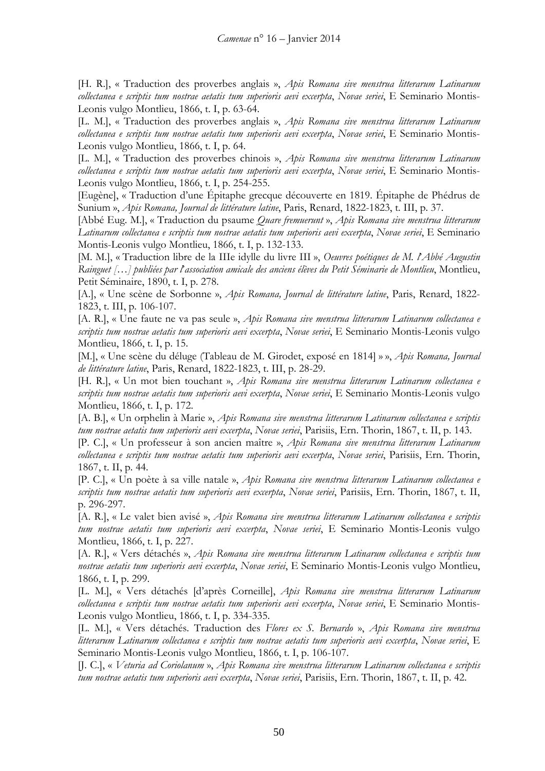[H. R.], « Traduction des proverbes anglais », *Apis Romana sive menstrua litterarum Latinarum collectanea e scriptis tum nostrae aetatis tum superioris aevi excerpta*, *Novae seriei*, E Seminario Montis-Leonis vulgo Montlieu, 1866, t. I, p. 63-64.

[L. M.], « Traduction des proverbes anglais », *Apis Romana sive menstrua litterarum Latinarum collectanea e scriptis tum nostrae aetatis tum superioris aevi excerpta*, *Novae seriei*, E Seminario Montis-Leonis vulgo Montlieu, 1866, t. I, p. 64.

[L. M.], « Traduction des proverbes chinois », *Apis Romana sive menstrua litterarum Latinarum collectanea e scriptis tum nostrae aetatis tum superioris aevi excerpta*, *Novae seriei*, E Seminario Montis-Leonis vulgo Montlieu, 1866, t. I, p. 254-255.

[Eugène], « Traduction d'une Épitaphe grecque découverte en 1819. Épitaphe de Phédrus de Sunium », *Apis Romana, Journal de littérature latine*, Paris, Renard, 1822-1823, t. III, p. 37.

[Abbé Eug. M.], « Traduction du psaume *Quare fremuerunt* », *Apis Romana sive menstrua litterarum Latinarum collectanea e scriptis tum nostrae aetatis tum superioris aevi excerpta*, *Novae seriei*, E Seminario Montis-Leonis vulgo Montlieu, 1866, t. I, p. 132-133.

[M. M.], « Traduction libre de la IIIe idylle du livre III », *Oeuvres poétiques de M. l'Abbé Augustin Rainguet […] publiées par l'association amicale des anciens élèves du Petit Séminarie de Montlieu*, Montlieu, Petit Séminaire, 1890, t. I, p. 278.

[A.], « Une scène de Sorbonne », *Apis Romana, Journal de littérature latine*, Paris, Renard, 1822-1823, t. III, p. 106-107.

[A. R.], « Une faute ne va pas seule », *Apis Romana sive menstrua litterarum Latinarum collectanea e scriptis tum nostrae aetatis tum superioris aevi excerpta*, *Novae seriei*, E Seminario Montis-Leonis vulgo Montlieu, 1866, t. I, p. 15.

[M.], « Une scène du déluge (Tableau de M. Girodet, exposé en 1814] » », *Apis Romana, Journal de littérature latine*, Paris, Renard, 1822-1823, t. III, p. 28-29.

[H. R.], « Un mot bien touchant », *Apis Romana sive menstrua litterarum Latinarum collectanea e scriptis tum nostrae aetatis tum superioris aevi excerpta*, *Novae seriei*, E Seminario Montis-Leonis vulgo Montlieu, 1866, t. I, p. 172.

[A. B.], « Un orphelin à Marie », *Apis Romana sive menstrua litterarum Latinarum collectanea e scriptis tum nostrae aetatis tum superioris aevi excerpta*, *Novae seriei*, Parisiis, Ern. Thorin, 1867, t. II, p. 143.

[P. C.], « Un professeur à son ancien maître », *Apis Romana sive menstrua litterarum Latinarum collectanea e scriptis tum nostrae aetatis tum superioris aevi excerpta*, *Novae seriei*, Parisiis, Ern. Thorin, 1867, t. II, p. 44.

[P. C.], « Un poète à sa ville natale », *Apis Romana sive menstrua litterarum Latinarum collectanea e scriptis tum nostrae aetatis tum superioris aevi excerpta*, *Novae seriei*, Parisiis, Ern. Thorin, 1867, t. II, p. 296-297.

[A. R.], « Le valet bien avisé », *Apis Romana sive menstrua litterarum Latinarum collectanea e scriptis tum nostrae aetatis tum superioris aevi excerpta*, *Novae seriei*, E Seminario Montis-Leonis vulgo Montlieu, 1866, t. I, p. 227.

[A. R.], « Vers détachés », *Apis Romana sive menstrua litterarum Latinarum collectanea e scriptis tum nostrae aetatis tum superioris aevi excerpta*, *Novae seriei*, E Seminario Montis-Leonis vulgo Montlieu, 1866, t. I, p. 299.

[L. M.], « Vers détachés [d'après Corneille], *Apis Romana sive menstrua litterarum Latinarum collectanea e scriptis tum nostrae aetatis tum superioris aevi excerpta*, *Novae seriei*, E Seminario Montis-Leonis vulgo Montlieu, 1866, t. I, p. 334-335.

[L. M.], « Vers détachés. Traduction des *Flores ex S. Bernardo* », *Apis Romana sive menstrua litterarum Latinarum collectanea e scriptis tum nostrae aetatis tum superioris aevi excerpta*, *Novae seriei*, E Seminario Montis-Leonis vulgo Montlieu, 1866, t. I, p. 106-107.

[J. C.], « *Veturia ad Coriolanum* », *Apis Romana sive menstrua litterarum Latinarum collectanea e scriptis tum nostrae aetatis tum superioris aevi excerpta*, *Novae seriei*, Parisiis, Ern. Thorin, 1867, t. II, p. 42.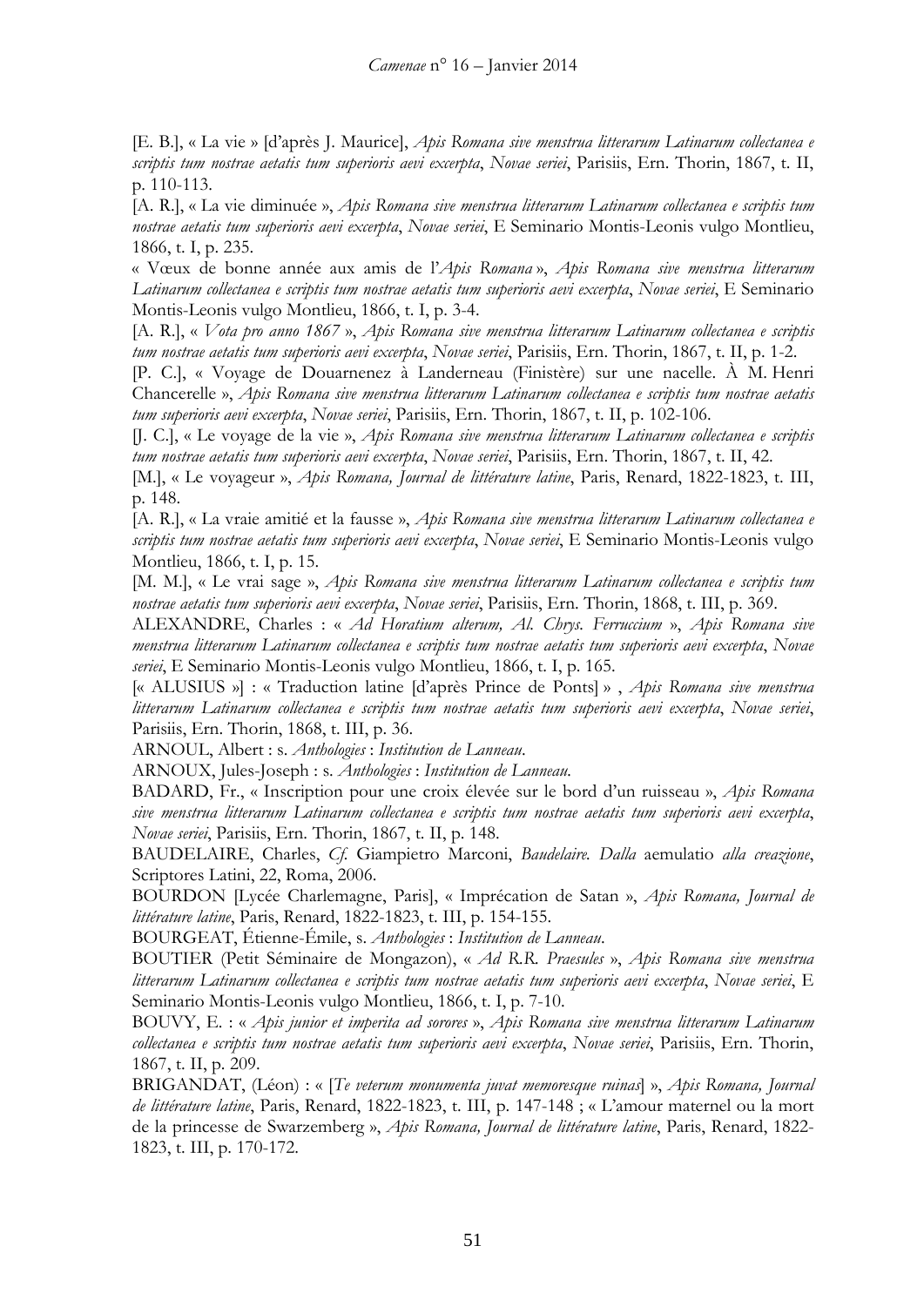[E. B.], « La vie » [d'après J. Maurice], *Apis Romana sive menstrua litterarum Latinarum collectanea e scriptis tum nostrae aetatis tum superioris aevi excerpta*, *Novae seriei*, Parisiis, Ern. Thorin, 1867, t. II, p. 110-113.

[A. R.], « La vie diminuée », *Apis Romana sive menstrua litterarum Latinarum collectanea e scriptis tum nostrae aetatis tum superioris aevi excerpta*, *Novae seriei*, E Seminario Montis-Leonis vulgo Montlieu, 1866, t. I, p. 235.

« Vœux de bonne année aux amis de l'*Apis Romana* », *Apis Romana sive menstrua litterarum Latinarum collectanea e scriptis tum nostrae aetatis tum superioris aevi excerpta*, *Novae seriei*, E Seminario Montis-Leonis vulgo Montlieu, 1866, t. I, p. 3-4.

[A. R.], « *Vota pro anno 1867* », *Apis Romana sive menstrua litterarum Latinarum collectanea e scriptis tum nostrae aetatis tum superioris aevi excerpta*, *Novae seriei*, Parisiis, Ern. Thorin, 1867, t. II, p. 1-2.

[P. C.], « Voyage de Douarnenez à Landerneau (Finistère) sur une nacelle. À M. Henri Chancerelle », *Apis Romana sive menstrua litterarum Latinarum collectanea e scriptis tum nostrae aetatis tum superioris aevi excerpta*, *Novae seriei*, Parisiis, Ern. Thorin, 1867, t. II, p. 102-106.

[J. C.], « Le voyage de la vie », *Apis Romana sive menstrua litterarum Latinarum collectanea e scriptis tum nostrae aetatis tum superioris aevi excerpta*, *Novae seriei*, Parisiis, Ern. Thorin, 1867, t. II, 42.

[M.], « Le voyageur », *Apis Romana, Journal de littérature latine*, Paris, Renard, 1822-1823, t. III, p. 148.

[A. R.], « La vraie amitié et la fausse », *Apis Romana sive menstrua litterarum Latinarum collectanea e scriptis tum nostrae aetatis tum superioris aevi excerpta*, *Novae seriei*, E Seminario Montis-Leonis vulgo Montlieu, 1866, t. I, p. 15.

[M. M.], « Le vrai sage », *Apis Romana sive menstrua litterarum Latinarum collectanea e scriptis tum nostrae aetatis tum superioris aevi excerpta*, *Novae seriei*, Parisiis, Ern. Thorin, 1868, t. III, p. 369.

ALEXANDRE, Charles : « *Ad Horatium alterum, Al. Chrys. Ferruccium* », *Apis Romana sive menstrua litterarum Latinarum collectanea e scriptis tum nostrae aetatis tum superioris aevi excerpta*, *Novae seriei*, E Seminario Montis-Leonis vulgo Montlieu, 1866, t. I, p. 165.

[« ALUSIUS »] : « Traduction latine [d'après Prince de Ponts] » , *Apis Romana sive menstrua litterarum Latinarum collectanea e scriptis tum nostrae aetatis tum superioris aevi excerpta*, *Novae seriei*, Parisiis, Ern. Thorin, 1868, t. III, p. 36.

ARNOUL, Albert : s. *Anthologies* : *Institution de Lanneau*.

ARNOUX, Jules-Joseph : s. *Anthologies* : *Institution de Lanneau*.

BADARD, Fr., « Inscription pour une croix élevée sur le bord d'un ruisseau », *Apis Romana sive menstrua litterarum Latinarum collectanea e scriptis tum nostrae aetatis tum superioris aevi excerpta*, *Novae seriei*, Parisiis, Ern. Thorin, 1867, t. II, p. 148.

BAUDELAIRE, Charles, *Cf.* Giampietro Marconi, *Baudelaire. Dalla* aemulatio *alla creazione*, Scriptores Latini, 22, Roma, 2006.

BOURDON [Lycée Charlemagne, Paris], « Imprécation de Satan », *Apis Romana, Journal de littérature latine*, Paris, Renard, 1822-1823, t. III, p. 154-155.

BOURGEAT, Étienne-Émile, s. *Anthologies* : *Institution de Lanneau*.

BOUTIER (Petit Séminaire de Mongazon), « *Ad R.R. Praesules* », *Apis Romana sive menstrua litterarum Latinarum collectanea e scriptis tum nostrae aetatis tum superioris aevi excerpta*, *Novae seriei*, E Seminario Montis-Leonis vulgo Montlieu, 1866, t. I, p. 7-10.

BOUVY, E. : « *Apis junior et imperita ad sorores* », *Apis Romana sive menstrua litterarum Latinarum collectanea e scriptis tum nostrae aetatis tum superioris aevi excerpta*, *Novae seriei*, Parisiis, Ern. Thorin, 1867, t. II, p. 209.

BRIGANDAT, (Léon) : « [*Te veterum monumenta juvat memoresque ruinas*] », *Apis Romana, Journal de littérature latine*, Paris, Renard, 1822-1823, t. III, p. 147-148 ; « L'amour maternel ou la mort de la princesse de Swarzemberg », *Apis Romana, Journal de littérature latine*, Paris, Renard, 1822-1823, t. III, p. 170-172.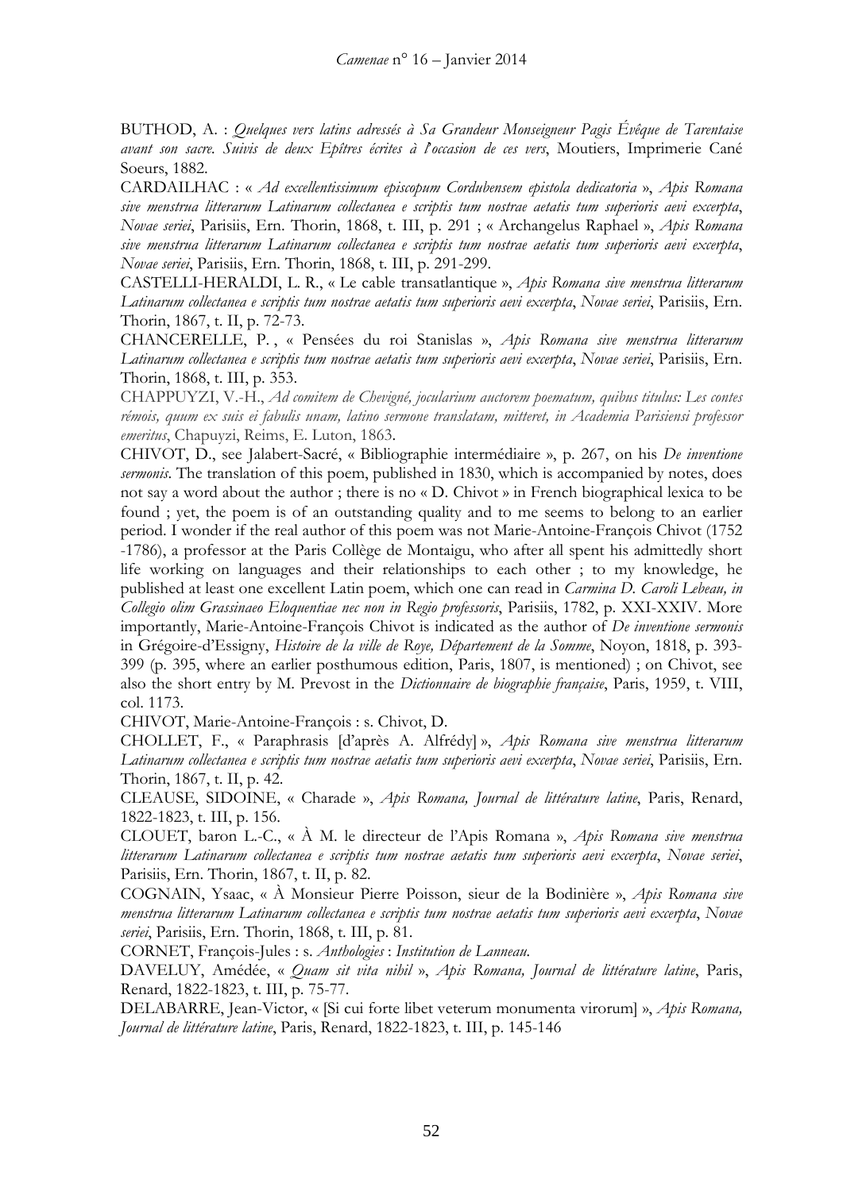BUTHOD, A. : *Quelques vers latins adressés à Sa Grandeur Monseigneur Pagis Évêque de Tarentaise avant son sacre. Suivis de deux Epîtres écrites à l'occasion de ces vers*, Moutiers, Imprimerie Cané Soeurs, 1882.

CARDAILHAC : « *Ad excellentissimum episcopum Cordubensem epistola dedicatoria* », *Apis Romana sive menstrua litterarum Latinarum collectanea e scriptis tum nostrae aetatis tum superioris aevi excerpta*, *Novae seriei*, Parisiis, Ern. Thorin, 1868, t. III, p. 291 ; « Archangelus Raphael », *Apis Romana sive menstrua litterarum Latinarum collectanea e scriptis tum nostrae aetatis tum superioris aevi excerpta*, *Novae seriei*, Parisiis, Ern. Thorin, 1868, t. III, p. 291-299.

CASTELLI-HERALDI, L. R., « Le cable transatlantique », *Apis Romana sive menstrua litterarum Latinarum collectanea e scriptis tum nostrae aetatis tum superioris aevi excerpta*, *Novae seriei*, Parisiis, Ern. Thorin, 1867, t. II, p. 72-73.

CHANCERELLE, P. , « Pensées du roi Stanislas », *Apis Romana sive menstrua litterarum Latinarum collectanea e scriptis tum nostrae aetatis tum superioris aevi excerpta*, *Novae seriei*, Parisiis, Ern. Thorin, 1868, t. III, p. 353.

CHAPPUYZI, V.-H., *Ad comitem de Chevigné, jocularium auctorem poematum, quibus titulus: Les contes rémois, quum ex suis ei fabulis unam, latino sermone translatam, mitteret, in Academia Parisiensi professor emeritus*, Chapuyzi, Reims, E. Luton, 1863.

CHIVOT, D., see Jalabert-Sacré, « Bibliographie intermédiaire », p. 267, on his *De inventione sermonis*. The translation of this poem, published in 1830, which is accompanied by notes, does not say a word about the author ; there is no « D. Chivot » in French biographical lexica to be found ; yet, the poem is of an outstanding quality and to me seems to belong to an earlier period. I wonder if the real author of this poem was not Marie-Antoine-François Chivot (1752 -1786), a professor at the Paris Collège de Montaigu, who after all spent his admittedly short life working on languages and their relationships to each other ; to my knowledge, he published at least one excellent Latin poem, which one can read in *Carmina D. Caroli Lebeau, in Collegio olim Grassinaeo Eloquentiae nec non in Regio professoris*, Parisiis, 1782, p. XXI-XXIV. More importantly, Marie-Antoine-François Chivot is indicated as the author of *De inventione sermonis* in Grégoire-d'Essigny, *Histoire de la ville de Roye, Département de la Somme*, Noyon, 1818, p. 393-399 (p. 395, where an earlier posthumous edition, Paris, 1807, is mentioned) ; on Chivot, see also the short entry by M. Prevost in the *Dictionnaire de biographie française*, Paris, 1959, t. VIII, col. 1173.

CHIVOT, Marie-Antoine-François : s. Chivot, D.

CHOLLET, F., « Paraphrasis [d'après A. Alfrédy] », *Apis Romana sive menstrua litterarum Latinarum collectanea e scriptis tum nostrae aetatis tum superioris aevi excerpta*, *Novae seriei*, Parisiis, Ern. Thorin, 1867, t. II, p. 42.

CLEAUSE, SIDOINE, « Charade », *Apis Romana, Journal de littérature latine*, Paris, Renard, 1822-1823, t. III, p. 156.

CLOUET, baron L.-C., « À M. le directeur de l'Apis Romana », *Apis Romana sive menstrua litterarum Latinarum collectanea e scriptis tum nostrae aetatis tum superioris aevi excerpta*, *Novae seriei*, Parisiis, Ern. Thorin, 1867, t. II, p. 82.

COGNAIN, Ysaac, « À Monsieur Pierre Poisson, sieur de la Bodinière », *Apis Romana sive menstrua litterarum Latinarum collectanea e scriptis tum nostrae aetatis tum superioris aevi excerpta*, *Novae seriei*, Parisiis, Ern. Thorin, 1868, t. III, p. 81.

CORNET, François-Jules : s. *Anthologies* : *Institution de Lanneau*.

DAVELUY, Amédée, « *Quam sit vita nihil* », *Apis Romana, Journal de littérature latine*, Paris, Renard, 1822-1823, t. III, p. 75-77.

DELABARRE, Jean-Victor, « [Si cui forte libet veterum monumenta virorum] », *Apis Romana, Journal de littérature latine*, Paris, Renard, 1822-1823, t. III, p. 145-146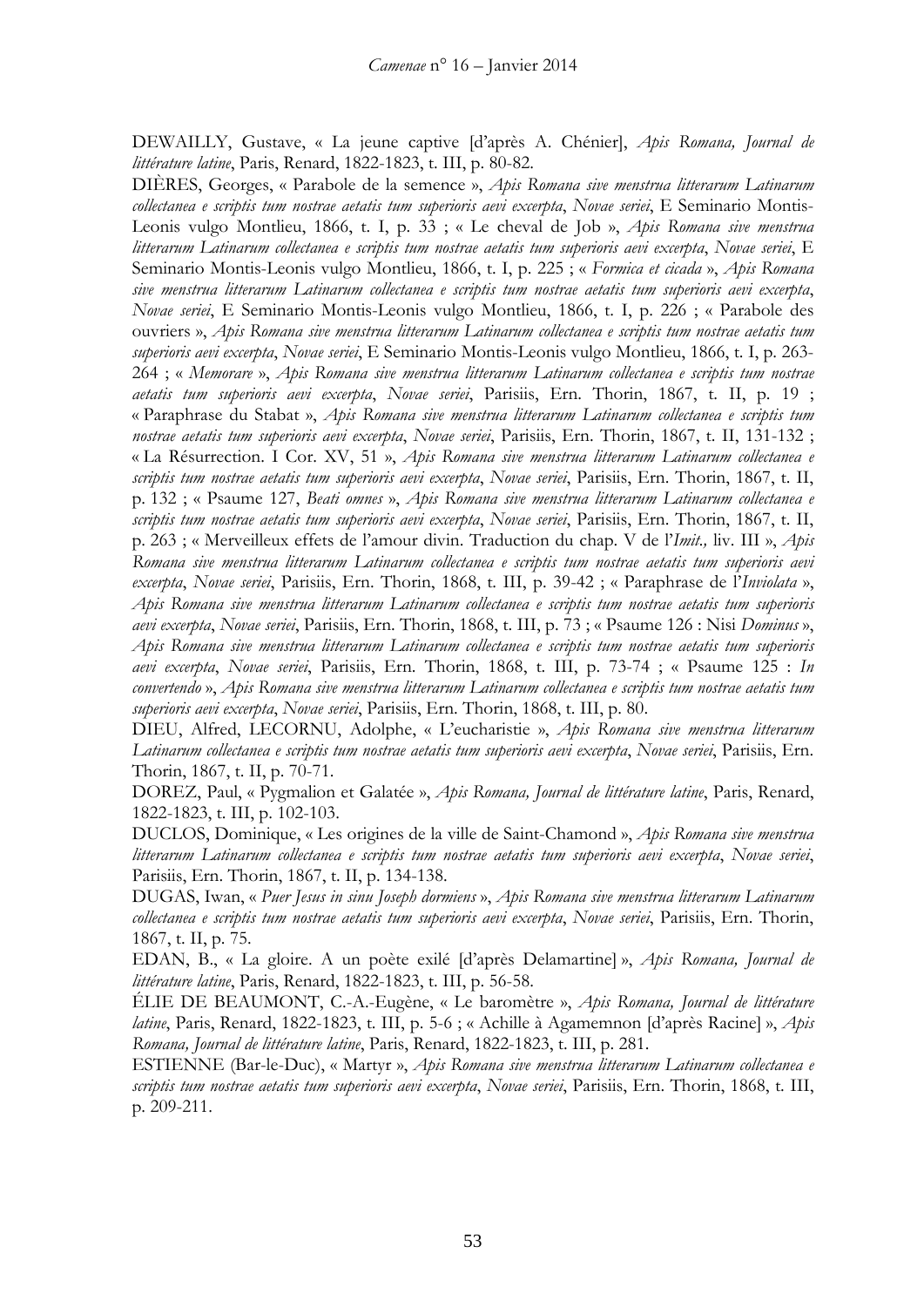DEWAILLY, Gustave, « La jeune captive [d'après A. Chénier], *Apis Romana, Journal de littérature latine*, Paris, Renard, 1822-1823, t. III, p. 80-82.

DIÈRES, Georges, « Parabole de la semence », *Apis Romana sive menstrua litterarum Latinarum collectanea e scriptis tum nostrae aetatis tum superioris aevi excerpta*, *Novae seriei*, E Seminario Montis-Leonis vulgo Montlieu, 1866, t. I, p. 33 ; « Le cheval de Job », *Apis Romana sive menstrua litterarum Latinarum collectanea e scriptis tum nostrae aetatis tum superioris aevi excerpta*, *Novae seriei*, E Seminario Montis-Leonis vulgo Montlieu, 1866, t. I, p. 225 ; « *Formica et cicada* », *Apis Romana sive menstrua litterarum Latinarum collectanea e scriptis tum nostrae aetatis tum superioris aevi excerpta*, *Novae seriei*, E Seminario Montis-Leonis vulgo Montlieu, 1866, t. I, p. 226 ; « Parabole des ouvriers », *Apis Romana sive menstrua litterarum Latinarum collectanea e scriptis tum nostrae aetatis tum superioris aevi excerpta*, *Novae seriei*, E Seminario Montis-Leonis vulgo Montlieu, 1866, t. I, p. 263-264 ; « *Memorare* », *Apis Romana sive menstrua litterarum Latinarum collectanea e scriptis tum nostrae aetatis tum superioris aevi excerpta*, *Novae seriei*, Parisiis, Ern. Thorin, 1867, t. II, p. 19 ; « Paraphrase du Stabat », *Apis Romana sive menstrua litterarum Latinarum collectanea e scriptis tum nostrae aetatis tum superioris aevi excerpta*, *Novae seriei*, Parisiis, Ern. Thorin, 1867, t. II, 131-132 ; « La Résurrection. I Cor. XV, 51 », *Apis Romana sive menstrua litterarum Latinarum collectanea e scriptis tum nostrae aetatis tum superioris aevi excerpta*, *Novae seriei*, Parisiis, Ern. Thorin, 1867, t. II, p. 132 ; « Psaume 127, *Beati omnes* », *Apis Romana sive menstrua litterarum Latinarum collectanea e scriptis tum nostrae aetatis tum superioris aevi excerpta*, *Novae seriei*, Parisiis, Ern. Thorin, 1867, t. II, p. 263 ; « Merveilleux effets de l'amour divin. Traduction du chap. V de l'*Imit.,* liv. III », *Apis Romana sive menstrua litterarum Latinarum collectanea e scriptis tum nostrae aetatis tum superioris aevi excerpta*, *Novae seriei*, Parisiis, Ern. Thorin, 1868, t. III, p. 39-42 ; « Paraphrase de l'*Inviolata* », *Apis Romana sive menstrua litterarum Latinarum collectanea e scriptis tum nostrae aetatis tum superioris aevi excerpta*, *Novae seriei*, Parisiis, Ern. Thorin, 1868, t. III, p. 73 ; « Psaume 126 : Nisi *Dominus* », *Apis Romana sive menstrua litterarum Latinarum collectanea e scriptis tum nostrae aetatis tum superioris aevi excerpta*, *Novae seriei*, Parisiis, Ern. Thorin, 1868, t. III, p. 73-74 ; « Psaume 125 : *In convertendo* », *Apis Romana sive menstrua litterarum Latinarum collectanea e scriptis tum nostrae aetatis tum superioris aevi excerpta*, *Novae seriei*, Parisiis, Ern. Thorin, 1868, t. III, p. 80.

DIEU, Alfred, LECORNU, Adolphe, « L'eucharistie », *Apis Romana sive menstrua litterarum Latinarum collectanea e scriptis tum nostrae aetatis tum superioris aevi excerpta*, *Novae seriei*, Parisiis, Ern. Thorin, 1867, t. II, p. 70-71.

DOREZ, Paul, « Pygmalion et Galatée », *Apis Romana, Journal de littérature latine*, Paris, Renard, 1822-1823, t. III, p. 102-103.

DUCLOS, Dominique, « Les origines de la ville de Saint-Chamond », *Apis Romana sive menstrua litterarum Latinarum collectanea e scriptis tum nostrae aetatis tum superioris aevi excerpta*, *Novae seriei*, Parisiis, Ern. Thorin, 1867, t. II, p. 134-138.

DUGAS, Iwan, « *Puer Jesus in sinu Joseph dormiens* », *Apis Romana sive menstrua litterarum Latinarum collectanea e scriptis tum nostrae aetatis tum superioris aevi excerpta*, *Novae seriei*, Parisiis, Ern. Thorin, 1867, t. II, p. 75.

EDAN, B., « La gloire. A un poète exilé [d'après Delamartine] », *Apis Romana, Journal de littérature latine*, Paris, Renard, 1822-1823, t. III, p. 56-58.

ÉLIE DE BEAUMONT, C.-A.-Eugène, « Le baromètre », *Apis Romana, Journal de littérature latine*, Paris, Renard, 1822-1823, t. III, p. 5-6 ; « Achille à Agamemnon [d'après Racine] », *Apis Romana, Journal de littérature latine*, Paris, Renard, 1822-1823, t. III, p. 281.

ESTIENNE (Bar-le-Duc), « Martyr », *Apis Romana sive menstrua litterarum Latinarum collectanea e scriptis tum nostrae aetatis tum superioris aevi excerpta*, *Novae seriei*, Parisiis, Ern. Thorin, 1868, t. III, p. 209-211.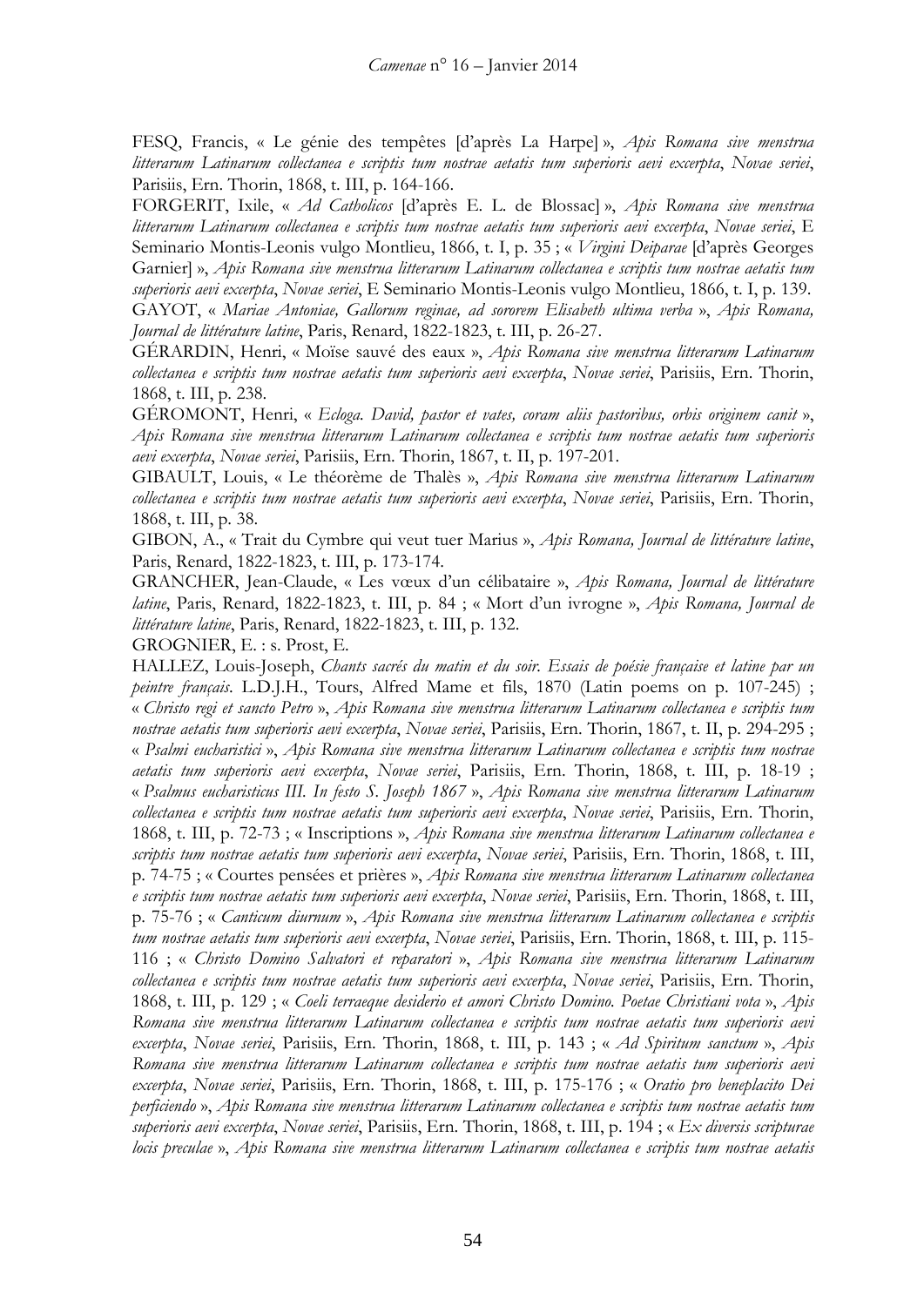FESQ, Francis, « Le génie des tempêtes [d'après La Harpe] », *Apis Romana sive menstrua litterarum Latinarum collectanea e scriptis tum nostrae aetatis tum superioris aevi excerpta*, *Novae seriei*, Parisiis, Ern. Thorin, 1868, t. III, p. 164-166.

FORGERIT, Ixile, « *Ad Catholicos* [d'après E. L. de Blossac] », *Apis Romana sive menstrua litterarum Latinarum collectanea e scriptis tum nostrae aetatis tum superioris aevi excerpta*, *Novae seriei*, E Seminario Montis-Leonis vulgo Montlieu, 1866, t. I, p. 35 ; « *Virgini Deiparae* [d'après Georges Garnier] », *Apis Romana sive menstrua litterarum Latinarum collectanea e scriptis tum nostrae aetatis tum superioris aevi excerpta*, *Novae seriei*, E Seminario Montis-Leonis vulgo Montlieu, 1866, t. I, p. 139.

GAYOT, « *Mariae Antoniae, Gallorum reginae, ad sororem Elisabeth ultima verba* », *Apis Romana, Journal de littérature latine*, Paris, Renard, 1822-1823, t. III, p. 26-27.

GÉRARDIN, Henri, « Moïse sauvé des eaux », *Apis Romana sive menstrua litterarum Latinarum collectanea e scriptis tum nostrae aetatis tum superioris aevi excerpta*, *Novae seriei*, Parisiis, Ern. Thorin, 1868, t. III, p. 238.

GÉROMONT, Henri, « *Ecloga. David, pastor et vates, coram aliis pastoribus, orbis originem canit* », *Apis Romana sive menstrua litterarum Latinarum collectanea e scriptis tum nostrae aetatis tum superioris aevi excerpta*, *Novae seriei*, Parisiis, Ern. Thorin, 1867, t. II, p. 197-201.

GIBAULT, Louis, « Le théorème de Thalès », *Apis Romana sive menstrua litterarum Latinarum collectanea e scriptis tum nostrae aetatis tum superioris aevi excerpta*, *Novae seriei*, Parisiis, Ern. Thorin, 1868, t. III, p. 38.

GIBON, A., « Trait du Cymbre qui veut tuer Marius », *Apis Romana, Journal de littérature latine*, Paris, Renard, 1822-1823, t. III, p. 173-174.

GRANCHER, Jean-Claude, « Les vœux d'un célibataire », *Apis Romana, Journal de littérature latine*, Paris, Renard, 1822-1823, t. III, p. 84 ; « Mort d'un ivrogne », *Apis Romana, Journal de littérature latine*, Paris, Renard, 1822-1823, t. III, p. 132.

GROGNIER, E. : s. Prost, E.

HALLEZ, Louis-Joseph, *Chants sacrés du matin et du soir. Essais de poésie française et latine par un peintre français*. L.D.J.H., Tours, Alfred Mame et fils, 1870 (Latin poems on p. 107-245) ; « *Christo regi et sancto Petro* », *Apis Romana sive menstrua litterarum Latinarum collectanea e scriptis tum nostrae aetatis tum superioris aevi excerpta*, *Novae seriei*, Parisiis, Ern. Thorin, 1867, t. II, p. 294-295 ; « *Psalmi eucharistici* », *Apis Romana sive menstrua litterarum Latinarum collectanea e scriptis tum nostrae aetatis tum superioris aevi excerpta*, *Novae seriei*, Parisiis, Ern. Thorin, 1868, t. III, p. 18-19 ; « *Psalmus eucharisticus III. In festo S. Joseph 1867* », *Apis Romana sive menstrua litterarum Latinarum collectanea e scriptis tum nostrae aetatis tum superioris aevi excerpta*, *Novae seriei*, Parisiis, Ern. Thorin, 1868, t. III, p. 72-73 ; « Inscriptions », *Apis Romana sive menstrua litterarum Latinarum collectanea e scriptis tum nostrae aetatis tum superioris aevi excerpta*, *Novae seriei*, Parisiis, Ern. Thorin, 1868, t. III, p. 74-75 ; « Courtes pensées et prières », *Apis Romana sive menstrua litterarum Latinarum collectanea e scriptis tum nostrae aetatis tum superioris aevi excerpta*, *Novae seriei*, Parisiis, Ern. Thorin, 1868, t. III, p. 75-76 ; « *Canticum diurnum* », *Apis Romana sive menstrua litterarum Latinarum collectanea e scriptis tum nostrae aetatis tum superioris aevi excerpta*, *Novae seriei*, Parisiis, Ern. Thorin, 1868, t. III, p. 115-116 ; « *Christo Domino Salvatori et reparatori* », *Apis Romana sive menstrua litterarum Latinarum collectanea e scriptis tum nostrae aetatis tum superioris aevi excerpta*, *Novae seriei*, Parisiis, Ern. Thorin, 1868, t. III, p. 129 ; « *Coeli terraeque desiderio et amori Christo Domino. Poetae Christiani vota* », *Apis Romana sive menstrua litterarum Latinarum collectanea e scriptis tum nostrae aetatis tum superioris aevi excerpta*, *Novae seriei*, Parisiis, Ern. Thorin, 1868, t. III, p. 143 ; « *Ad Spiritum sanctum* », *Apis Romana sive menstrua litterarum Latinarum collectanea e scriptis tum nostrae aetatis tum superioris aevi excerpta*, *Novae seriei*, Parisiis, Ern. Thorin, 1868, t. III, p. 175-176 ; « *Oratio pro beneplacito Dei perficiendo* », *Apis Romana sive menstrua litterarum Latinarum collectanea e scriptis tum nostrae aetatis tum superioris aevi excerpta*, *Novae seriei*, Parisiis, Ern. Thorin, 1868, t. III, p. 194 ; « *Ex diversis scripturae locis preculae* », *Apis Romana sive menstrua litterarum Latinarum collectanea e scriptis tum nostrae aetatis*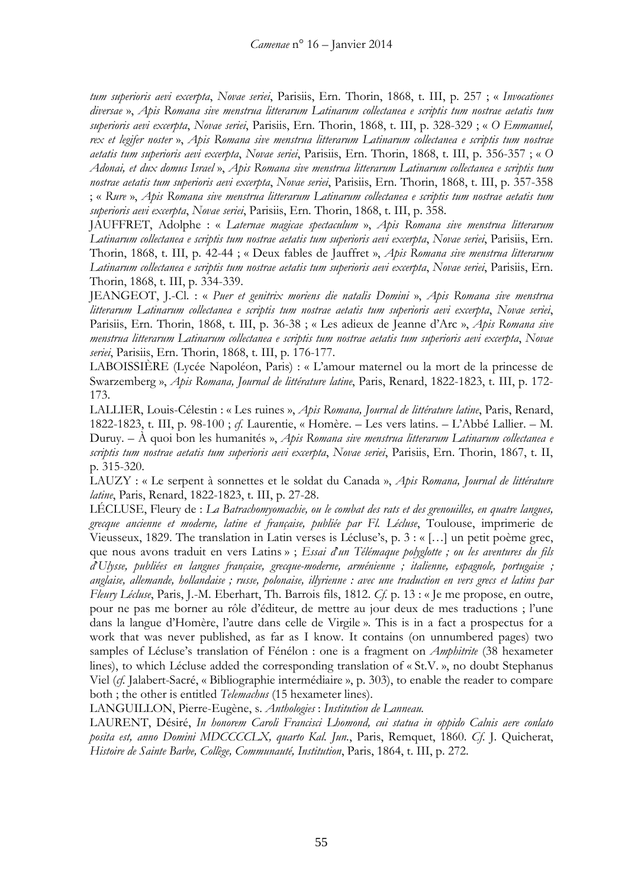*tum superioris aevi excerpta*, *Novae seriei*, Parisiis, Ern. Thorin, 1868, t. III, p. 257 ; « *Invocationes diversae* », *Apis Romana sive menstrua litterarum Latinarum collectanea e scriptis tum nostrae aetatis tum superioris aevi excerpta*, *Novae seriei*, Parisiis, Ern. Thorin, 1868, t. III, p. 328-329 ; « *O Emmanuel, rex et legifer noster* », *Apis Romana sive menstrua litterarum Latinarum collectanea e scriptis tum nostrae aetatis tum superioris aevi excerpta*, *Novae seriei*, Parisiis, Ern. Thorin, 1868, t. III, p. 356-357 ; « *O Adonai, et dux domus Israel* », *Apis Romana sive menstrua litterarum Latinarum collectanea e scriptis tum nostrae aetatis tum superioris aevi excerpta*, *Novae seriei*, Parisiis, Ern. Thorin, 1868, t. III, p. 357-358 ; « *Rure* », *Apis Romana sive menstrua litterarum Latinarum collectanea e scriptis tum nostrae aetatis tum superioris aevi excerpta*, *Novae seriei*, Parisiis, Ern. Thorin, 1868, t. III, p. 358.

JAUFFRET, Adolphe : « *Laternae magicae spectaculum* », *Apis Romana sive menstrua litterarum Latinarum collectanea e scriptis tum nostrae aetatis tum superioris aevi excerpta*, *Novae seriei*, Parisiis, Ern. Thorin, 1868, t. III, p. 42-44 ; « Deux fables de Jauffret », *Apis Romana sive menstrua litterarum Latinarum collectanea e scriptis tum nostrae aetatis tum superioris aevi excerpta*, *Novae seriei*, Parisiis, Ern. Thorin, 1868, t. III, p. 334-339.

JEANGEOT, J.-Cl. : « *Puer et genitrix moriens die natalis Domini* », *Apis Romana sive menstrua litterarum Latinarum collectanea e scriptis tum nostrae aetatis tum superioris aevi excerpta*, *Novae seriei*, Parisiis, Ern. Thorin, 1868, t. III, p. 36-38 ; « Les adieux de Jeanne d'Arc », *Apis Romana sive menstrua litterarum Latinarum collectanea e scriptis tum nostrae aetatis tum superioris aevi excerpta*, *Novae seriei*, Parisiis, Ern. Thorin, 1868, t. III, p. 176-177.

LABOISSIÈRE (Lycée Napoléon, Paris) : « L'amour maternel ou la mort de la princesse de Swarzemberg », *Apis Romana, Journal de littérature latine*, Paris, Renard, 1822-1823, t. III, p. 172-173.

LALLIER, Louis-Célestin : « Les ruines », *Apis Romana, Journal de littérature latine*, Paris, Renard, 1822-1823, t. III, p. 98-100 ; *cf.* Laurentie, « Homère. – Les vers latins. – L'Abbé Lallier. – M. Duruy. – À quoi bon les humanités », *Apis Romana sive menstrua litterarum Latinarum collectanea e scriptis tum nostrae aetatis tum superioris aevi excerpta*, *Novae seriei*, Parisiis, Ern. Thorin, 1867, t. II, p. 315-320.

LAUZY : « Le serpent à sonnettes et le soldat du Canada », *Apis Romana, Journal de littérature latine*, Paris, Renard, 1822-1823, t. III, p. 27-28.

LÉCLUSE, Fleury de : *La Batrachomyomachie, ou le combat des rats et des grenouilles, en quatre langues, grecque ancienne et moderne, latine et française, publiée par Fl. Lécluse*, Toulouse, imprimerie de Vieusseux, 1829. The translation in Latin verses is Lécluse's, p. 3 : « […] un petit poème grec, que nous avons traduit en vers Latins » ; *Essai d'un Télémaque polyglotte ; ou les aventures du fils d'Ulysse, publiées en langues française, grecque-moderne, arménienne ; italienne, espagnole, portugaise ; anglaise, allemande, hollandaise ; russe, polonaise, illyrienne : avec une traduction en vers grecs et latins par Fleury Lécluse*, Paris, J.-M. Eberhart, Th. Barrois fils, 1812. *Cf.* p. 13 : « Je me propose, en outre, pour ne pas me borner au rôle d'éditeur, de mettre au jour deux de mes traductions ; l'une dans la langue d'Homère, l'autre dans celle de Virgile ». This is in a fact a prospectus for a work that was never published, as far as I know. It contains (on unnumbered pages) two samples of Lécluse's translation of Fénélon : one is a fragment on *Amphitrite* (38 hexameter lines), to which Lécluse added the corresponding translation of « St.V. », no doubt Stephanus Viel (*cf.* Jalabert-Sacré, « Bibliographie intermédiaire », p. 303), to enable the reader to compare both ; the other is entitled *Telemachus* (15 hexameter lines).

LANGUILLON, Pierre-Eugène, s. *Anthologies* : *Institution de Lanneau.*

LAURENT, Désiré, *In honorem Caroli Francisci Lhomond, cui statua in oppido Calnis aere conlato posita est, anno Domini MDCCCCLX, quarto Kal. Jun.*, Paris, Remquet, 1860. *Cf.* J. Quicherat, *Histoire de Sainte Barbe, Collège, Communauté, Institution*, Paris, 1864, t. III, p. 272.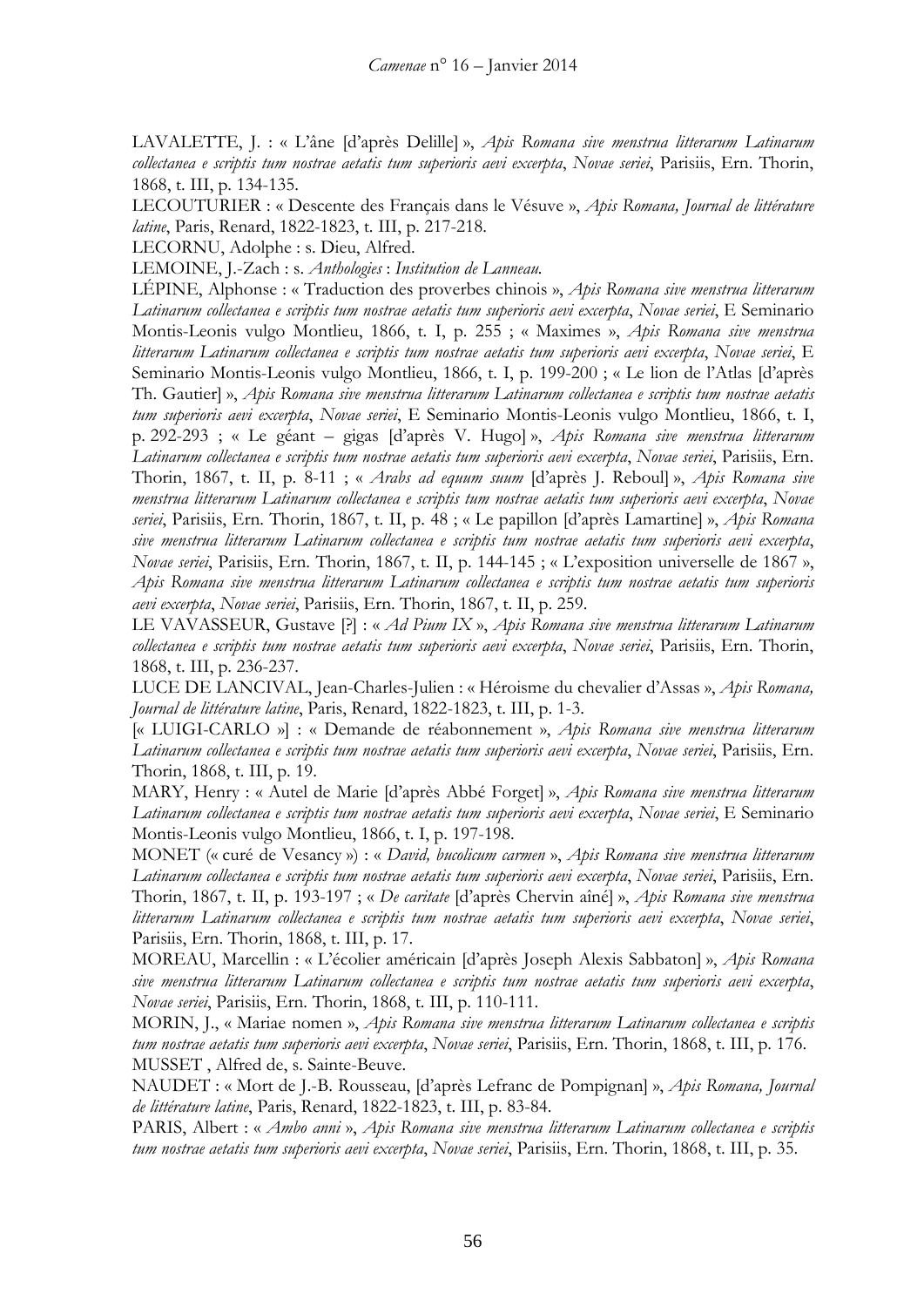LAVALETTE, J. : « L'âne [d'après Delille] », *Apis Romana sive menstrua litterarum Latinarum collectanea e scriptis tum nostrae aetatis tum superioris aevi excerpta*, *Novae seriei*, Parisiis, Ern. Thorin, 1868, t. III, p. 134-135.

LECOUTURIER : « Descente des Français dans le Vésuve », *Apis Romana, Journal de littérature latine*, Paris, Renard, 1822-1823, t. III, p. 217-218.

LECORNU, Adolphe : s. Dieu, Alfred.

LEMOINE, J.-Zach : s. *Anthologies* : *Institution de Lanneau.*

LÉPINE, Alphonse : « Traduction des proverbes chinois », *Apis Romana sive menstrua litterarum Latinarum collectanea e scriptis tum nostrae aetatis tum superioris aevi excerpta*, *Novae seriei*, E Seminario Montis-Leonis vulgo Montlieu, 1866, t. I, p. 255 ; « Maximes », *Apis Romana sive menstrua litterarum Latinarum collectanea e scriptis tum nostrae aetatis tum superioris aevi excerpta*, *Novae seriei*, E Seminario Montis-Leonis vulgo Montlieu, 1866, t. I, p. 199-200 ; « Le lion de l'Atlas [d'après Th. Gautier] », *Apis Romana sive menstrua litterarum Latinarum collectanea e scriptis tum nostrae aetatis tum superioris aevi excerpta*, *Novae seriei*, E Seminario Montis-Leonis vulgo Montlieu, 1866, t. I, p. 292-293 ; « Le géant – gigas [d'après V. Hugo] », *Apis Romana sive menstrua litterarum Latinarum collectanea e scriptis tum nostrae aetatis tum superioris aevi excerpta*, *Novae seriei*, Parisiis, Ern. Thorin, 1867, t. II, p. 8-11 ; « *Arabs ad equum suum* [d'après J. Reboul] », *Apis Romana sive menstrua litterarum Latinarum collectanea e scriptis tum nostrae aetatis tum superioris aevi excerpta*, *Novae seriei*, Parisiis, Ern. Thorin, 1867, t. II, p. 48 ; « Le papillon [d'après Lamartine] », *Apis Romana sive menstrua litterarum Latinarum collectanea e scriptis tum nostrae aetatis tum superioris aevi excerpta*, *Novae seriei*, Parisiis, Ern. Thorin, 1867, t. II, p. 144-145 ; « L'exposition universelle de 1867 », *Apis Romana sive menstrua litterarum Latinarum collectanea e scriptis tum nostrae aetatis tum superioris aevi excerpta*, *Novae seriei*, Parisiis, Ern. Thorin, 1867, t. II, p. 259.

LE VAVASSEUR, Gustave [?] : « *Ad Pium IX* », *Apis Romana sive menstrua litterarum Latinarum collectanea e scriptis tum nostrae aetatis tum superioris aevi excerpta*, *Novae seriei*, Parisiis, Ern. Thorin, 1868, t. III, p. 236-237.

LUCE DE LANCIVAL, Jean-Charles-Julien : « Héroisme du chevalier d'Assas », *Apis Romana, Journal de littérature latine*, Paris, Renard, 1822-1823, t. III, p. 1-3.

[« LUIGI-CARLO »] : « Demande de réabonnement », *Apis Romana sive menstrua litterarum Latinarum collectanea e scriptis tum nostrae aetatis tum superioris aevi excerpta*, *Novae seriei*, Parisiis, Ern. Thorin, 1868, t. III, p. 19.

MARY, Henry : « Autel de Marie [d'après Abbé Forget] », *Apis Romana sive menstrua litterarum Latinarum collectanea e scriptis tum nostrae aetatis tum superioris aevi excerpta*, *Novae seriei*, E Seminario Montis-Leonis vulgo Montlieu, 1866, t. I, p. 197-198.

MONET (« curé de Vesancy ») : « *David, bucolicum carmen* », *Apis Romana sive menstrua litterarum Latinarum collectanea e scriptis tum nostrae aetatis tum superioris aevi excerpta*, *Novae seriei*, Parisiis, Ern. Thorin, 1867, t. II, p. 193-197 ; « *De caritate* [d'après Chervin aîné] », *Apis Romana sive menstrua litterarum Latinarum collectanea e scriptis tum nostrae aetatis tum superioris aevi excerpta*, *Novae seriei*, Parisiis, Ern. Thorin, 1868, t. III, p. 17.

MOREAU, Marcellin : « L'écolier américain [d'après Joseph Alexis Sabbaton] », *Apis Romana sive menstrua litterarum Latinarum collectanea e scriptis tum nostrae aetatis tum superioris aevi excerpta*, *Novae seriei*, Parisiis, Ern. Thorin, 1868, t. III, p. 110-111.

MORIN, J., « Mariae nomen », *Apis Romana sive menstrua litterarum Latinarum collectanea e scriptis tum nostrae aetatis tum superioris aevi excerpta*, *Novae seriei*, Parisiis, Ern. Thorin, 1868, t. III, p. 176.

MUSSET , Alfred de, s. Sainte-Beuve.

NAUDET : « Mort de J.-B. Rousseau, [d'après Lefranc de Pompignan] », *Apis Romana, Journal de littérature latine*, Paris, Renard, 1822-1823, t. III, p. 83-84.

PARIS, Albert : « *Ambo anni* », *Apis Romana sive menstrua litterarum Latinarum collectanea e scriptis tum nostrae aetatis tum superioris aevi excerpta*, *Novae seriei*, Parisiis, Ern. Thorin, 1868, t. III, p. 35.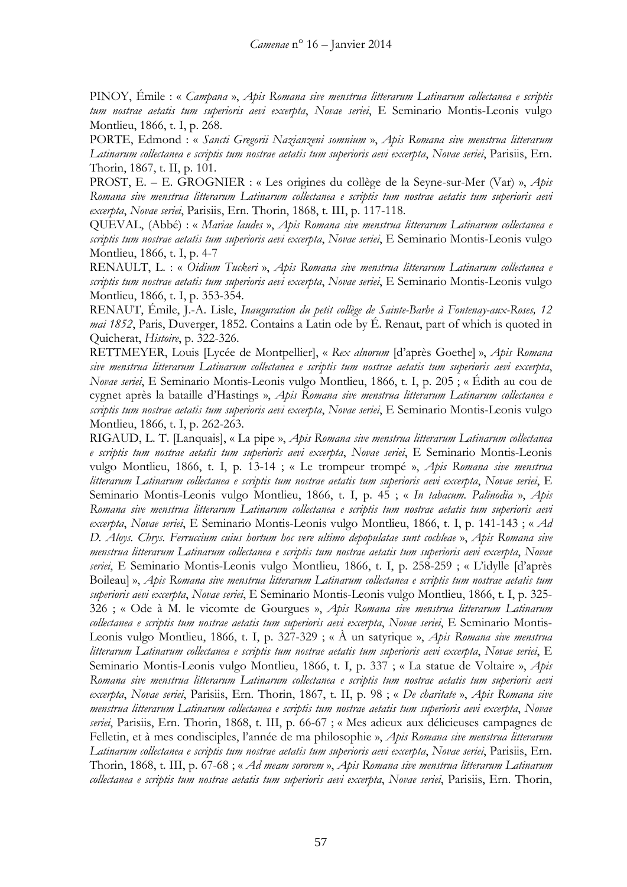PINOY, Émile : « *Campana* », *Apis Romana sive menstrua litterarum Latinarum collectanea e scriptis tum nostrae aetatis tum superioris aevi excerpta*, *Novae seriei*, E Seminario Montis-Leonis vulgo Montlieu, 1866, t. I, p. 268.

PORTE, Edmond : « *Sancti Gregorii Nazianzeni somnium* », *Apis Romana sive menstrua litterarum Latinarum collectanea e scriptis tum nostrae aetatis tum superioris aevi excerpta*, *Novae seriei*, Parisiis, Ern. Thorin, 1867, t. II, p. 101.

PROST, E. – E. GROGNIER : « Les origines du collège de la Seyne-sur-Mer (Var) », *Apis Romana sive menstrua litterarum Latinarum collectanea e scriptis tum nostrae aetatis tum superioris aevi excerpta*, *Novae seriei*, Parisiis, Ern. Thorin, 1868, t. III, p. 117-118.

QUEVAL, (Abbé) : « *Mariae laudes* », *Apis Romana sive menstrua litterarum Latinarum collectanea e scriptis tum nostrae aetatis tum superioris aevi excerpta*, *Novae seriei*, E Seminario Montis-Leonis vulgo Montlieu, 1866, t. I, p. 4-7

RENAULT, L. : « *Oidium Tuckeri* », *Apis Romana sive menstrua litterarum Latinarum collectanea e scriptis tum nostrae aetatis tum superioris aevi excerpta*, *Novae seriei*, E Seminario Montis-Leonis vulgo Montlieu, 1866, t. I, p. 353-354.

RENAUT, Émile, J.-A. Lisle, *Inauguration du petit collège de Sainte-Barbe à Fontenay-aux-Roses, 12 mai 1852*, Paris, Duverger, 1852. Contains a Latin ode by É. Renaut, part of which is quoted in Quicherat, *Histoire*, p. 322-326.

RETTMEYER, Louis [Lycée de Montpellier], « *Rex alnorum* [d'après Goethe] », *Apis Romana sive menstrua litterarum Latinarum collectanea e scriptis tum nostrae aetatis tum superioris aevi excerpta*, *Novae seriei*, E Seminario Montis-Leonis vulgo Montlieu, 1866, t. I, p. 205 ; « Édith au cou de cygnet après la bataille d'Hastings », *Apis Romana sive menstrua litterarum Latinarum collectanea e scriptis tum nostrae aetatis tum superioris aevi excerpta*, *Novae seriei*, E Seminario Montis-Leonis vulgo Montlieu, 1866, t. I, p. 262-263.

RIGAUD, L. T. [Lanquais], « La pipe », *Apis Romana sive menstrua litterarum Latinarum collectanea e scriptis tum nostrae aetatis tum superioris aevi excerpta*, *Novae seriei*, E Seminario Montis-Leonis vulgo Montlieu, 1866, t. I, p. 13-14 ; « Le trompeur trompé », *Apis Romana sive menstrua litterarum Latinarum collectanea e scriptis tum nostrae aetatis tum superioris aevi excerpta*, *Novae seriei*, E Seminario Montis-Leonis vulgo Montlieu, 1866, t. I, p. 45 ; « *In tabacum. Palinodia* », *Apis Romana sive menstrua litterarum Latinarum collectanea e scriptis tum nostrae aetatis tum superioris aevi excerpta*, *Novae seriei*, E Seminario Montis-Leonis vulgo Montlieu, 1866, t. I, p. 141-143 ; « *Ad D. Aloys. Chrys. Ferruccium cuius hortum hoc vere ultimo depopulatae sunt cochleae* », *Apis Romana sive menstrua litterarum Latinarum collectanea e scriptis tum nostrae aetatis tum superioris aevi excerpta*, *Novae seriei*, E Seminario Montis-Leonis vulgo Montlieu, 1866, t. I, p. 258-259 ; « L'idylle [d'après Boileau] », *Apis Romana sive menstrua litterarum Latinarum collectanea e scriptis tum nostrae aetatis tum superioris aevi excerpta*, *Novae seriei*, E Seminario Montis-Leonis vulgo Montlieu, 1866, t. I, p. 325-326 ; « Ode à M. le vicomte de Gourgues », *Apis Romana sive menstrua litterarum Latinarum collectanea e scriptis tum nostrae aetatis tum superioris aevi excerpta*, *Novae seriei*, E Seminario Montis-Leonis vulgo Montlieu, 1866, t. I, p. 327-329 ; « À un satyrique », *Apis Romana sive menstrua litterarum Latinarum collectanea e scriptis tum nostrae aetatis tum superioris aevi excerpta*, *Novae seriei*, E Seminario Montis-Leonis vulgo Montlieu, 1866, t. I, p. 337 ; « La statue de Voltaire », *Apis Romana sive menstrua litterarum Latinarum collectanea e scriptis tum nostrae aetatis tum superioris aevi excerpta*, *Novae seriei*, Parisiis, Ern. Thorin, 1867, t. II, p. 98 ; « *De charitate* », *Apis Romana sive menstrua litterarum Latinarum collectanea e scriptis tum nostrae aetatis tum superioris aevi excerpta*, *Novae seriei*, Parisiis, Ern. Thorin, 1868, t. III, p. 66-67 ; « Mes adieux aux délicieuses campagnes de Felletin, et à mes condisciples, l'année de ma philosophie », *Apis Romana sive menstrua litterarum Latinarum collectanea e scriptis tum nostrae aetatis tum superioris aevi excerpta*, *Novae seriei*, Parisiis, Ern. Thorin, 1868, t. III, p. 67-68 ; « *Ad meam sororem* », *Apis Romana sive menstrua litterarum Latinarum collectanea e scriptis tum nostrae aetatis tum superioris aevi excerpta*, *Novae seriei*, Parisiis, Ern. Thorin,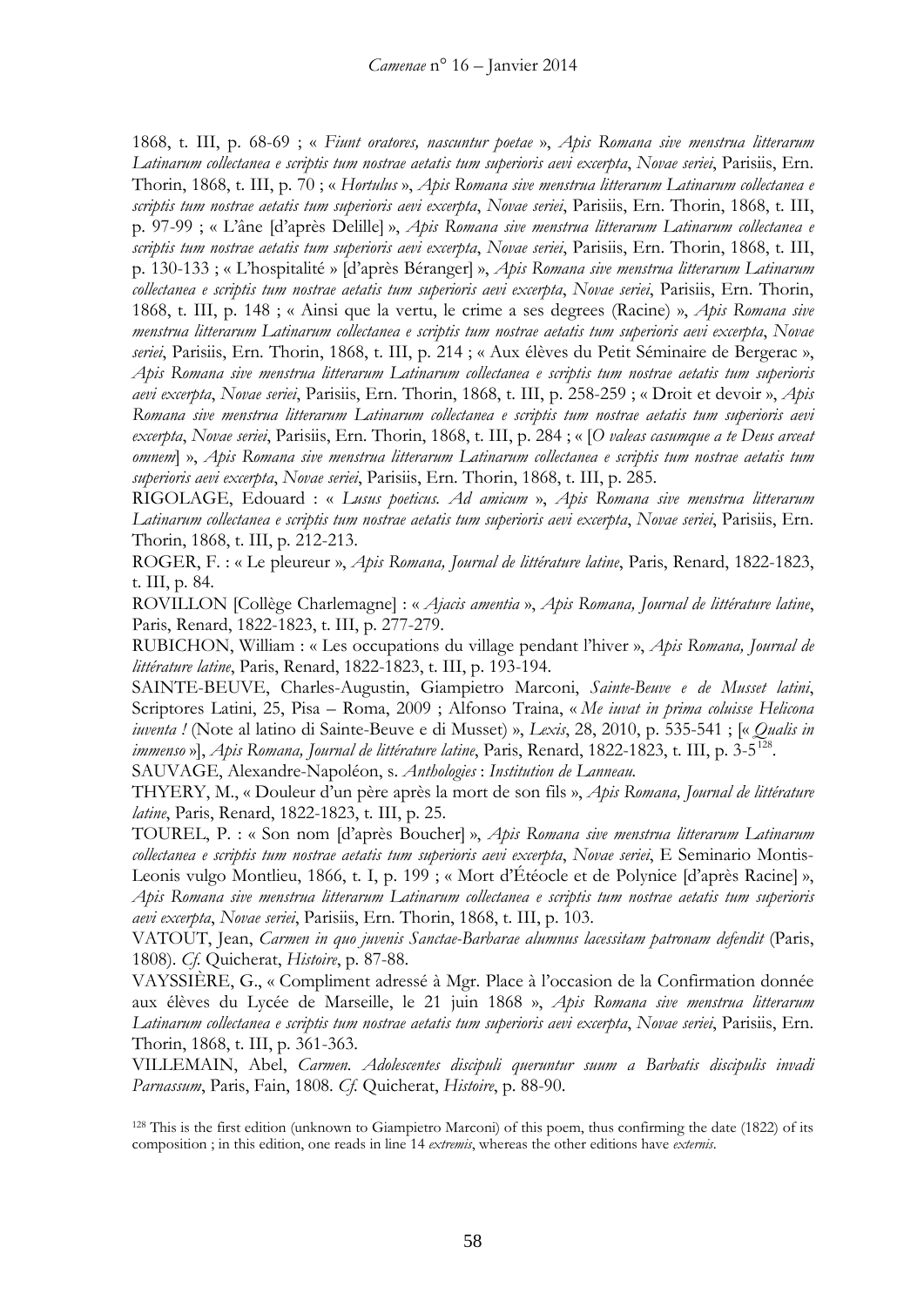1868, t. III, p. 68-69 ; « *Fiunt oratores, nascuntur poetae* », *Apis Romana sive menstrua litterarum Latinarum collectanea e scriptis tum nostrae aetatis tum superioris aevi excerpta*, *Novae seriei*, Parisiis, Ern. Thorin, 1868, t. III, p. 70 ; « *Hortulus* », *Apis Romana sive menstrua litterarum Latinarum collectanea e scriptis tum nostrae aetatis tum superioris aevi excerpta*, *Novae seriei*, Parisiis, Ern. Thorin, 1868, t. III, p. 97-99 ; « L'âne [d'après Delille] », *Apis Romana sive menstrua litterarum Latinarum collectanea e scriptis tum nostrae aetatis tum superioris aevi excerpta*, *Novae seriei*, Parisiis, Ern. Thorin, 1868, t. III, p. 130-133 ; « L'hospitalité » [d'après Béranger] », *Apis Romana sive menstrua litterarum Latinarum collectanea e scriptis tum nostrae aetatis tum superioris aevi excerpta*, *Novae seriei*, Parisiis, Ern. Thorin, 1868, t. III, p. 148 ; « Ainsi que la vertu, le crime a ses degrees (Racine) », *Apis Romana sive menstrua litterarum Latinarum collectanea e scriptis tum nostrae aetatis tum superioris aevi excerpta*, *Novae seriei*, Parisiis, Ern. Thorin, 1868, t. III, p. 214 ; « Aux élèves du Petit Séminaire de Bergerac », *Apis Romana sive menstrua litterarum Latinarum collectanea e scriptis tum nostrae aetatis tum superioris aevi excerpta*, *Novae seriei*, Parisiis, Ern. Thorin, 1868, t. III, p. 258-259 ; « Droit et devoir », *Apis Romana sive menstrua litterarum Latinarum collectanea e scriptis tum nostrae aetatis tum superioris aevi excerpta*, *Novae seriei*, Parisiis, Ern. Thorin, 1868, t. III, p. 284 ; « [*O valeas casumque a te Deus arceat omnem*] », *Apis Romana sive menstrua litterarum Latinarum collectanea e scriptis tum nostrae aetatis tum superioris aevi excerpta*, *Novae seriei*, Parisiis, Ern. Thorin, 1868, t. III, p. 285.

RIGOLAGE, Edouard : « *Lusus poeticus. Ad amicum* », *Apis Romana sive menstrua litterarum Latinarum collectanea e scriptis tum nostrae aetatis tum superioris aevi excerpta*, *Novae seriei*, Parisiis, Ern. Thorin, 1868, t. III, p. 212-213.

ROGER, F. : « Le pleureur », *Apis Romana, Journal de littérature latine*, Paris, Renard, 1822-1823, t. III, p. 84.

ROVILLON [Collège Charlemagne] : « *Ajacis amentia* », *Apis Romana, Journal de littérature latine*, Paris, Renard, 1822-1823, t. III, p. 277-279.

RUBICHON, William : « Les occupations du village pendant l'hiver », *Apis Romana, Journal de littérature latine*, Paris, Renard, 1822-1823, t. III, p. 193-194.

SAINTE-BEUVE, Charles-Augustin, Giampietro Marconi, *Sainte-Beuve e de Musset latini*, Scriptores Latini, 25, Pisa – Roma, 2009 ; Alfonso Traina, « *Me iuvat in prima coluisse Helicona iuventa !* (Note al latino di Sainte-Beuve e di Musset) », *Lexis*, 28, 2010, p. 535-541 ; [« *Qualis in immenso* »], *Apis Romana, Journal de littérature latine*, Paris, Renard, 1822-1823, t. III, p. 3-5[128].

SAUVAGE, Alexandre-Napoléon, s. *Anthologies* : *Institution de Lanneau.*

THYERY, M., « Douleur d'un père après la mort de son fils », *Apis Romana, Journal de littérature latine*, Paris, Renard, 1822-1823, t. III, p. 25.

TOUREL, P. : « Son nom [d'après Boucher] », *Apis Romana sive menstrua litterarum Latinarum collectanea e scriptis tum nostrae aetatis tum superioris aevi excerpta*, *Novae seriei*, E Seminario Montis-Leonis vulgo Montlieu, 1866, t. I, p. 199 ; « Mort d'Étéocle et de Polynice [d'après Racine] », *Apis Romana sive menstrua litterarum Latinarum collectanea e scriptis tum nostrae aetatis tum superioris aevi excerpta*, *Novae seriei*, Parisiis, Ern. Thorin, 1868, t. III, p. 103.

VATOUT, Jean, *Carmen in quo juvenis Sanctae-Barbarae alumnus lacessitam patronam defendit* (Paris, 1808). *Cf.* Quicherat, *Histoire*, p. 87-88.

VAYSSIÈRE, G., « Compliment adressé à Mgr. Place à l'occasion de la Confirmation donnée aux élèves du Lycée de Marseille, le 21 juin 1868 », *Apis Romana sive menstrua litterarum Latinarum collectanea e scriptis tum nostrae aetatis tum superioris aevi excerpta*, *Novae seriei*, Parisiis, Ern. Thorin, 1868, t. III, p. 361-363.

VILLEMAIN, Abel, *Carmen. Adolescentes discipuli queruntur suum a Barbatis discipulis invadi Parnassum*, Paris, Fain, 1808. *Cf.* Quicherat, *Histoire*, p. 88-90.

[128] This is the first edition (unknown to Giampietro Marconi) of this poem, thus confirming the date (1822) of its composition ; in this edition, one reads in line 14 *extremis*, whereas the other editions have *externis*.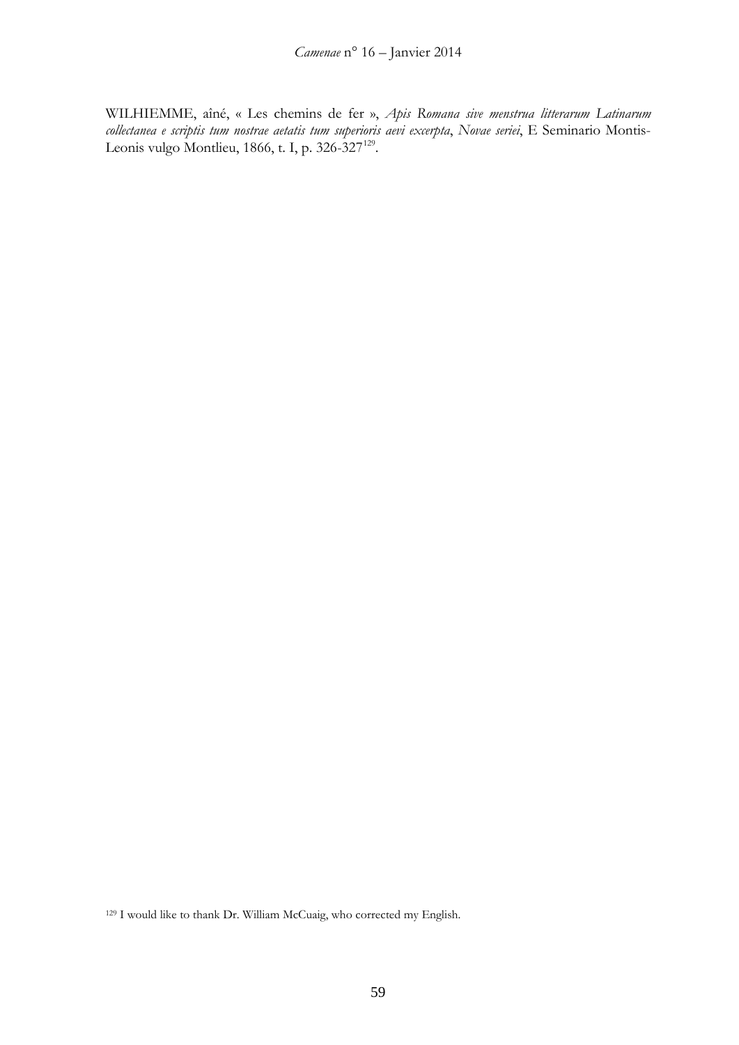WILHIEMME, aîné, « Les chemins de fer », *Apis Romana sive menstrua litterarum Latinarum collectanea e scriptis tum nostrae aetatis tum superioris aevi excerpta*, *Novae seriei*, E Seminario Montis-Leonis vulgo Montlieu, 1866, t. I, p. 326-327[129].

[129] I would like to thank Dr. William McCuaig, who corrected my English.